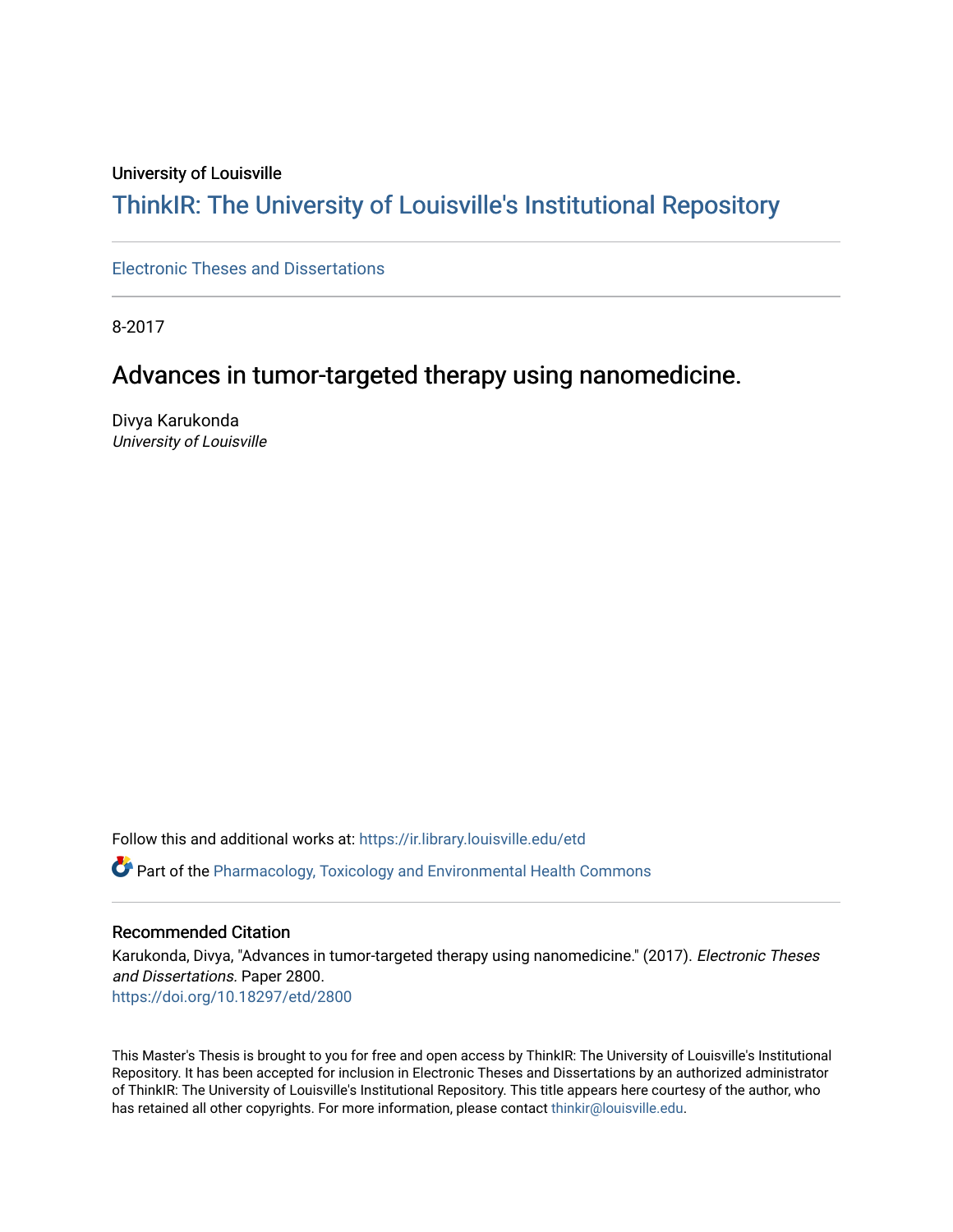University of Louisville

# ThinkIR: The University of Louisville's Institutional Repository

Electronic Theses and Dissertations

8-2017

## Advances in tumor-targeted therapy using nanomedicine.

Divya Karukonda
*University of Louisville*

Follow this and additional works at: https://ir.library.louisville.edu/etd

Part of the Pharmacology, Toxicology and Environmental Health Commons

### Recommended Citation

Karukonda, Divya, "Advances in tumor-targeted therapy using nanomedicine." (2017). *Electronic Theses and Dissertations.* Paper 2800.
https://doi.org/10.18297/etd/2800

This Master's Thesis is brought to you for free and open access by ThinkIR: The University of Louisville's Institutional Repository. It has been accepted for inclusion in Electronic Theses and Dissertations by an authorized administrator of ThinkIR: The University of Louisville's Institutional Repository. This title appears here courtesy of the author, who has retained all other copyrights. For more information, please contact thinkir@louisville.edu.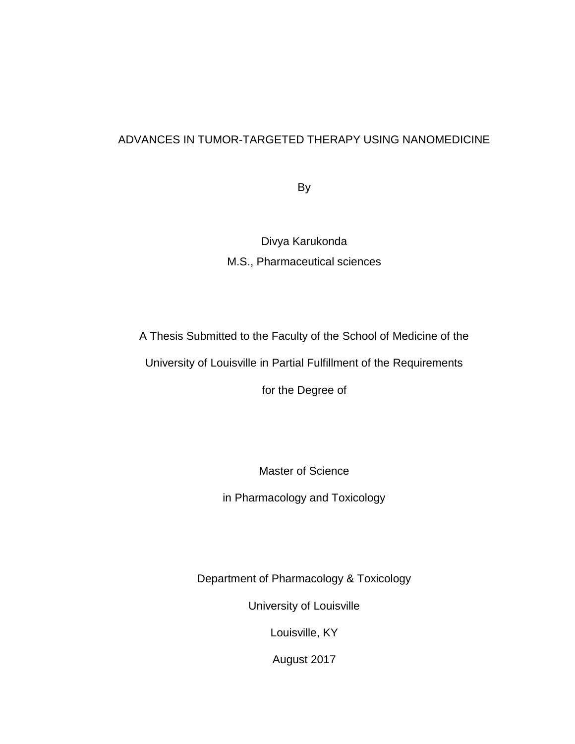# ADVANCES IN TUMOR-TARGETED THERAPY USING NANOMEDICINE

By

Divya Karukonda

M.S., Pharmaceutical sciences

A Thesis Submitted to the Faculty of the School of Medicine of the

University of Louisville in Partial Fulfillment of the Requirements

for the Degree of

Master of Science

in Pharmacology and Toxicology

Department of Pharmacology & Toxicology

University of Louisville

Louisville, KY

August 2017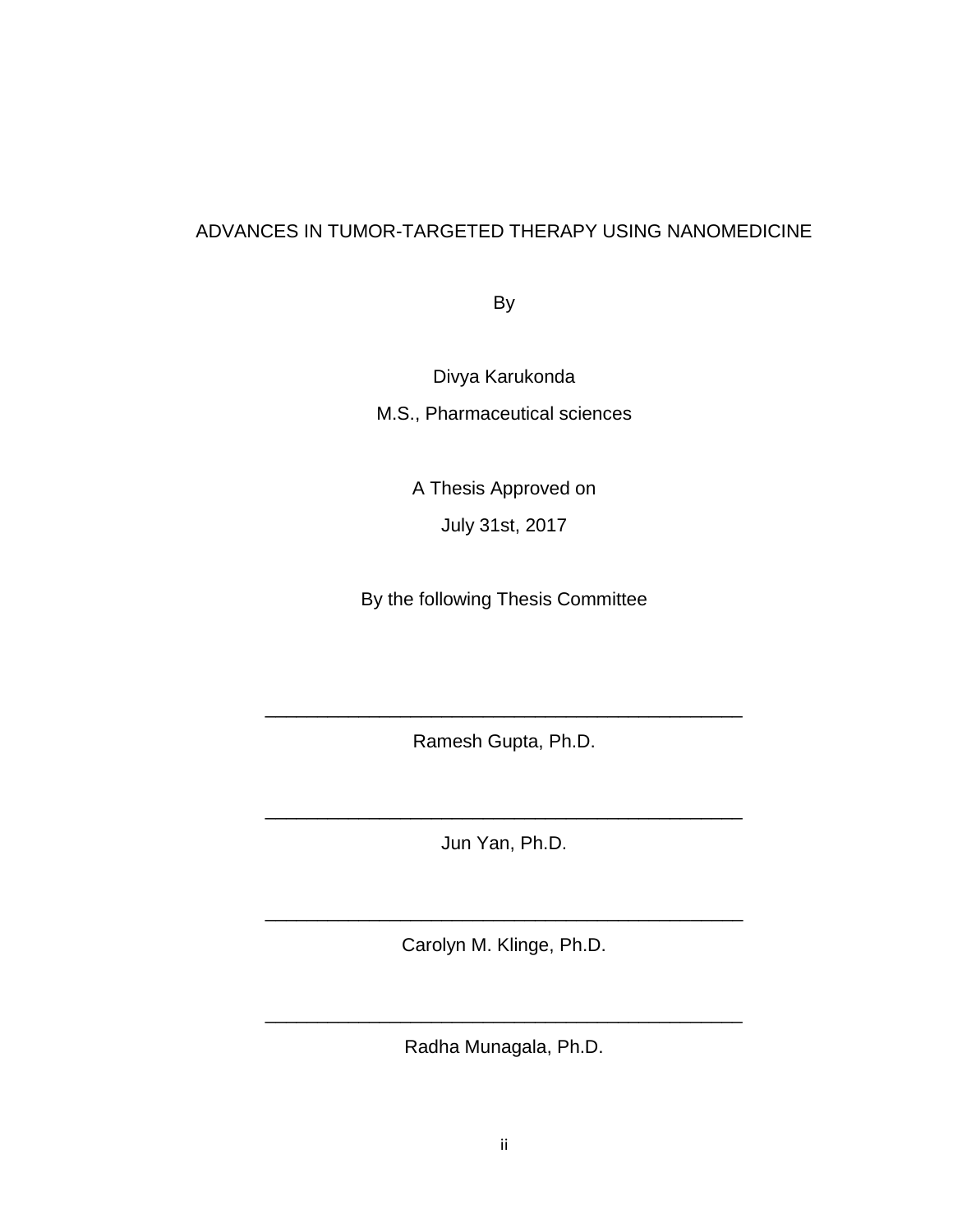ADVANCES IN TUMOR-TARGETED THERAPY USING NANOMEDICINE

By

Divya Karukonda

M.S., Pharmaceutical sciences

A Thesis Approved on

July 31st, 2017

By the following Thesis Committee

\_\_\_\_\_\_\_\_\_\_\_\_\_\_\_\_\_\_\_\_\_\_\_\_\_\_\_\_\_\_\_\_\_\_\_\_\_\_\_\_\_\_\_\_

Ramesh Gupta, Ph.D.

\_\_\_\_\_\_\_\_\_\_\_\_\_\_\_\_\_\_\_\_\_\_\_\_\_\_\_\_\_\_\_\_\_\_\_\_\_\_\_\_\_\_\_\_

Jun Yan, Ph.D.

\_\_\_\_\_\_\_\_\_\_\_\_\_\_\_\_\_\_\_\_\_\_\_\_\_\_\_\_\_\_\_\_\_\_\_\_\_\_\_\_\_\_\_\_

Carolyn M. Klinge, Ph.D.

\_\_\_\_\_\_\_\_\_\_\_\_\_\_\_\_\_\_\_\_\_\_\_\_\_\_\_\_\_\_\_\_\_\_\_\_\_\_\_\_\_\_\_\_

Radha Munagala, Ph.D.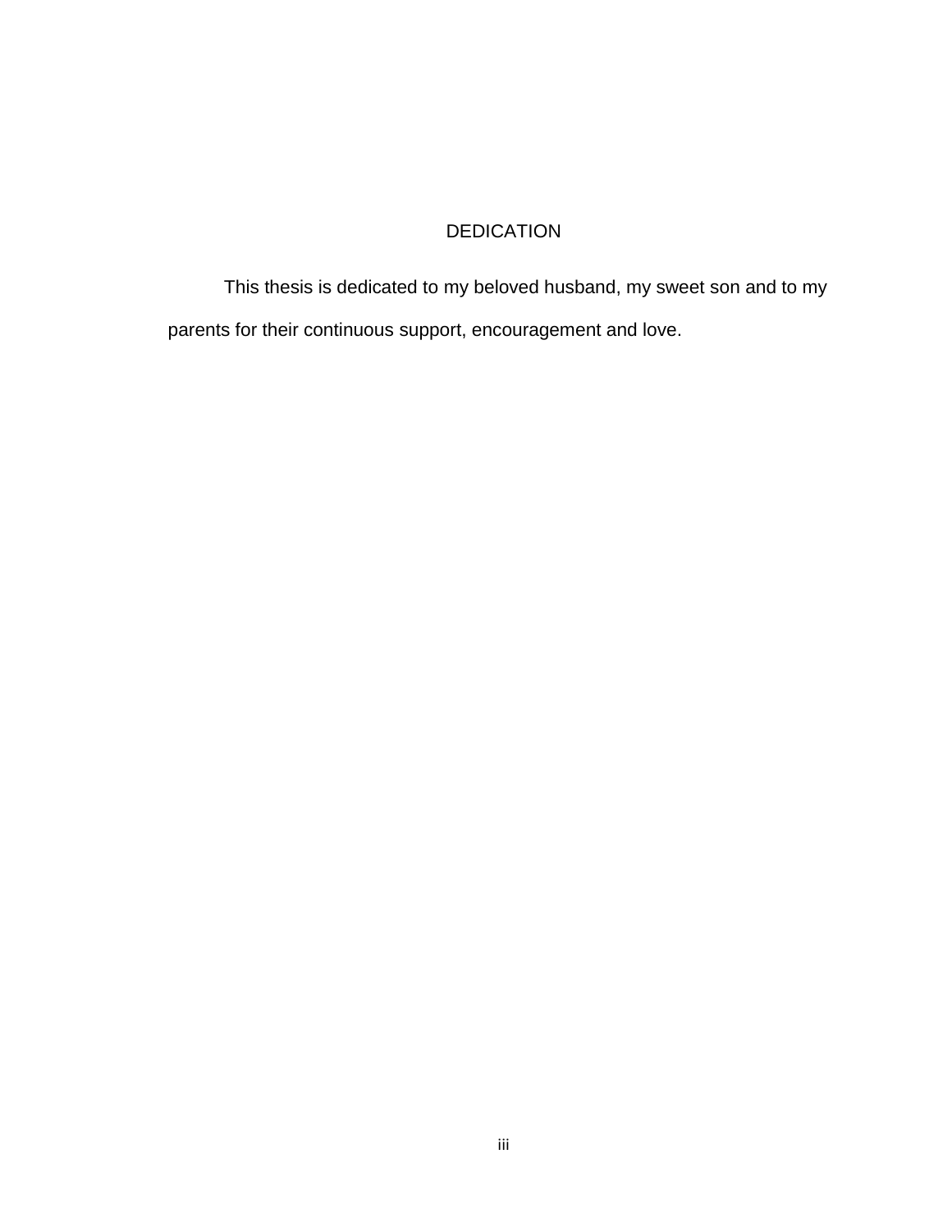# DEDICATION

This thesis is dedicated to my beloved husband, my sweet son and to my parents for their continuous support, encouragement and love.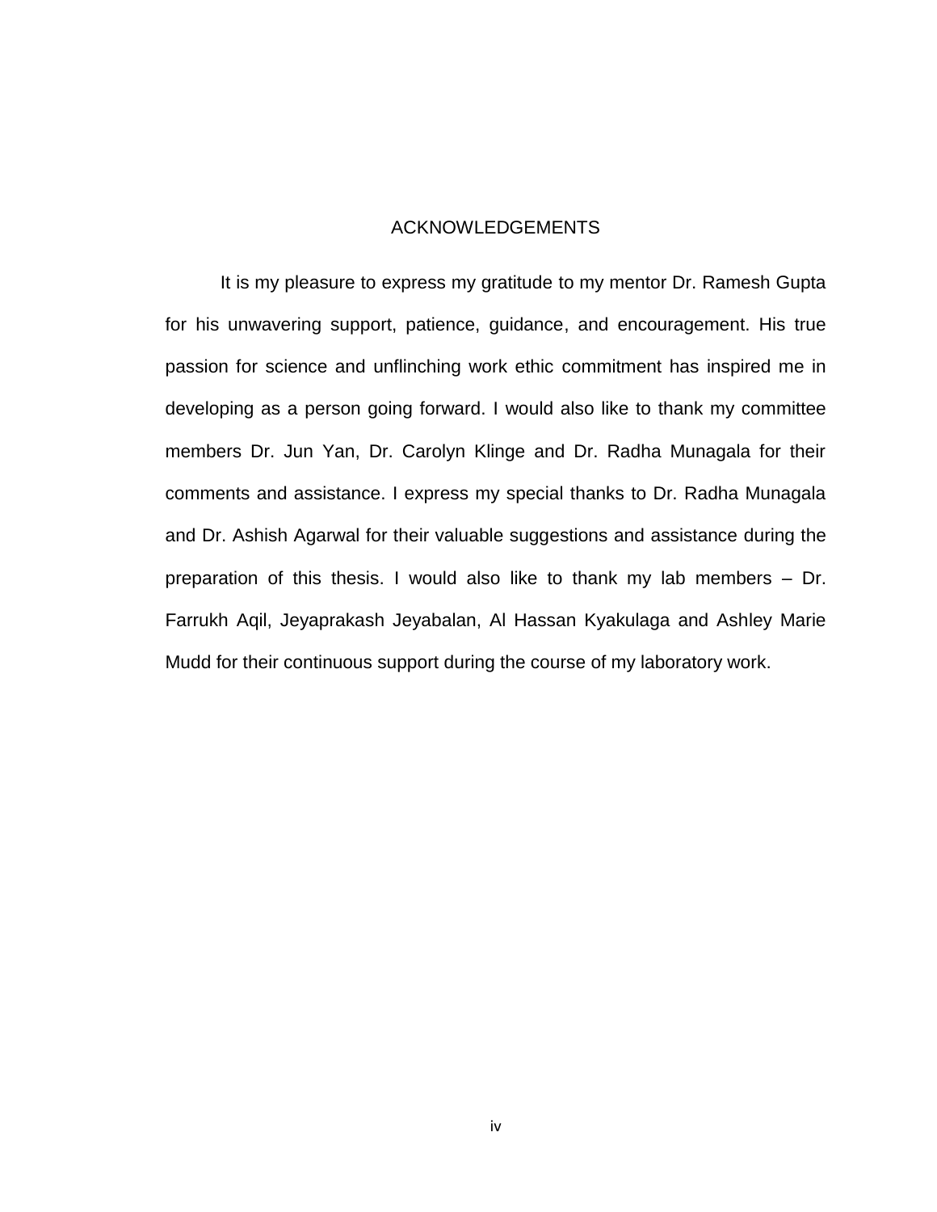# ACKNOWLEDGEMENTS

It is my pleasure to express my gratitude to my mentor Dr. Ramesh Gupta for his unwavering support, patience, guidance, and encouragement. His true passion for science and unflinching work ethic commitment has inspired me in developing as a person going forward. I would also like to thank my committee members Dr. Jun Yan, Dr. Carolyn Klinge and Dr. Radha Munagala for their comments and assistance. I express my special thanks to Dr. Radha Munagala and Dr. Ashish Agarwal for their valuable suggestions and assistance during the preparation of this thesis. I would also like to thank my lab members – Dr. Farrukh Aqil, Jeyaprakash Jeyabalan, Al Hassan Kyakulaga and Ashley Marie Mudd for their continuous support during the course of my laboratory work.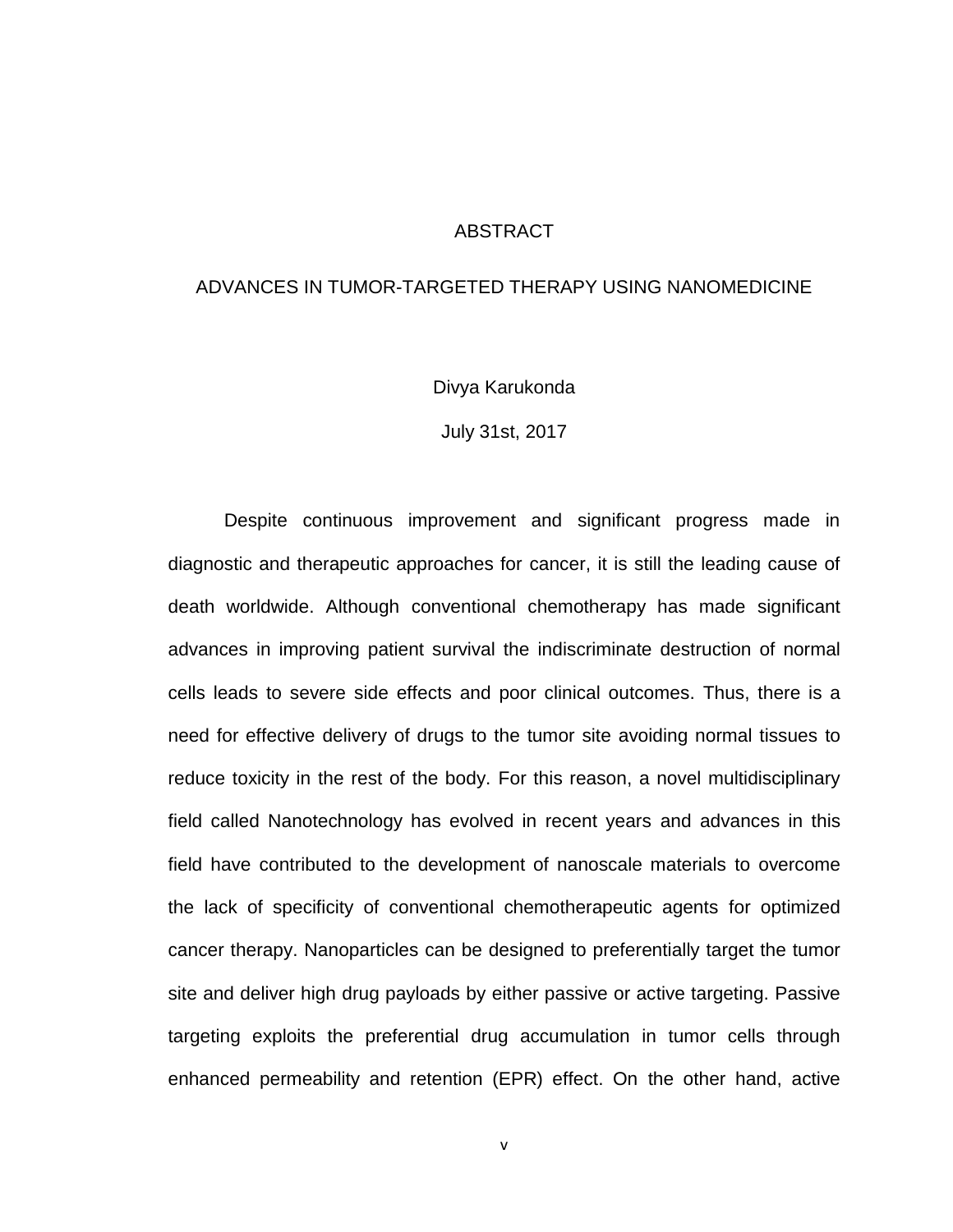# ABSTRACT

## ADVANCES IN TUMOR-TARGETED THERAPY USING NANOMEDICINE

Divya Karukonda

July 31st, 2017

Despite continuous improvement and significant progress made in diagnostic and therapeutic approaches for cancer, it is still the leading cause of death worldwide. Although conventional chemotherapy has made significant advances in improving patient survival the indiscriminate destruction of normal cells leads to severe side effects and poor clinical outcomes. Thus, there is a need for effective delivery of drugs to the tumor site avoiding normal tissues to reduce toxicity in the rest of the body. For this reason, a novel multidisciplinary field called Nanotechnology has evolved in recent years and advances in this field have contributed to the development of nanoscale materials to overcome the lack of specificity of conventional chemotherapeutic agents for optimized cancer therapy. Nanoparticles can be designed to preferentially target the tumor site and deliver high drug payloads by either passive or active targeting. Passive targeting exploits the preferential drug accumulation in tumor cells through enhanced permeability and retention (EPR) effect. On the other hand, active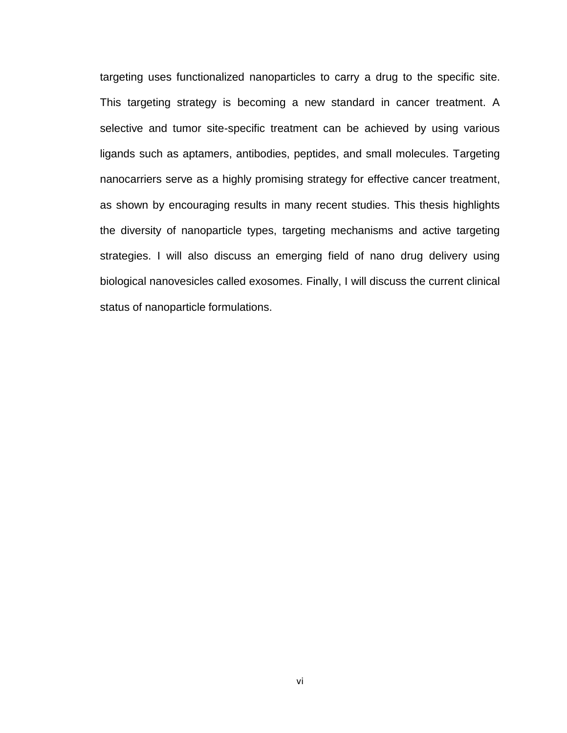targeting uses functionalized nanoparticles to carry a drug to the specific site. This targeting strategy is becoming a new standard in cancer treatment. A selective and tumor site-specific treatment can be achieved by using various ligands such as aptamers, antibodies, peptides, and small molecules. Targeting nanocarriers serve as a highly promising strategy for effective cancer treatment, as shown by encouraging results in many recent studies. This thesis highlights the diversity of nanoparticle types, targeting mechanisms and active targeting strategies. I will also discuss an emerging field of nano drug delivery using biological nanovesicles called exosomes. Finally, I will discuss the current clinical status of nanoparticle formulations.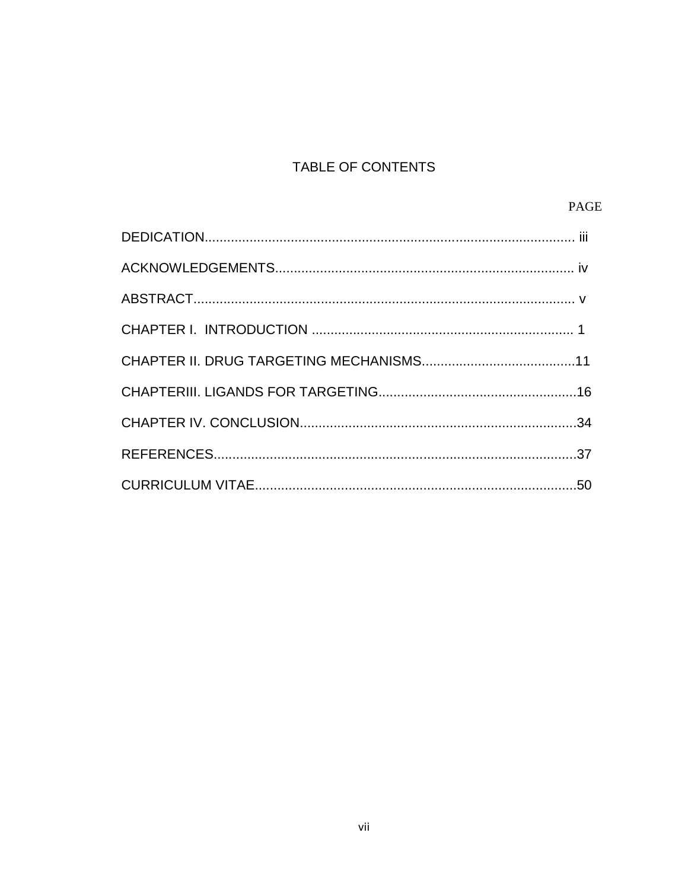# TABLE OF CONTENTS

PAGE

DEDICATION.................................................................................................. iii

ACKNOWLEDGEMENTS............................................................................... iv

ABSTRACT.................................................................................................... v

CHAPTER I.  INTRODUCTION ...................................................................... 1

CHAPTER II. DRUG TARGETING MECHANISMS.........................................11

CHAPTERIII. LIGANDS FOR TARGETING.....................................................16

CHAPTER IV. CONCLUSION..........................................................................34

REFERENCES.................................................................................................37

CURRICULUM VITAE......................................................................................50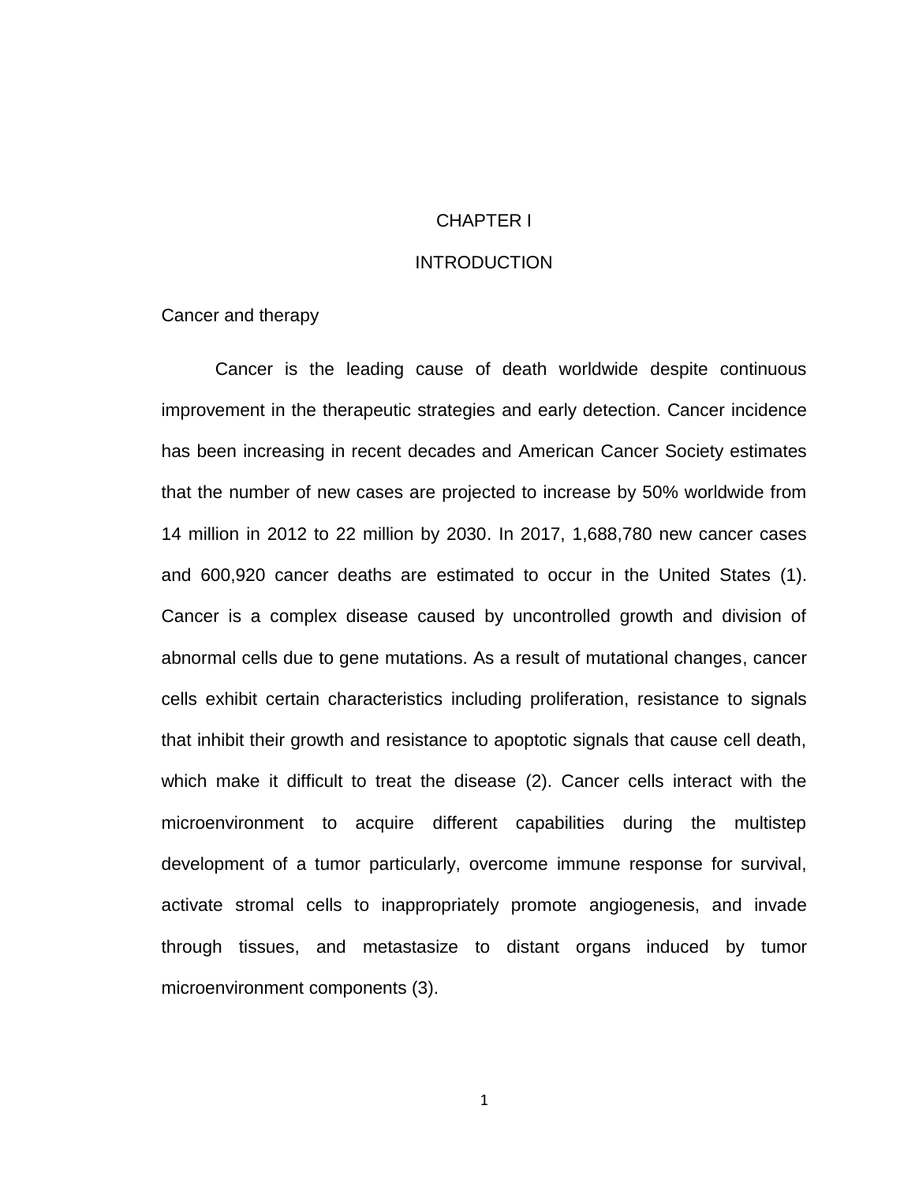# CHAPTER I

# INTRODUCTION

## Cancer and therapy

Cancer is the leading cause of death worldwide despite continuous improvement in the therapeutic strategies and early detection. Cancer incidence has been increasing in recent decades and American Cancer Society estimates that the number of new cases are projected to increase by 50% worldwide from 14 million in 2012 to 22 million by 2030. In 2017, 1,688,780 new cancer cases and 600,920 cancer deaths are estimated to occur in the United States (1). Cancer is a complex disease caused by uncontrolled growth and division of abnormal cells due to gene mutations. As a result of mutational changes, cancer cells exhibit certain characteristics including proliferation, resistance to signals that inhibit their growth and resistance to apoptotic signals that cause cell death, which make it difficult to treat the disease (2). Cancer cells interact with the microenvironment to acquire different capabilities during the multistep development of a tumor particularly, overcome immune response for survival, activate stromal cells to inappropriately promote angiogenesis, and invade through tissues, and metastasize to distant organs induced by tumor microenvironment components (3).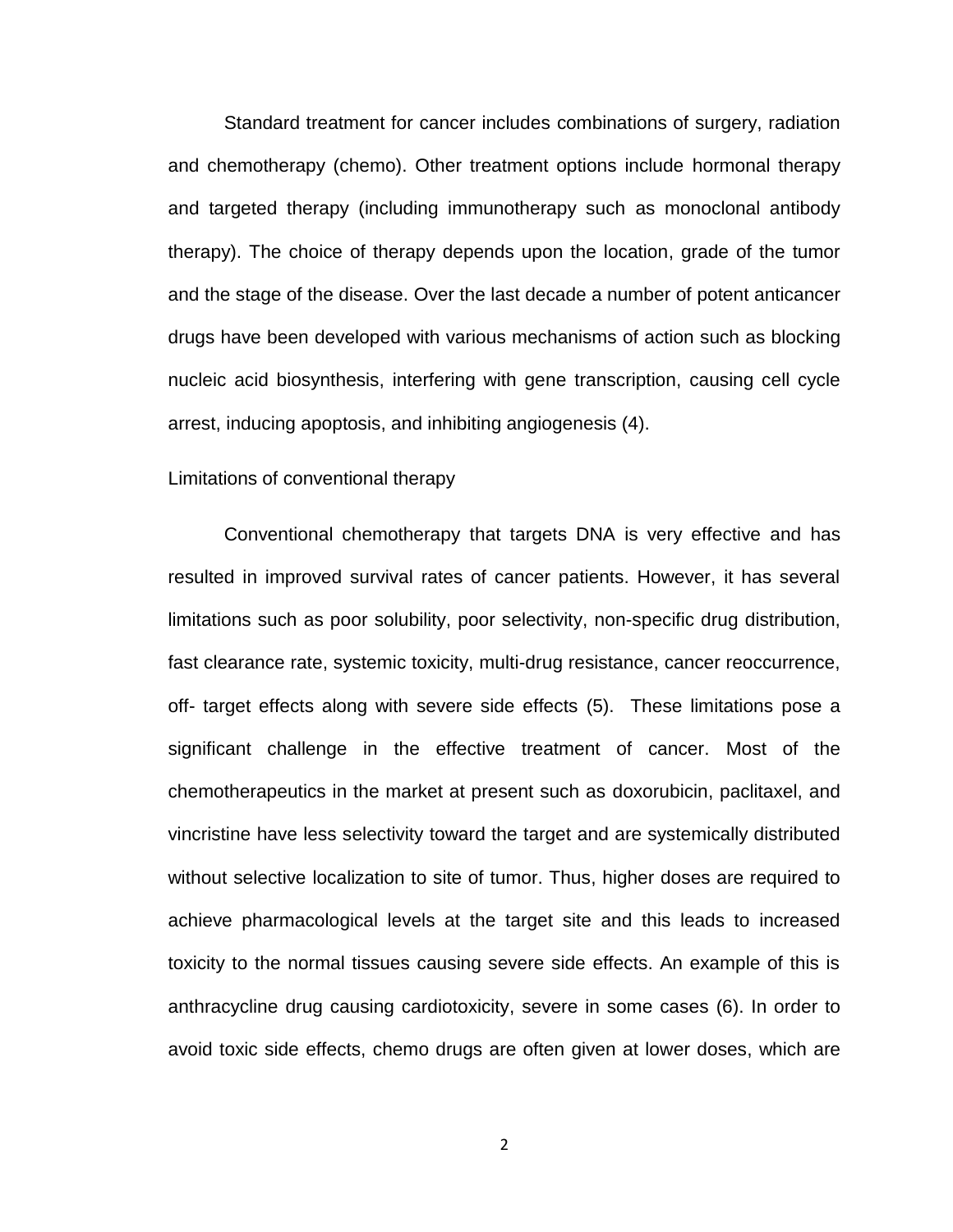Standard treatment for cancer includes combinations of surgery, radiation and chemotherapy (chemo). Other treatment options include hormonal therapy and targeted therapy (including immunotherapy such as monoclonal antibody therapy). The choice of therapy depends upon the location, grade of the tumor and the stage of the disease. Over the last decade a number of potent anticancer drugs have been developed with various mechanisms of action such as blocking nucleic acid biosynthesis, interfering with gene transcription, causing cell cycle arrest, inducing apoptosis, and inhibiting angiogenesis (4).

## Limitations of conventional therapy

Conventional chemotherapy that targets DNA is very effective and has resulted in improved survival rates of cancer patients. However, it has several limitations such as poor solubility, poor selectivity, non-specific drug distribution, fast clearance rate, systemic toxicity, multi-drug resistance, cancer reoccurrence, off- target effects along with severe side effects (5). These limitations pose a significant challenge in the effective treatment of cancer. Most of the chemotherapeutics in the market at present such as doxorubicin, paclitaxel, and vincristine have less selectivity toward the target and are systemically distributed without selective localization to site of tumor. Thus, higher doses are required to achieve pharmacological levels at the target site and this leads to increased toxicity to the normal tissues causing severe side effects. An example of this is anthracycline drug causing cardiotoxicity, severe in some cases (6). In order to avoid toxic side effects, chemo drugs are often given at lower doses, which are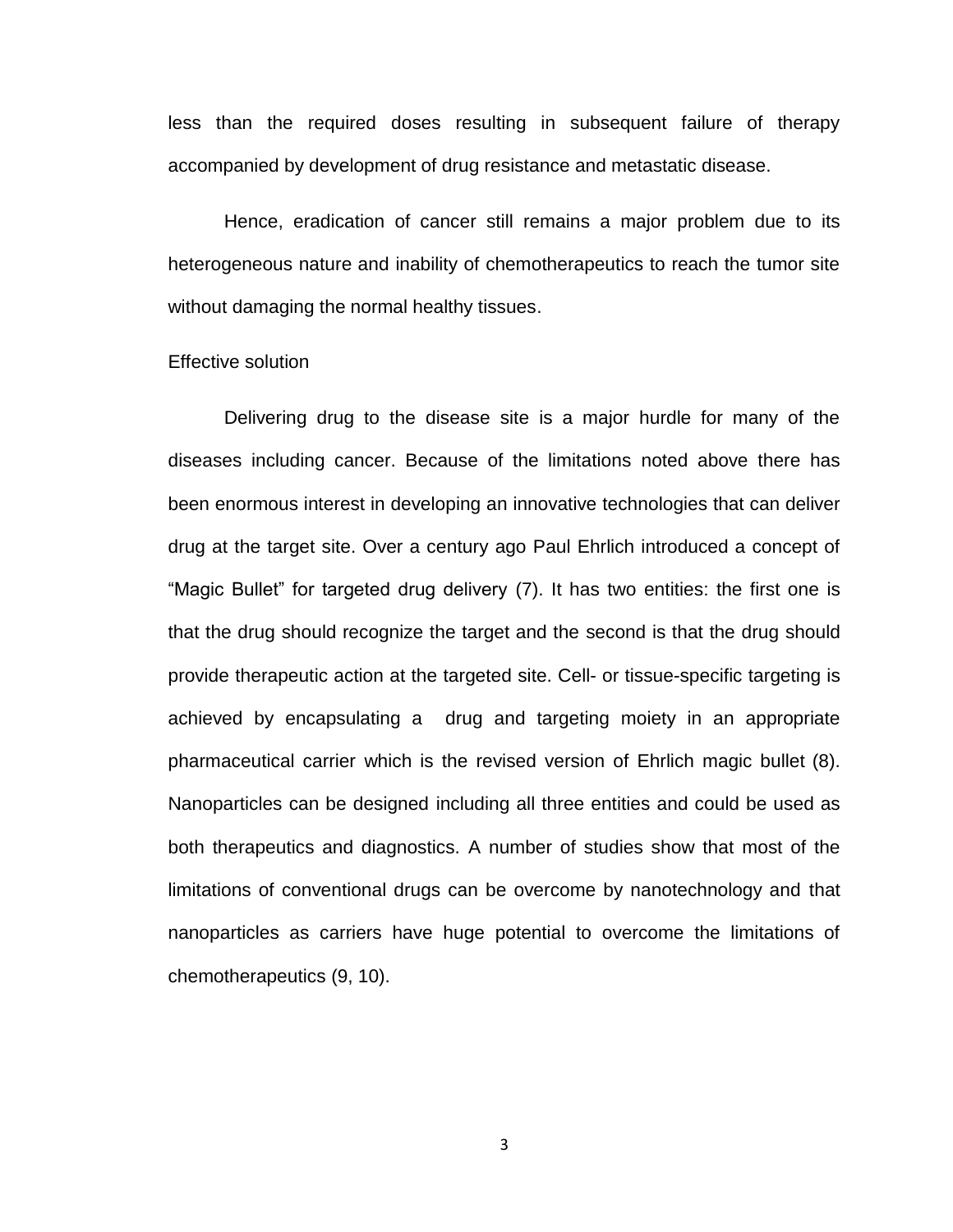less than the required doses resulting in subsequent failure of therapy accompanied by development of drug resistance and metastatic disease.

Hence, eradication of cancer still remains a major problem due to its heterogeneous nature and inability of chemotherapeutics to reach the tumor site without damaging the normal healthy tissues.

Effective solution

Delivering drug to the disease site is a major hurdle for many of the diseases including cancer. Because of the limitations noted above there has been enormous interest in developing an innovative technologies that can deliver drug at the target site. Over a century ago Paul Ehrlich introduced a concept of "Magic Bullet" for targeted drug delivery (7). It has two entities: the first one is that the drug should recognize the target and the second is that the drug should provide therapeutic action at the targeted site. Cell- or tissue-specific targeting is achieved by encapsulating a drug and targeting moiety in an appropriate pharmaceutical carrier which is the revised version of Ehrlich magic bullet (8). Nanoparticles can be designed including all three entities and could be used as both therapeutics and diagnostics. A number of studies show that most of the limitations of conventional drugs can be overcome by nanotechnology and that nanoparticles as carriers have huge potential to overcome the limitations of chemotherapeutics (9, 10).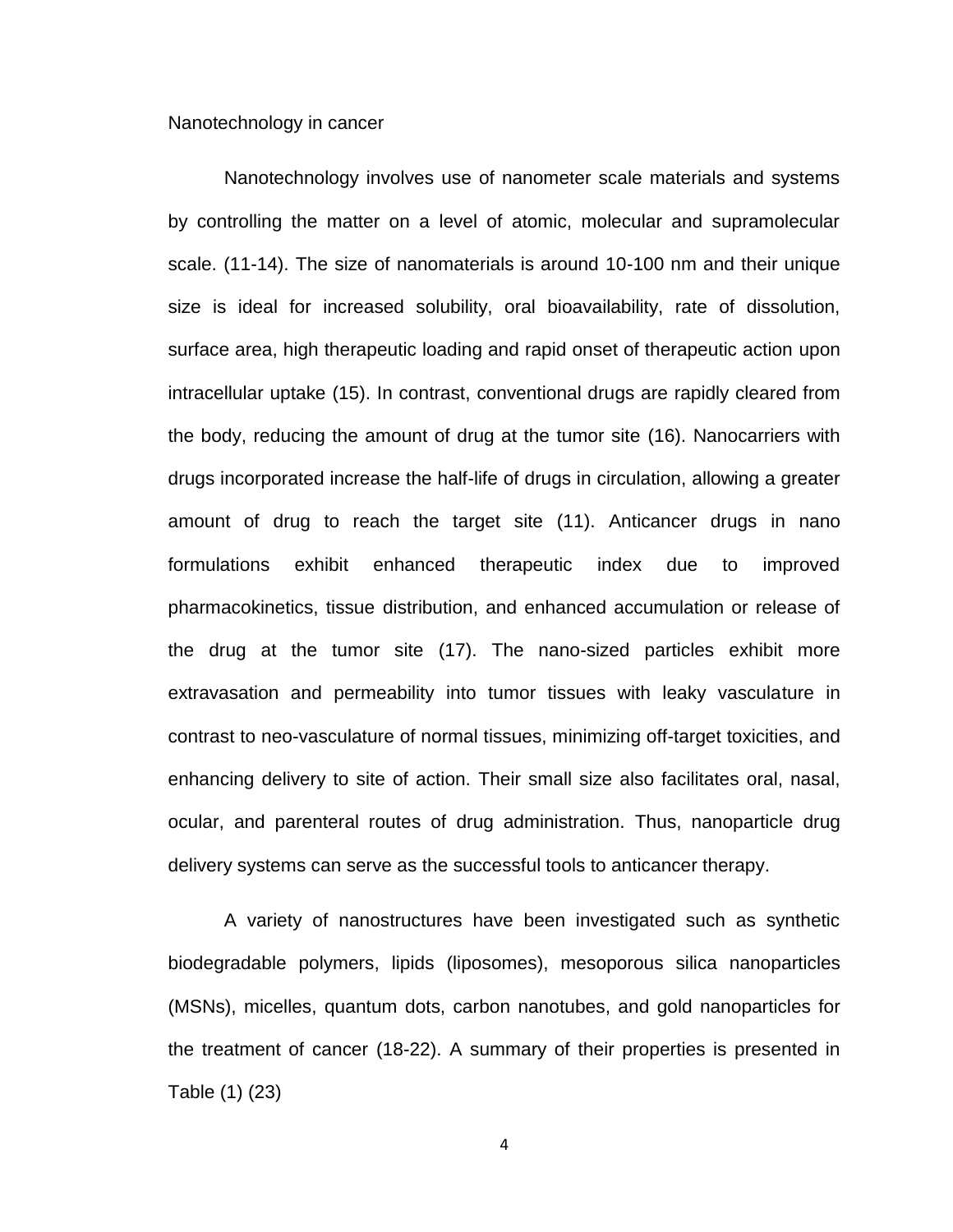Nanotechnology in cancer

Nanotechnology involves use of nanometer scale materials and systems by controlling the matter on a level of atomic, molecular and supramolecular scale. (11-14). The size of nanomaterials is around 10-100 nm and their unique size is ideal for increased solubility, oral bioavailability, rate of dissolution, surface area, high therapeutic loading and rapid onset of therapeutic action upon intracellular uptake (15). In contrast, conventional drugs are rapidly cleared from the body, reducing the amount of drug at the tumor site (16). Nanocarriers with drugs incorporated increase the half-life of drugs in circulation, allowing a greater amount of drug to reach the target site (11). Anticancer drugs in nano formulations exhibit enhanced therapeutic index due to improved pharmacokinetics, tissue distribution, and enhanced accumulation or release of the drug at the tumor site (17). The nano-sized particles exhibit more extravasation and permeability into tumor tissues with leaky vasculature in contrast to neo-vasculature of normal tissues, minimizing off-target toxicities, and enhancing delivery to site of action. Their small size also facilitates oral, nasal, ocular, and parenteral routes of drug administration. Thus, nanoparticle drug delivery systems can serve as the successful tools to anticancer therapy.

A variety of nanostructures have been investigated such as synthetic biodegradable polymers, lipids (liposomes), mesoporous silica nanoparticles (MSNs), micelles, quantum dots, carbon nanotubes, and gold nanoparticles for the treatment of cancer (18-22). A summary of their properties is presented in Table (1) (23)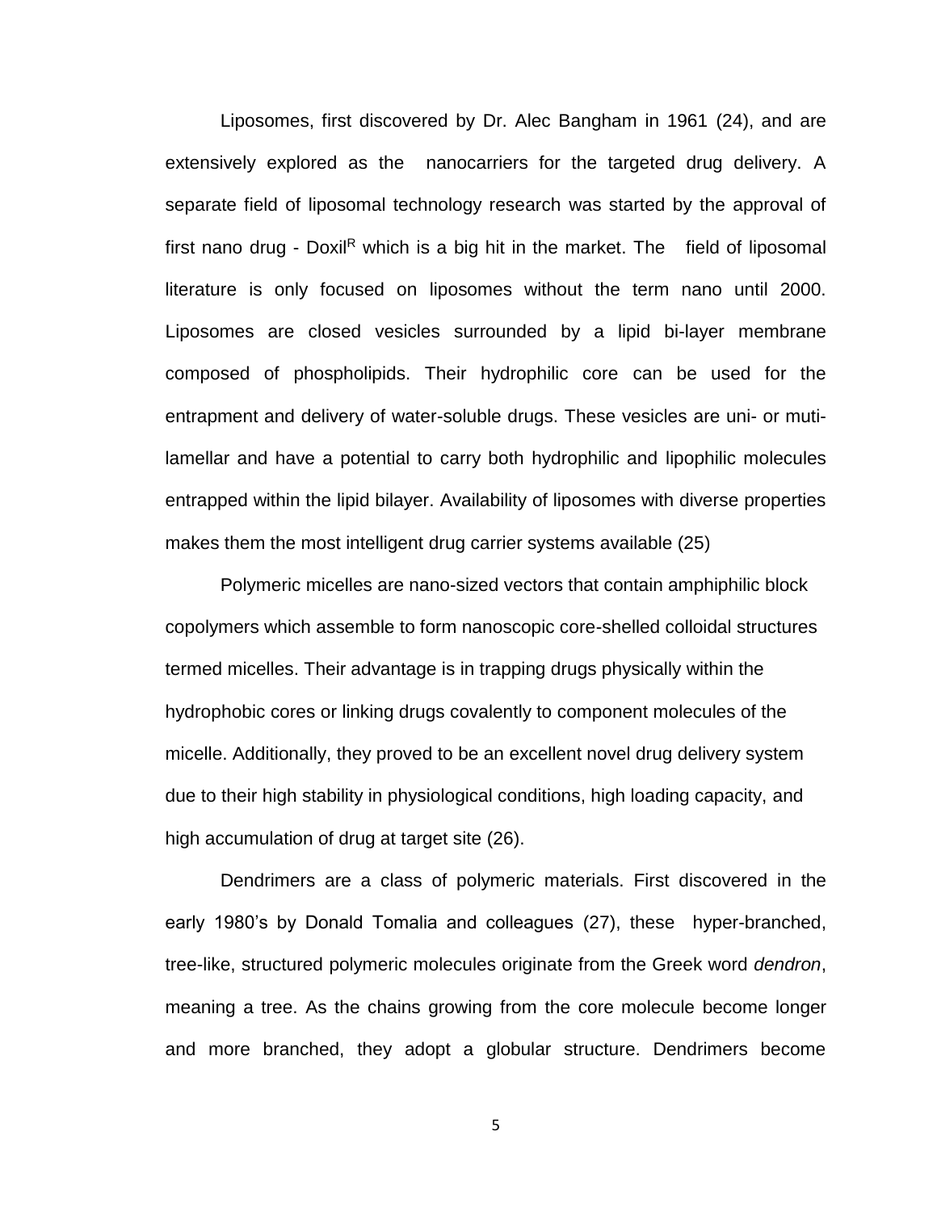Liposomes, first discovered by Dr. Alec Bangham in 1961 (24), and are extensively explored as the nanocarriers for the targeted drug delivery. A separate field of liposomal technology research was started by the approval of first nano drug - Doxil$^{R}$ which is a big hit in the market. The field of liposomal literature is only focused on liposomes without the term nano until 2000. Liposomes are closed vesicles surrounded by a lipid bi-layer membrane composed of phospholipids. Their hydrophilic core can be used for the entrapment and delivery of water-soluble drugs. These vesicles are uni- or muti-lamellar and have a potential to carry both hydrophilic and lipophilic molecules entrapped within the lipid bilayer. Availability of liposomes with diverse properties makes them the most intelligent drug carrier systems available (25)

Polymeric micelles are nano-sized vectors that contain amphiphilic block copolymers which assemble to form nanoscopic core-shelled colloidal structures termed micelles. Their advantage is in trapping drugs physically within the hydrophobic cores or linking drugs covalently to component molecules of the micelle. Additionally, they proved to be an excellent novel drug delivery system due to their high stability in physiological conditions, high loading capacity, and high accumulation of drug at target site (26).

Dendrimers are a class of polymeric materials. First discovered in the early 1980's by Donald Tomalia and colleagues (27), these hyper-branched, tree-like, structured polymeric molecules originate from the Greek word *dendron*, meaning a tree. As the chains growing from the core molecule become longer and more branched, they adopt a globular structure. Dendrimers become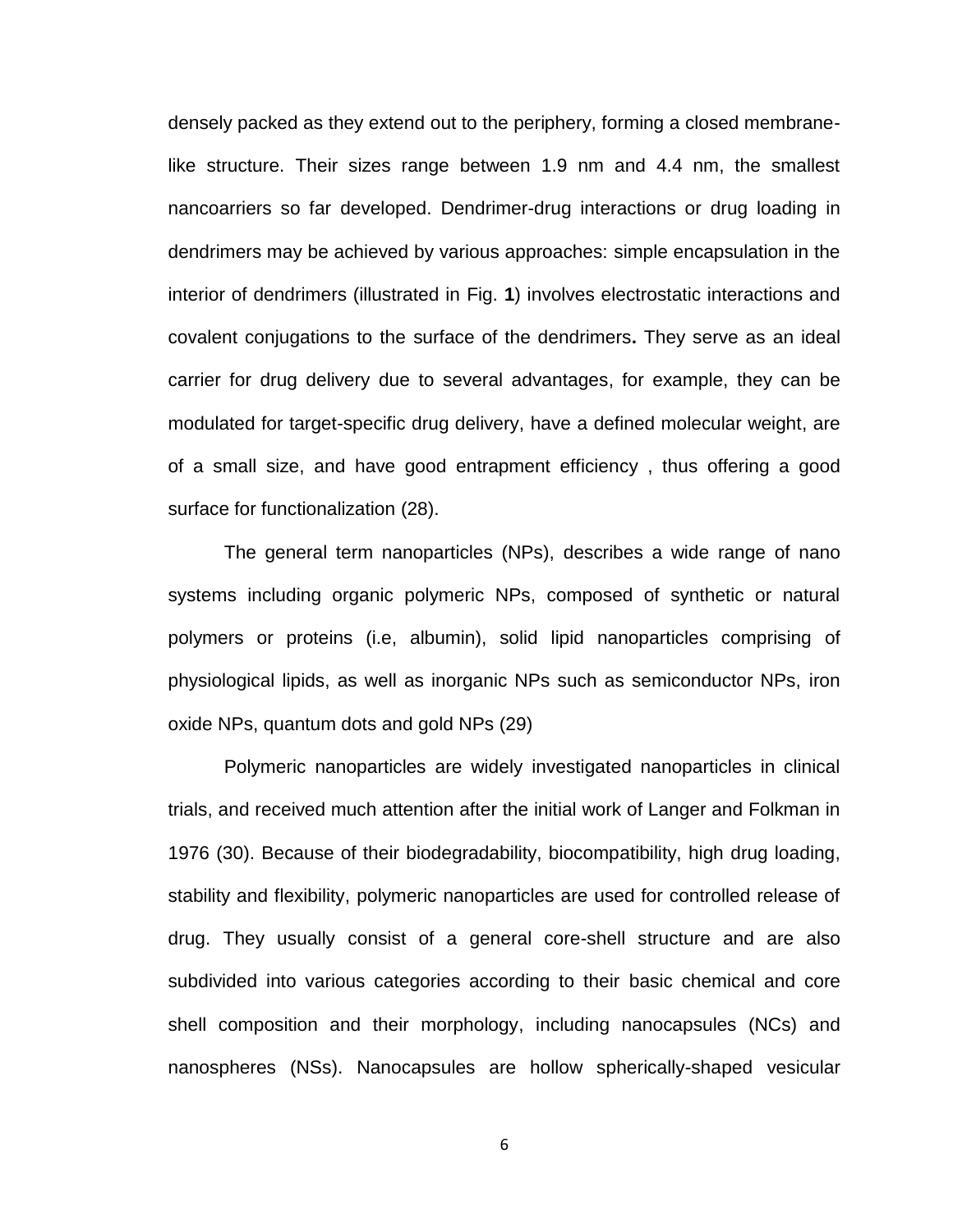densely packed as they extend out to the periphery, forming a closed membrane-like structure. Their sizes range between 1.9 nm and 4.4 nm, the smallest nancoarriers so far developed. Dendrimer-drug interactions or drug loading in dendrimers may be achieved by various approaches: simple encapsulation in the interior of dendrimers (illustrated in Fig. **1**) involves electrostatic interactions and covalent conjugations to the surface of the dendrimers**.** They serve as an ideal carrier for drug delivery due to several advantages, for example, they can be modulated for target-specific drug delivery, have a defined molecular weight, are of a small size, and have good entrapment efficiency , thus offering a good surface for functionalization (28).

The general term nanoparticles (NPs), describes a wide range of nano systems including organic polymeric NPs, composed of synthetic or natural polymers or proteins (i.e, albumin), solid lipid nanoparticles comprising of physiological lipids, as well as inorganic NPs such as semiconductor NPs, iron oxide NPs, quantum dots and gold NPs (29)

Polymeric nanoparticles are widely investigated nanoparticles in clinical trials, and received much attention after the initial work of Langer and Folkman in 1976 (30). Because of their biodegradability, biocompatibility, high drug loading, stability and flexibility, polymeric nanoparticles are used for controlled release of drug. They usually consist of a general core-shell structure and are also subdivided into various categories according to their basic chemical and core shell composition and their morphology, including nanocapsules (NCs) and nanospheres (NSs). Nanocapsules are hollow spherically-shaped vesicular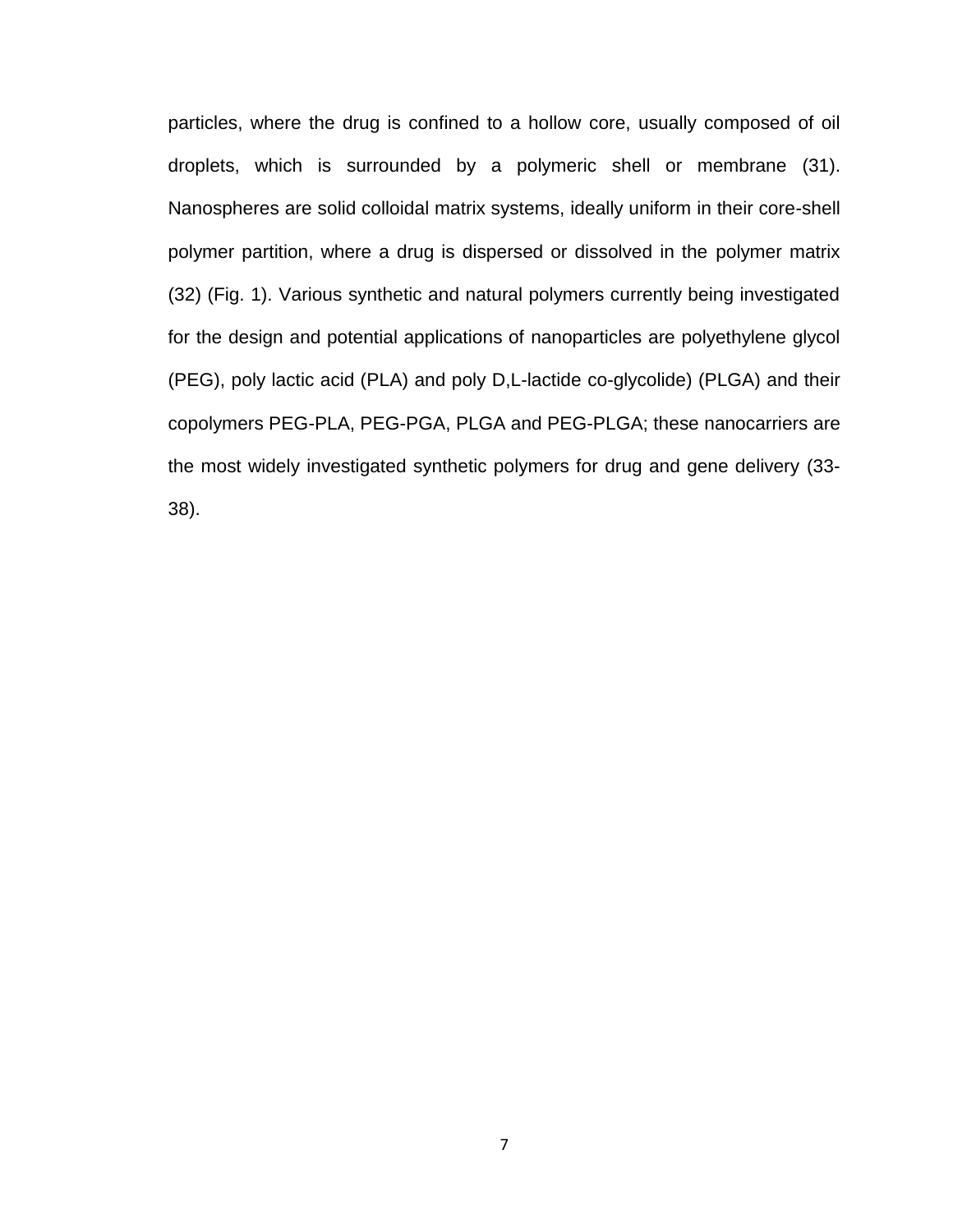particles, where the drug is confined to a hollow core, usually composed of oil droplets, which is surrounded by a polymeric shell or membrane (31). Nanospheres are solid colloidal matrix systems, ideally uniform in their core-shell polymer partition, where a drug is dispersed or dissolved in the polymer matrix (32) (Fig. 1). Various synthetic and natural polymers currently being investigated for the design and potential applications of nanoparticles are polyethylene glycol (PEG), poly lactic acid (PLA) and poly D,L-lactide co-glycolide) (PLGA) and their copolymers PEG-PLA, PEG-PGA, PLGA and PEG-PLGA; these nanocarriers are the most widely investigated synthetic polymers for drug and gene delivery (33-38).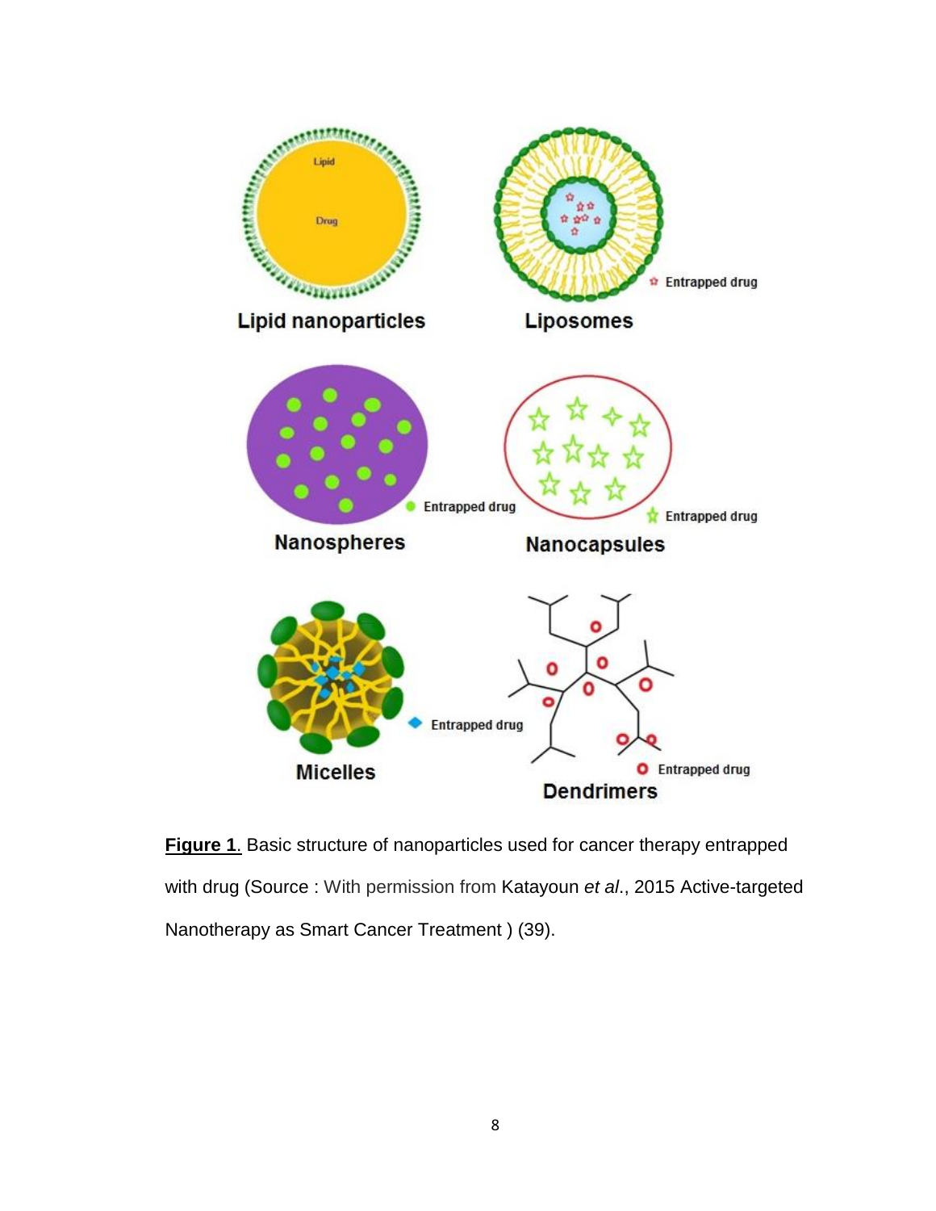**Figure 1**. Basic structure of nanoparticles used for cancer therapy entrapped with drug (Source : With permission from Katayoun *et al*., 2015 Active-targeted Nanotherapy as Smart Cancer Treatment ) (39).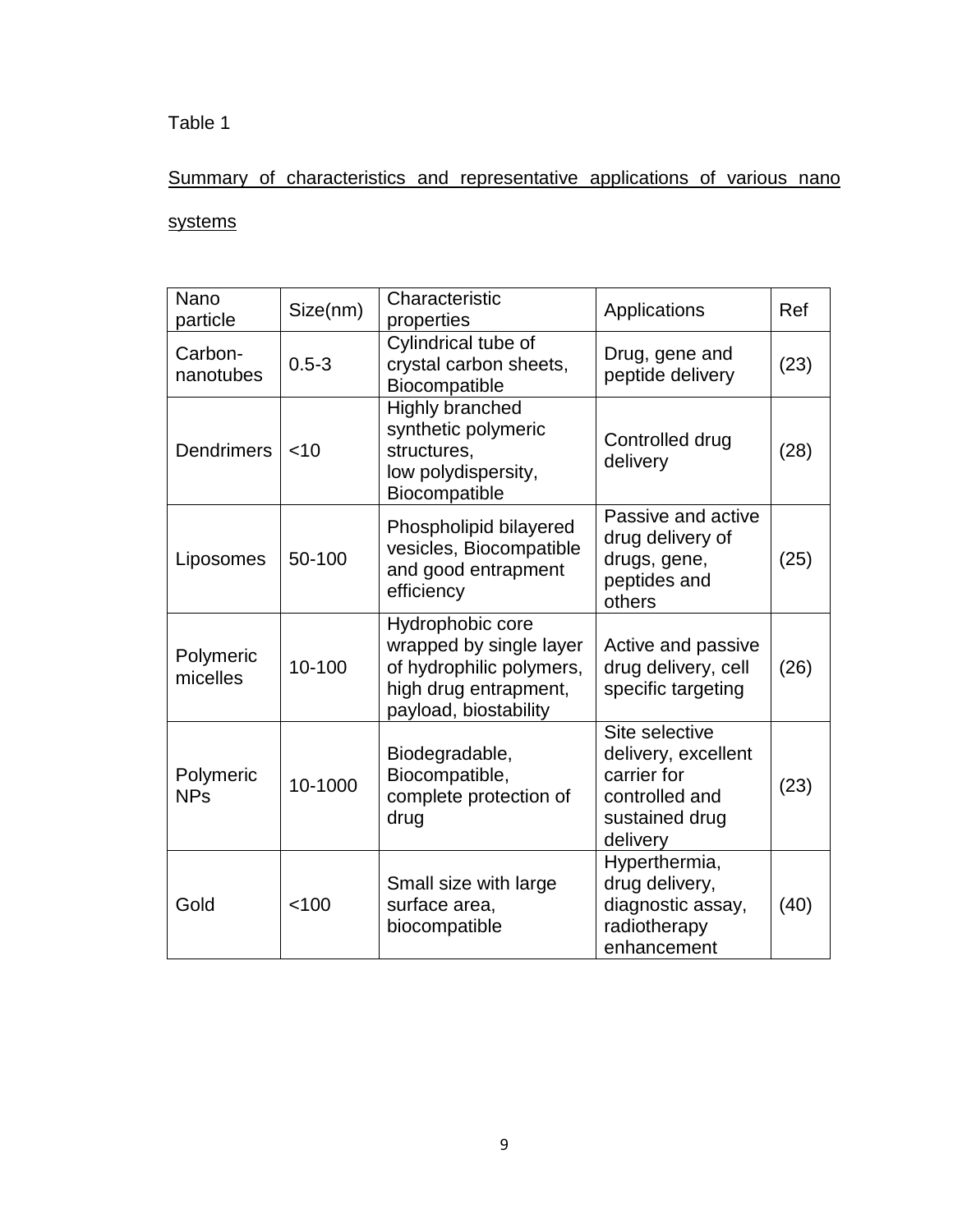Table 1

Summary of characteristics and representative applications of various nano systems

| Nano particle | Size(nm) | Characteristic properties | Applications | Ref |
|---|---|---|---|---|
| Carbon-nanotubes | 0.5-3 | Cylindrical tube of crystal carbon sheets, Biocompatible | Drug, gene and peptide delivery | (23) |
| Dendrimers | <10 | Highly branched synthetic polymeric structures, low polydispersity, Biocompatible | Controlled drug delivery | (28) |
| Liposomes | 50-100 | Phospholipid bilayered vesicles, Biocompatible and good entrapment efficiency | Passive and active drug delivery of drugs, gene, peptides and others | (25) |
| Polymeric micelles | 10-100 | Hydrophobic core wrapped by single layer of hydrophilic polymers, high drug entrapment, payload, biostability | Active and passive drug delivery, cell specific targeting | (26) |
| Polymeric NPs | 10-1000 | Biodegradable, Biocompatible, complete protection of drug | Site selective delivery, excellent carrier for controlled and sustained drug delivery | (23) |
| Gold | <100 | Small size with large surface area, biocompatible | Hyperthermia, drug delivery, diagnostic assay, radiotherapy enhancement | (40) |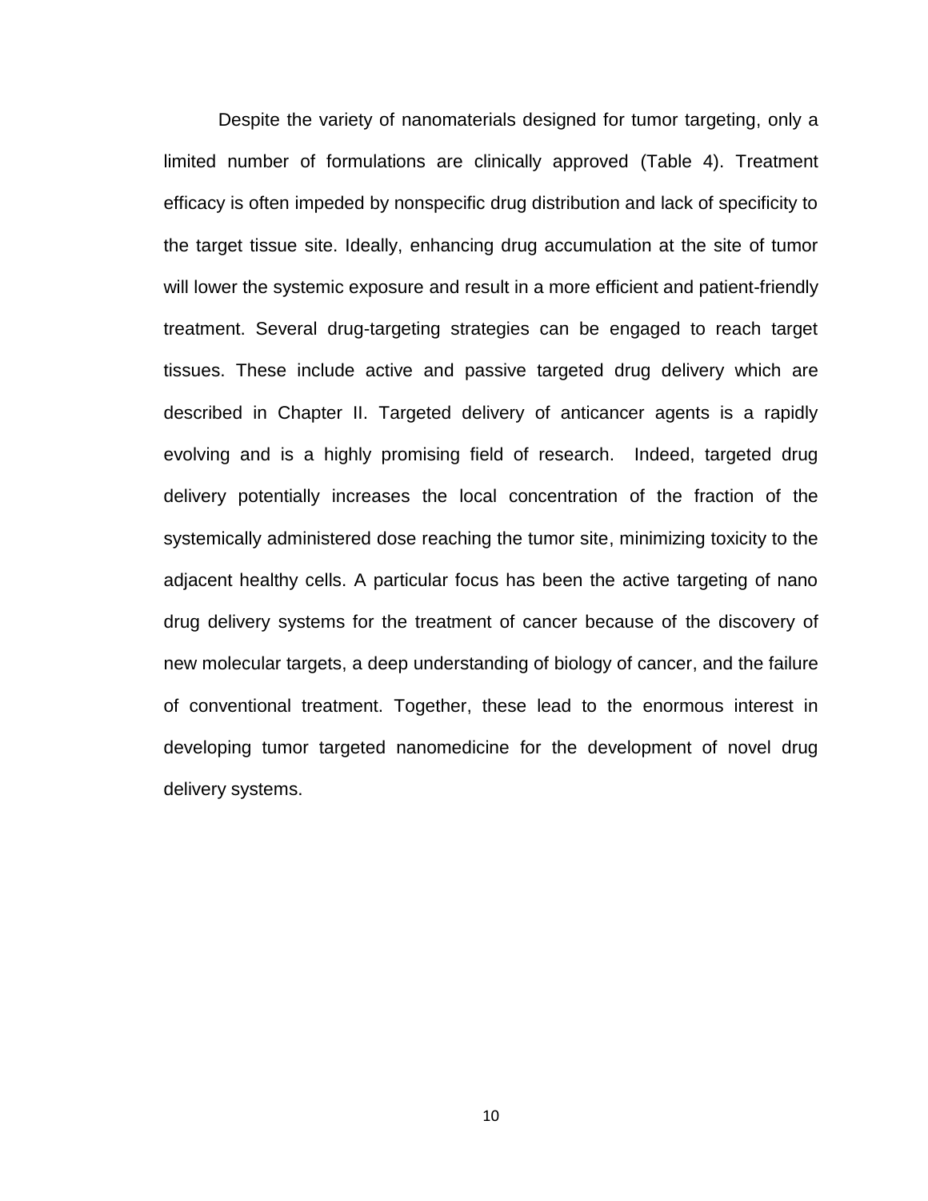Despite the variety of nanomaterials designed for tumor targeting, only a limited number of formulations are clinically approved (Table 4). Treatment efficacy is often impeded by nonspecific drug distribution and lack of specificity to the target tissue site. Ideally, enhancing drug accumulation at the site of tumor will lower the systemic exposure and result in a more efficient and patient-friendly treatment. Several drug-targeting strategies can be engaged to reach target tissues. These include active and passive targeted drug delivery which are described in Chapter II. Targeted delivery of anticancer agents is a rapidly evolving and is a highly promising field of research. Indeed, targeted drug delivery potentially increases the local concentration of the fraction of the systemically administered dose reaching the tumor site, minimizing toxicity to the adjacent healthy cells. A particular focus has been the active targeting of nano drug delivery systems for the treatment of cancer because of the discovery of new molecular targets, a deep understanding of biology of cancer, and the failure of conventional treatment. Together, these lead to the enormous interest in developing tumor targeted nanomedicine for the development of novel drug delivery systems.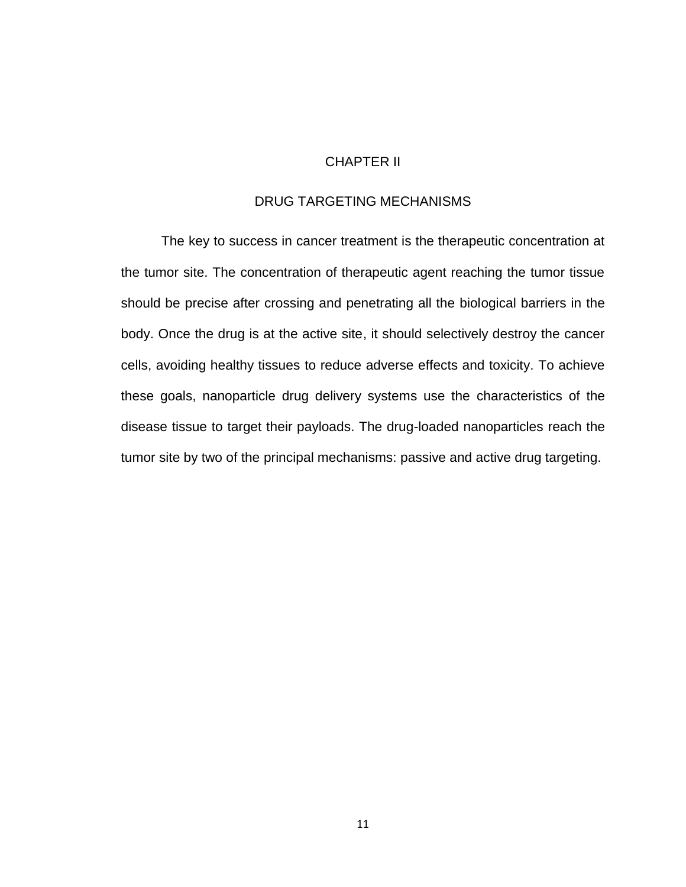# CHAPTER II

## DRUG TARGETING MECHANISMS

The key to success in cancer treatment is the therapeutic concentration at the tumor site. The concentration of therapeutic agent reaching the tumor tissue should be precise after crossing and penetrating all the biological barriers in the body. Once the drug is at the active site, it should selectively destroy the cancer cells, avoiding healthy tissues to reduce adverse effects and toxicity. To achieve these goals, nanoparticle drug delivery systems use the characteristics of the disease tissue to target their payloads. The drug-loaded nanoparticles reach the tumor site by two of the principal mechanisms: passive and active drug targeting.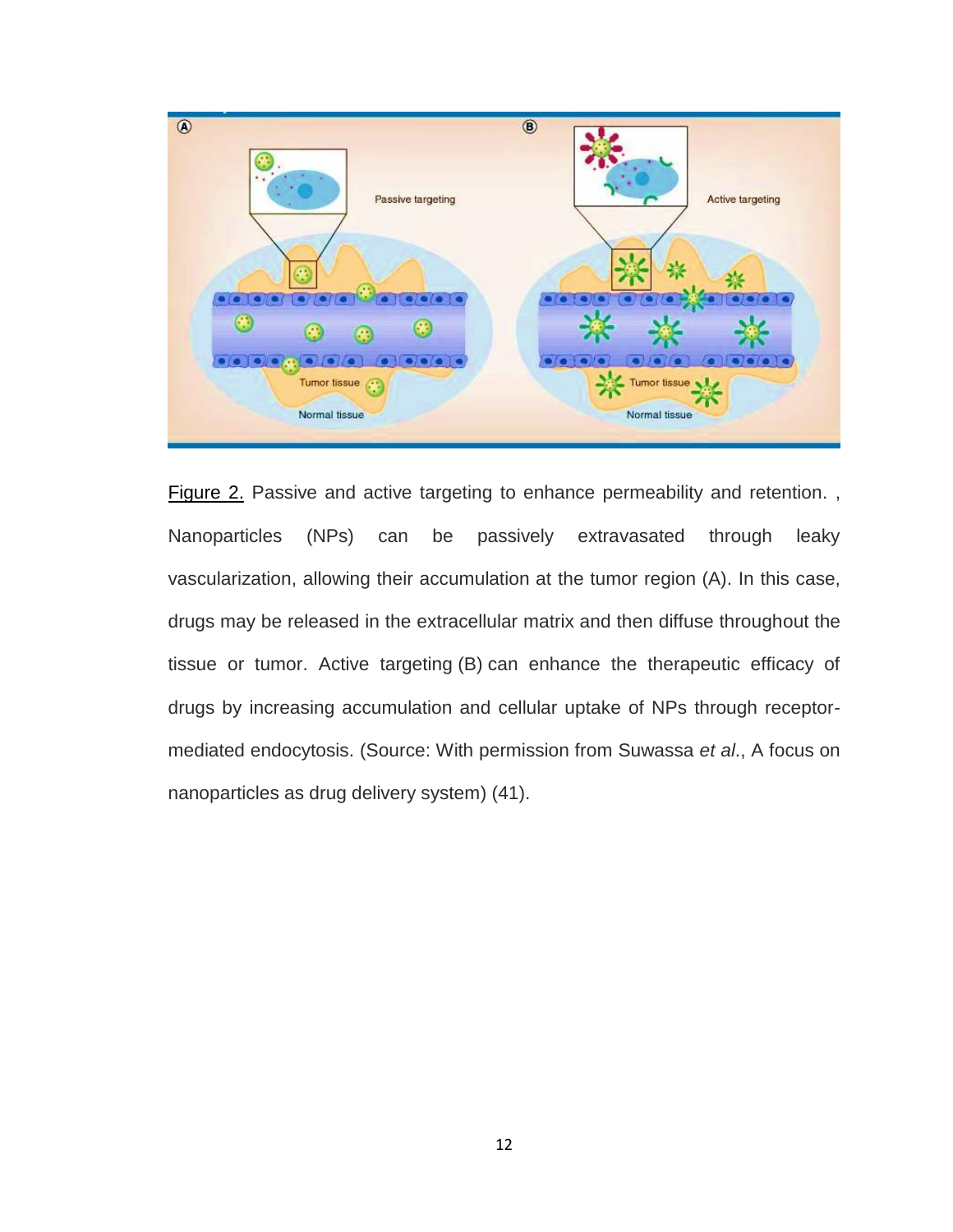Figure 2. Passive and active targeting to enhance permeability and retention. , Nanoparticles (NPs) can be passively extravasated through leaky vascularization, allowing their accumulation at the tumor region (A). In this case, drugs may be released in the extracellular matrix and then diffuse throughout the tissue or tumor. Active targeting (B) can enhance the therapeutic efficacy of drugs by increasing accumulation and cellular uptake of NPs through receptor-mediated endocytosis. (Source: With permission from Suwassa *et al*., A focus on nanoparticles as drug delivery system) (41).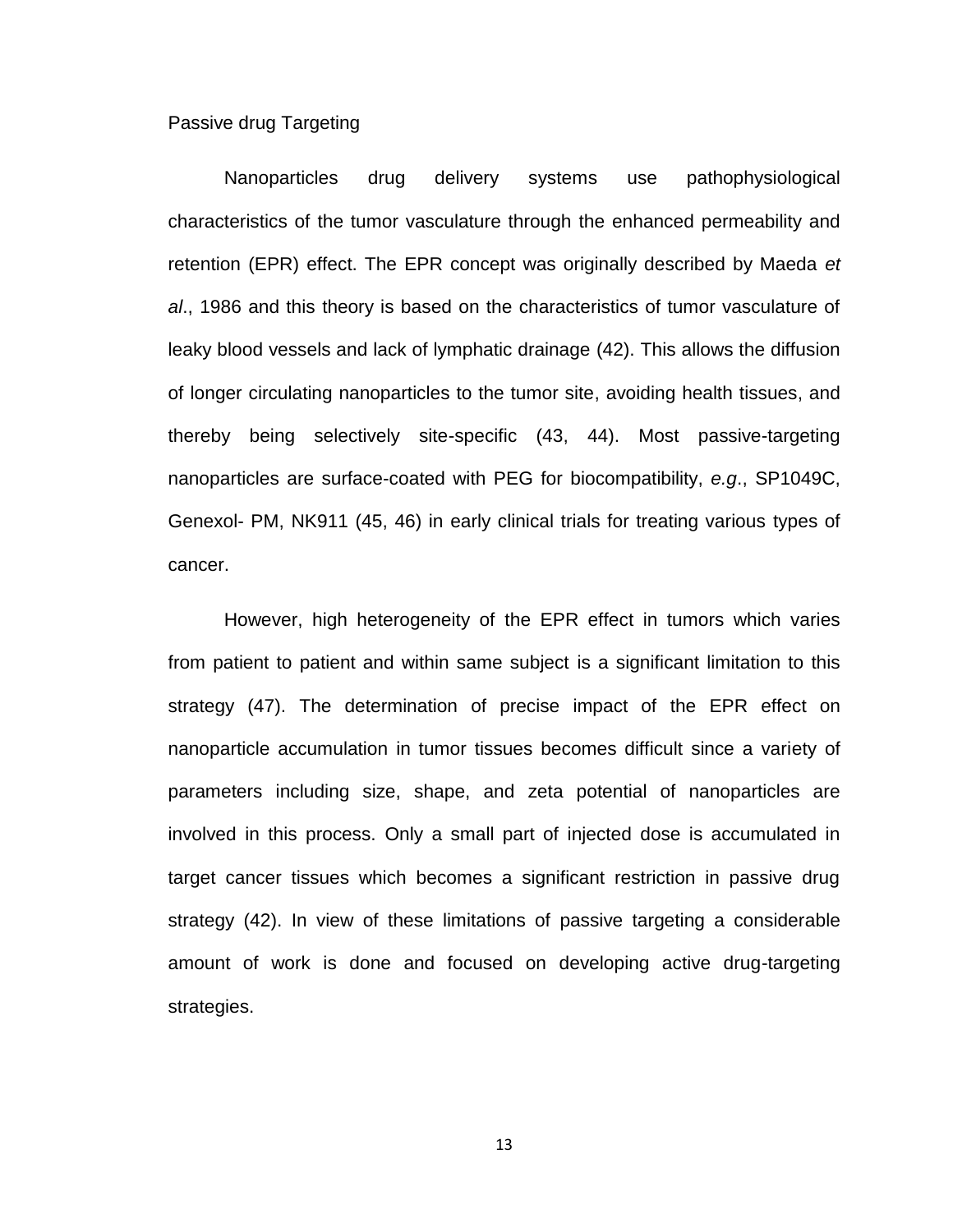## Passive drug Targeting

Nanoparticles drug delivery systems use pathophysiological characteristics of the tumor vasculature through the enhanced permeability and retention (EPR) effect. The EPR concept was originally described by Maeda *et al*., 1986 and this theory is based on the characteristics of tumor vasculature of leaky blood vessels and lack of lymphatic drainage (42). This allows the diffusion of longer circulating nanoparticles to the tumor site, avoiding health tissues, and thereby being selectively site-specific (43, 44). Most passive-targeting nanoparticles are surface-coated with PEG for biocompatibility, *e.g*., SP1049C, Genexol- PM, NK911 (45, 46) in early clinical trials for treating various types of cancer.

However, high heterogeneity of the EPR effect in tumors which varies from patient to patient and within same subject is a significant limitation to this strategy (47). The determination of precise impact of the EPR effect on nanoparticle accumulation in tumor tissues becomes difficult since a variety of parameters including size, shape, and zeta potential of nanoparticles are involved in this process. Only a small part of injected dose is accumulated in target cancer tissues which becomes a significant restriction in passive drug strategy (42). In view of these limitations of passive targeting a considerable amount of work is done and focused on developing active drug-targeting strategies.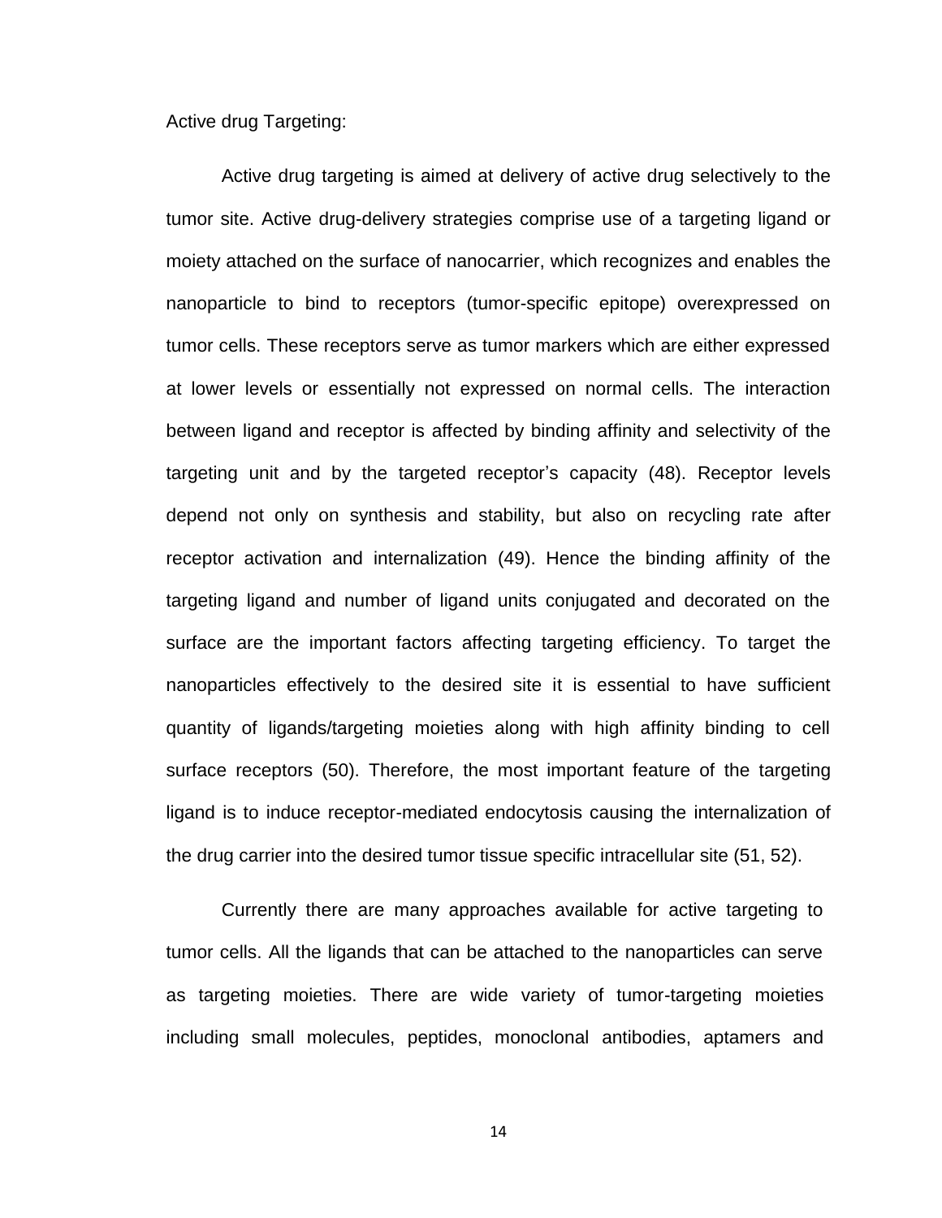Active drug Targeting:

Active drug targeting is aimed at delivery of active drug selectively to the tumor site. Active drug-delivery strategies comprise use of a targeting ligand or moiety attached on the surface of nanocarrier, which recognizes and enables the nanoparticle to bind to receptors (tumor-specific epitope) overexpressed on tumor cells. These receptors serve as tumor markers which are either expressed at lower levels or essentially not expressed on normal cells. The interaction between ligand and receptor is affected by binding affinity and selectivity of the targeting unit and by the targeted receptor's capacity (48). Receptor levels depend not only on synthesis and stability, but also on recycling rate after receptor activation and internalization (49). Hence the binding affinity of the targeting ligand and number of ligand units conjugated and decorated on the surface are the important factors affecting targeting efficiency. To target the nanoparticles effectively to the desired site it is essential to have sufficient quantity of ligands/targeting moieties along with high affinity binding to cell surface receptors (50). Therefore, the most important feature of the targeting ligand is to induce receptor-mediated endocytosis causing the internalization of the drug carrier into the desired tumor tissue specific intracellular site (51, 52).

Currently there are many approaches available for active targeting to tumor cells. All the ligands that can be attached to the nanoparticles can serve as targeting moieties. There are wide variety of tumor-targeting moieties including small molecules, peptides, monoclonal antibodies, aptamers and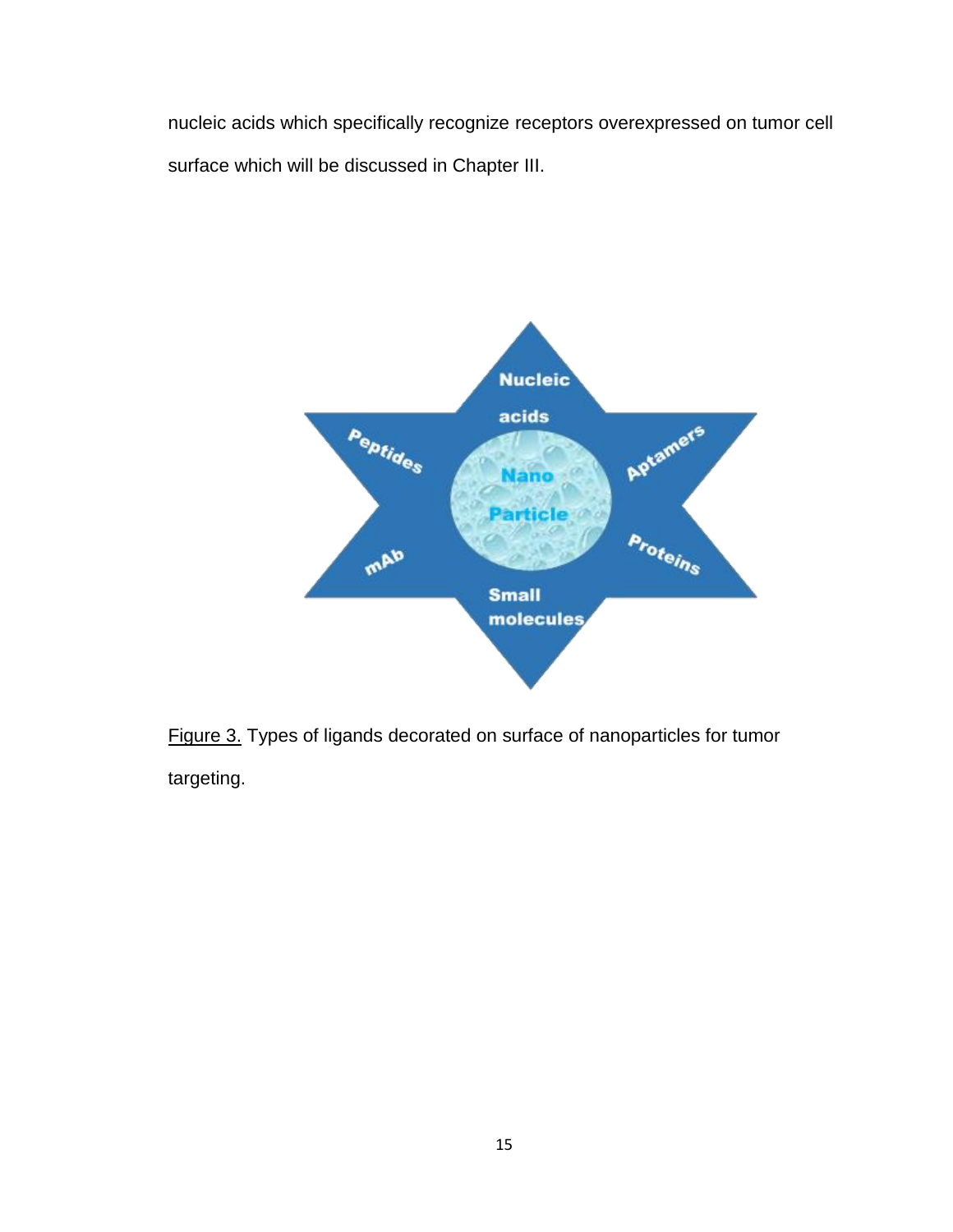nucleic acids which specifically recognize receptors overexpressed on tumor cell surface which will be discussed in Chapter III.

<u>Figure 3.</u> Types of ligands decorated on surface of nanoparticles for tumor targeting.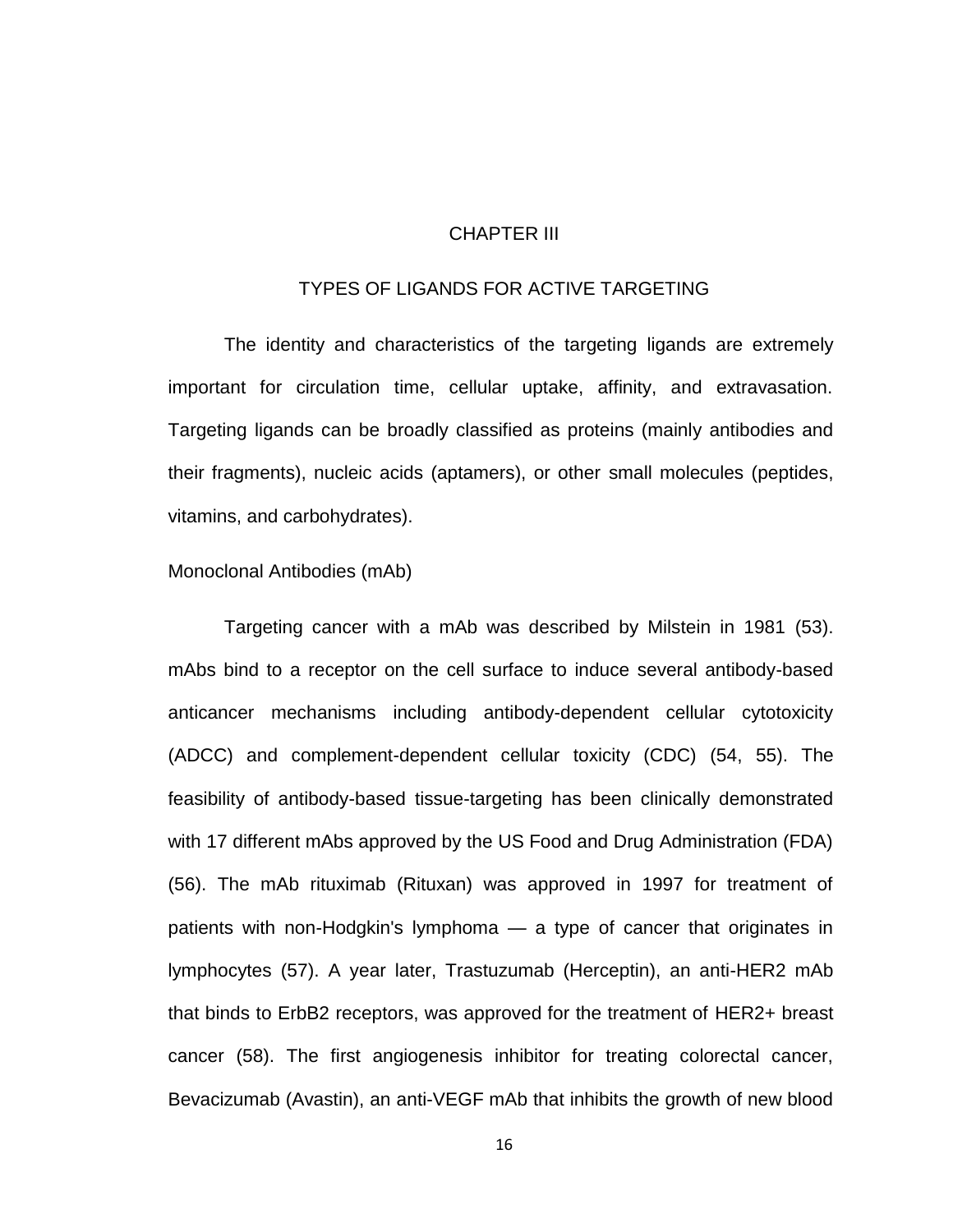# CHAPTER III

## TYPES OF LIGANDS FOR ACTIVE TARGETING

The identity and characteristics of the targeting ligands are extremely important for circulation time, cellular uptake, affinity, and extravasation. Targeting ligands can be broadly classified as proteins (mainly antibodies and their fragments), nucleic acids (aptamers), or other small molecules (peptides, vitamins, and carbohydrates).

### Monoclonal Antibodies (mAb)

Targeting cancer with a mAb was described by Milstein in 1981 (53). mAbs bind to a receptor on the cell surface to induce several antibody-based anticancer mechanisms including antibody-dependent cellular cytotoxicity (ADCC) and complement-dependent cellular toxicity (CDC) (54, 55). The feasibility of antibody-based tissue-targeting has been clinically demonstrated with 17 different mAbs approved by the US Food and Drug Administration (FDA) (56). The mAb rituximab (Rituxan) was approved in 1997 for treatment of patients with non-Hodgkin's lymphoma — a type of cancer that originates in lymphocytes (57). A year later, Trastuzumab (Herceptin), an anti-HER2 mAb that binds to ErbB2 receptors, was approved for the treatment of HER2+ breast cancer (58). The first angiogenesis inhibitor for treating colorectal cancer, Bevacizumab (Avastin), an anti-VEGF mAb that inhibits the growth of new blood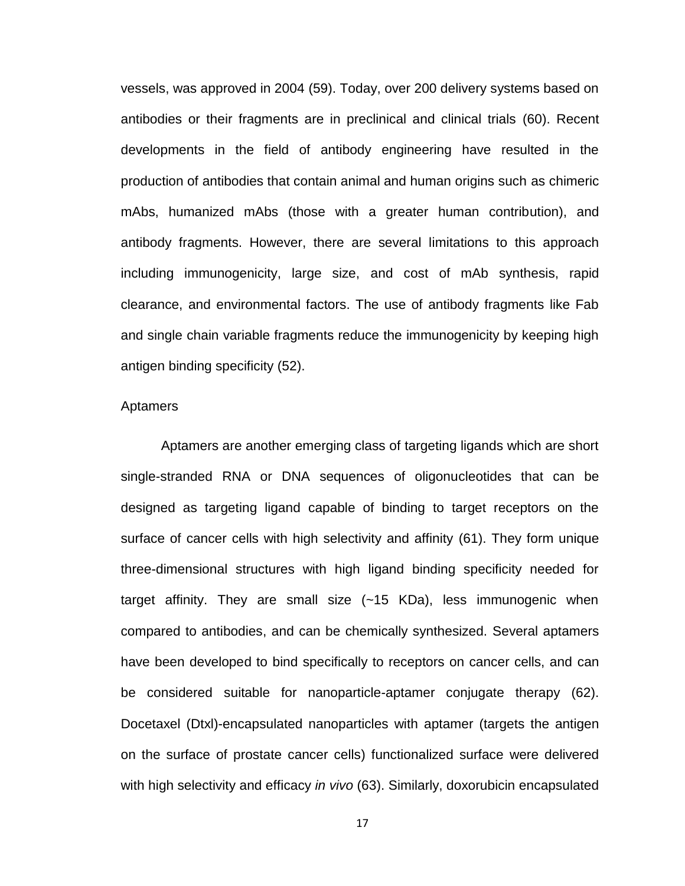vessels, was approved in 2004 (59). Today, over 200 delivery systems based on antibodies or their fragments are in preclinical and clinical trials (60). Recent developments in the field of antibody engineering have resulted in the production of antibodies that contain animal and human origins such as chimeric mAbs, humanized mAbs (those with a greater human contribution), and antibody fragments. However, there are several limitations to this approach including immunogenicity, large size, and cost of mAb synthesis, rapid clearance, and environmental factors. The use of antibody fragments like Fab and single chain variable fragments reduce the immunogenicity by keeping high antigen binding specificity (52).

### Aptamers

Aptamers are another emerging class of targeting ligands which are short single-stranded RNA or DNA sequences of oligonucleotides that can be designed as targeting ligand capable of binding to target receptors on the surface of cancer cells with high selectivity and affinity (61). They form unique three-dimensional structures with high ligand binding specificity needed for target affinity. They are small size (~15 KDa), less immunogenic when compared to antibodies, and can be chemically synthesized. Several aptamers have been developed to bind specifically to receptors on cancer cells, and can be considered suitable for nanoparticle-aptamer conjugate therapy (62). Docetaxel (Dtxl)-encapsulated nanoparticles with aptamer (targets the antigen on the surface of prostate cancer cells) functionalized surface were delivered with high selectivity and efficacy *in vivo* (63). Similarly, doxorubicin encapsulated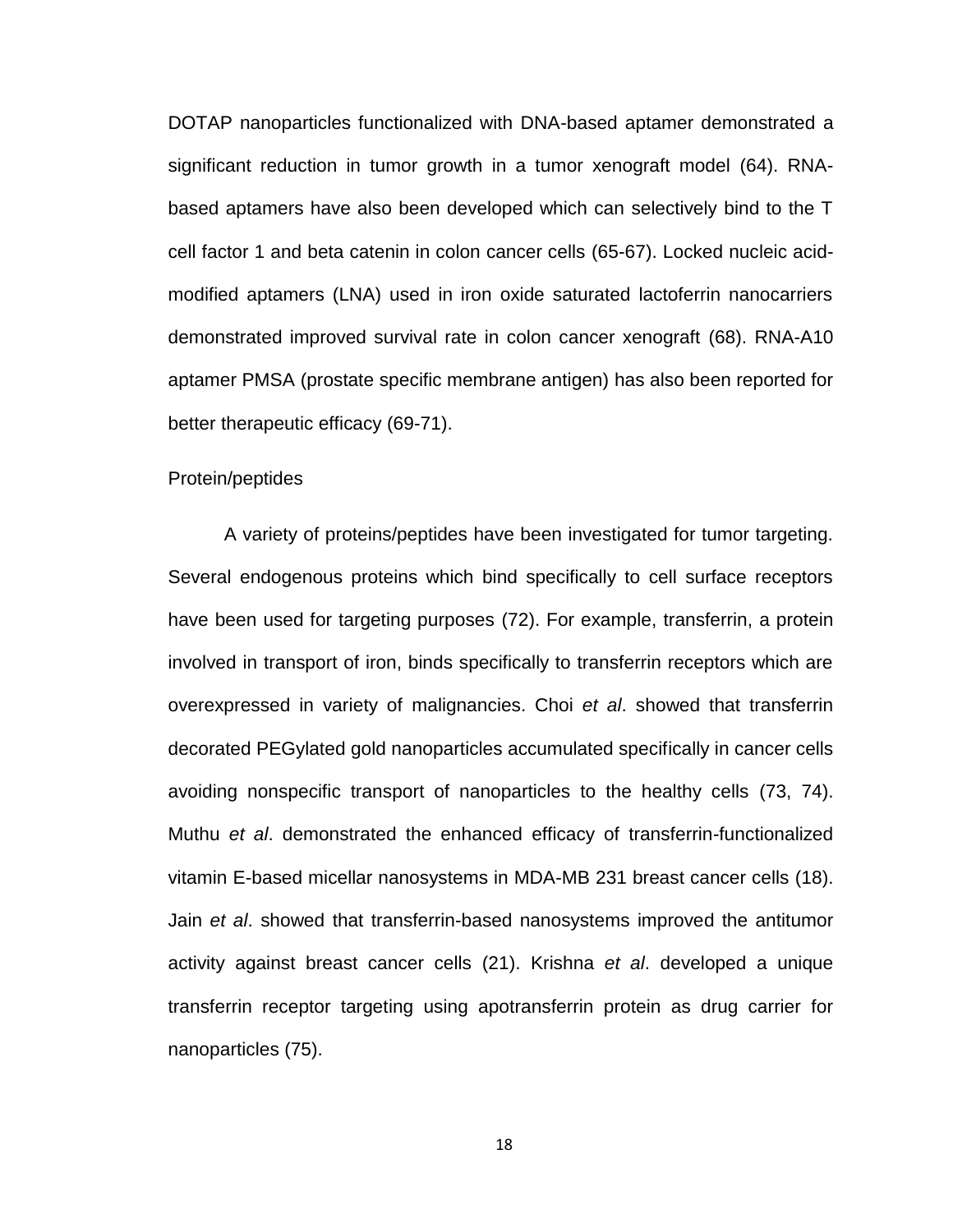DOTAP nanoparticles functionalized with DNA-based aptamer demonstrated a significant reduction in tumor growth in a tumor xenograft model (64). RNA-based aptamers have also been developed which can selectively bind to the T cell factor 1 and beta catenin in colon cancer cells (65-67). Locked nucleic acid-modified aptamers (LNA) used in iron oxide saturated lactoferrin nanocarriers demonstrated improved survival rate in colon cancer xenograft (68). RNA-A10 aptamer PMSA (prostate specific membrane antigen) has also been reported for better therapeutic efficacy (69-71).

### Protein/peptides

A variety of proteins/peptides have been investigated for tumor targeting. Several endogenous proteins which bind specifically to cell surface receptors have been used for targeting purposes (72). For example, transferrin, a protein involved in transport of iron, binds specifically to transferrin receptors which are overexpressed in variety of malignancies. Choi *et al*. showed that transferrin decorated PEGylated gold nanoparticles accumulated specifically in cancer cells avoiding nonspecific transport of nanoparticles to the healthy cells (73, 74). Muthu *et al*. demonstrated the enhanced efficacy of transferrin-functionalized vitamin E-based micellar nanosystems in MDA-MB 231 breast cancer cells (18). Jain *et al*. showed that transferrin-based nanosystems improved the antitumor activity against breast cancer cells (21). Krishna *et al*. developed a unique transferrin receptor targeting using apotransferrin protein as drug carrier for nanoparticles (75).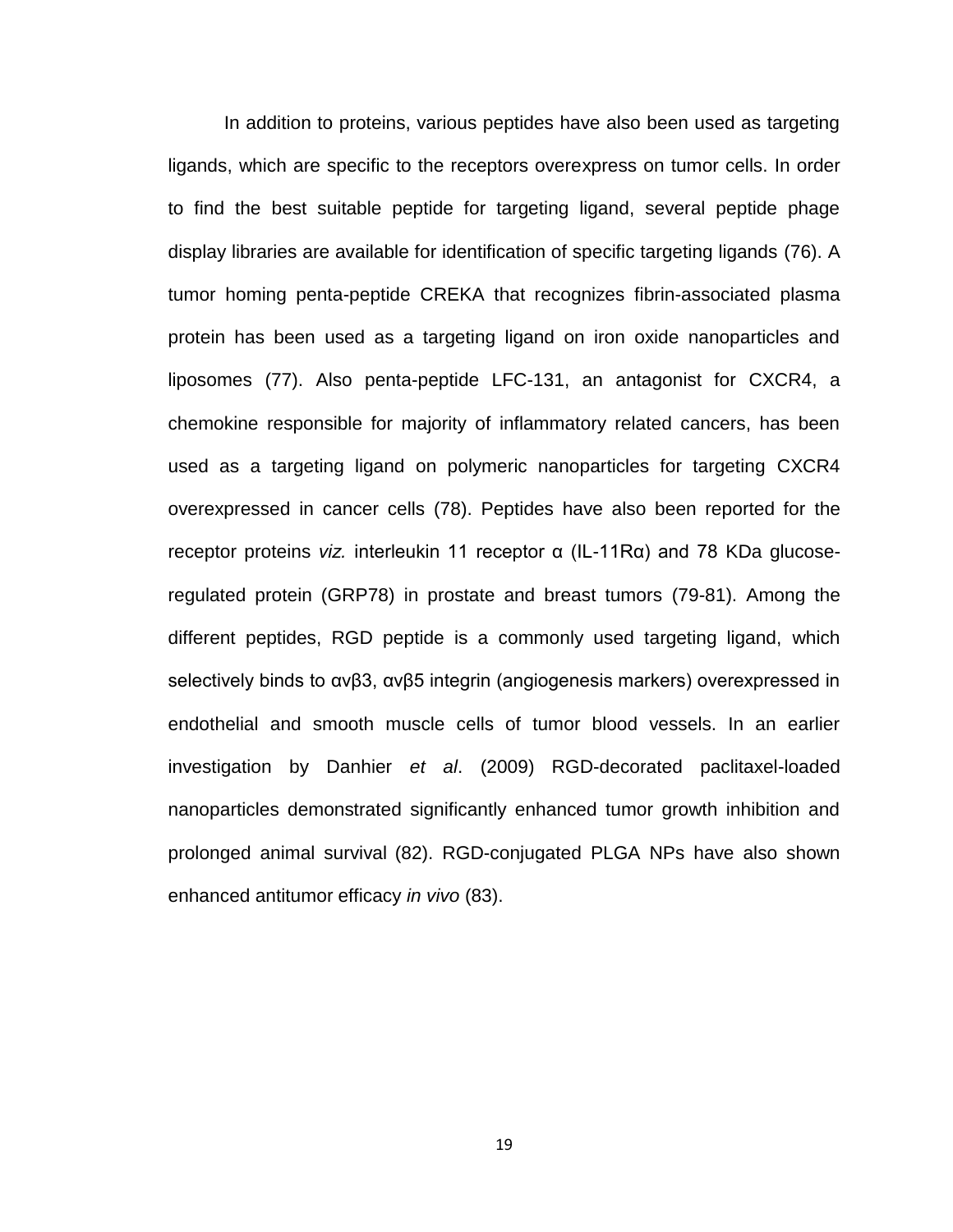In addition to proteins, various peptides have also been used as targeting ligands, which are specific to the receptors overexpress on tumor cells. In order to find the best suitable peptide for targeting ligand, several peptide phage display libraries are available for identification of specific targeting ligands (76). A tumor homing penta-peptide CREKA that recognizes fibrin-associated plasma protein has been used as a targeting ligand on iron oxide nanoparticles and liposomes (77). Also penta-peptide LFC-131, an antagonist for CXCR4, a chemokine responsible for majority of inflammatory related cancers, has been used as a targeting ligand on polymeric nanoparticles for targeting CXCR4 overexpressed in cancer cells (78). Peptides have also been reported for the receptor proteins *viz.* interleukin 11 receptor α (IL-11Rα) and 78 KDa glucose-regulated protein (GRP78) in prostate and breast tumors (79-81). Among the different peptides, RGD peptide is a commonly used targeting ligand, which selectively binds to αvβ3, αvβ5 integrin (angiogenesis markers) overexpressed in endothelial and smooth muscle cells of tumor blood vessels. In an earlier investigation by Danhier *et al*. (2009) RGD-decorated paclitaxel-loaded nanoparticles demonstrated significantly enhanced tumor growth inhibition and prolonged animal survival (82). RGD-conjugated PLGA NPs have also shown enhanced antitumor efficacy *in vivo* (83).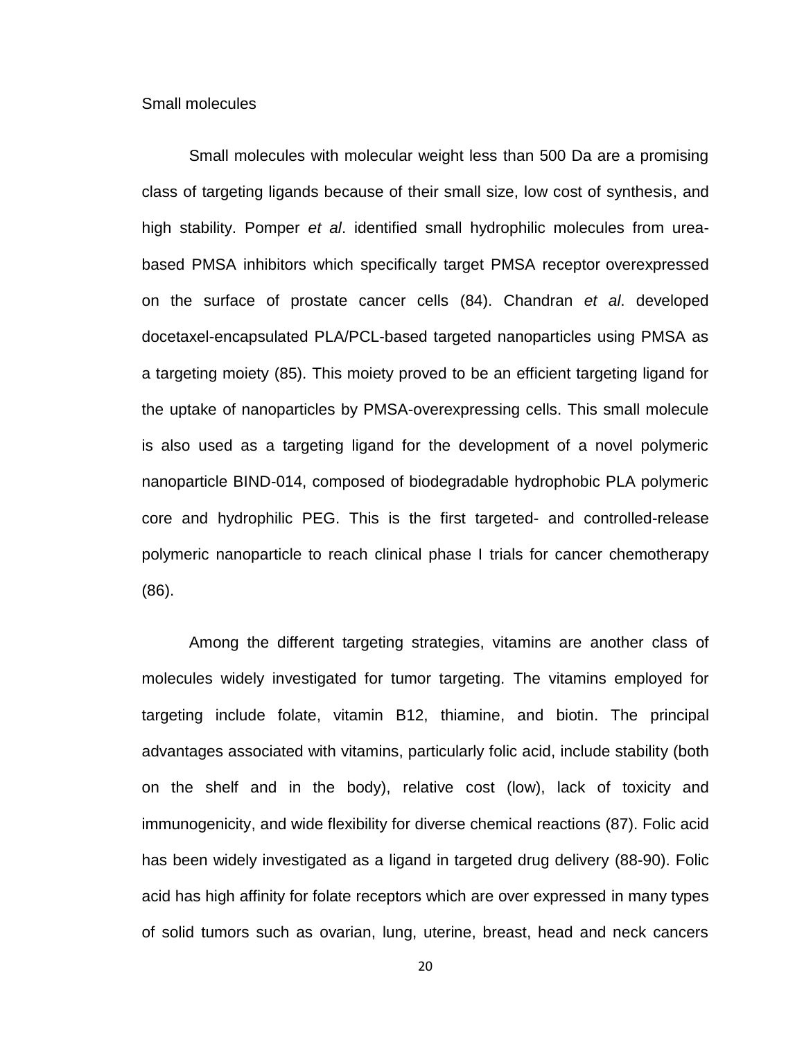Small molecules

Small molecules with molecular weight less than 500 Da are a promising class of targeting ligands because of their small size, low cost of synthesis, and high stability. Pomper *et al*. identified small hydrophilic molecules from urea-based PMSA inhibitors which specifically target PMSA receptor overexpressed on the surface of prostate cancer cells (84). Chandran *et al*. developed docetaxel-encapsulated PLA/PCL-based targeted nanoparticles using PMSA as a targeting moiety (85). This moiety proved to be an efficient targeting ligand for the uptake of nanoparticles by PMSA-overexpressing cells. This small molecule is also used as a targeting ligand for the development of a novel polymeric nanoparticle BIND-014, composed of biodegradable hydrophobic PLA polymeric core and hydrophilic PEG. This is the first targeted- and controlled-release polymeric nanoparticle to reach clinical phase I trials for cancer chemotherapy (86).

Among the different targeting strategies, vitamins are another class of molecules widely investigated for tumor targeting. The vitamins employed for targeting include folate, vitamin B12, thiamine, and biotin. The principal advantages associated with vitamins, particularly folic acid, include stability (both on the shelf and in the body), relative cost (low), lack of toxicity and immunogenicity, and wide flexibility for diverse chemical reactions (87). Folic acid has been widely investigated as a ligand in targeted drug delivery (88-90). Folic acid has high affinity for folate receptors which are over expressed in many types of solid tumors such as ovarian, lung, uterine, breast, head and neck cancers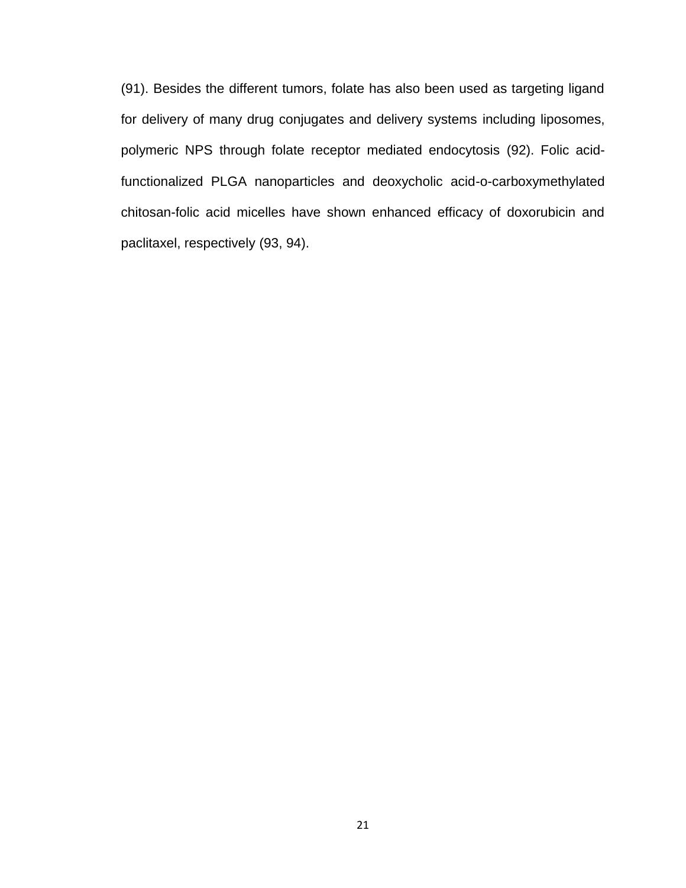(91). Besides the different tumors, folate has also been used as targeting ligand for delivery of many drug conjugates and delivery systems including liposomes, polymeric NPS through folate receptor mediated endocytosis (92). Folic acid-functionalized PLGA nanoparticles and deoxycholic acid-o-carboxymethylated chitosan-folic acid micelles have shown enhanced efficacy of doxorubicin and paclitaxel, respectively (93, 94).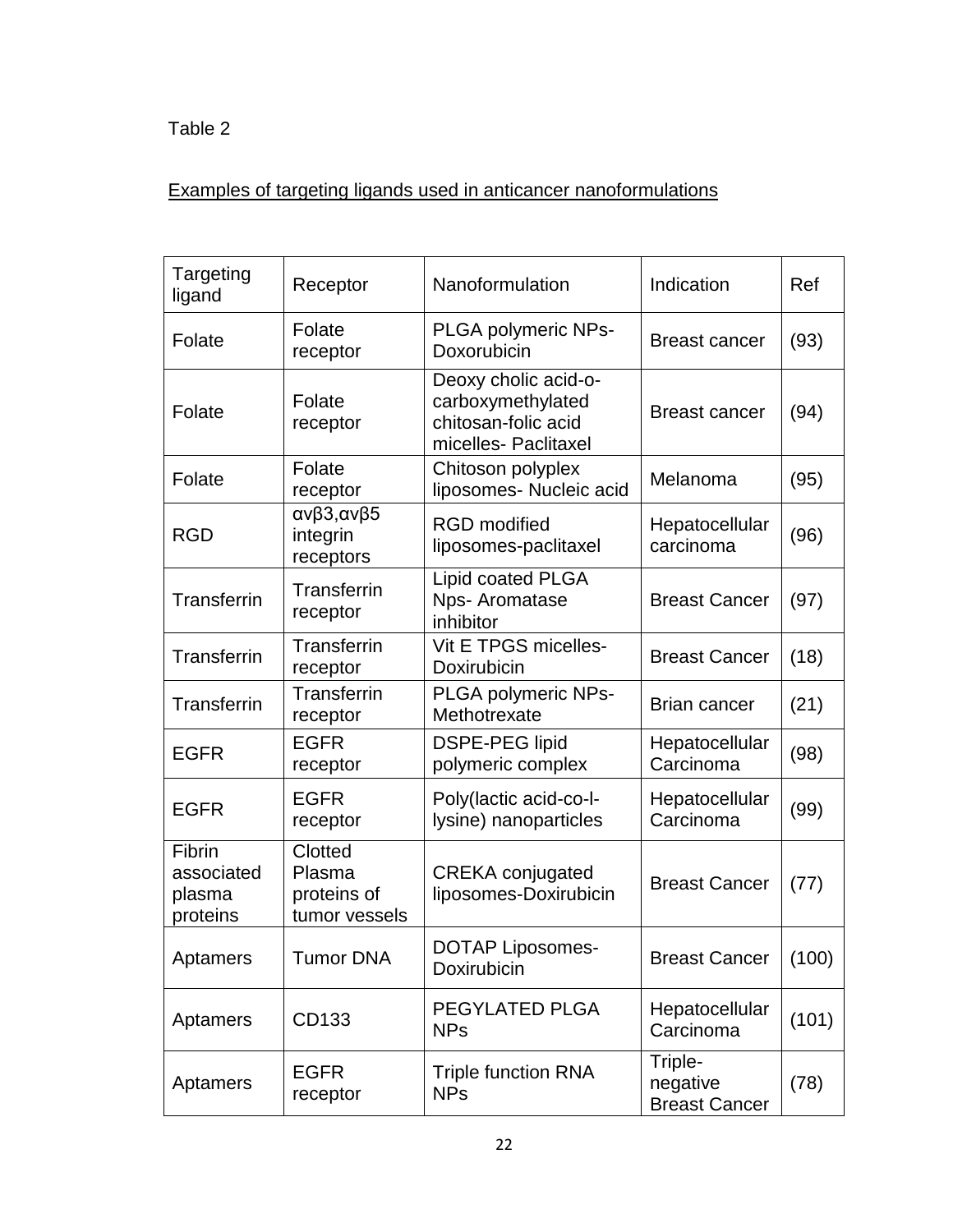Table 2

Examples of targeting ligands used in anticancer nanoformulations

| Targeting ligand | Receptor | Nanoformulation | Indication | Ref |
|---|---|---|---|---|
| Folate | Folate receptor | PLGA polymeric NPs-Doxorubicin | Breast cancer | (93) |
| Folate | Folate receptor | Deoxy cholic acid-o-carboxymethylated chitosan-folic acid micelles- Paclitaxel | Breast cancer | (94) |
| Folate | Folate receptor | Chitoson polyplex liposomes- Nucleic acid | Melanoma | (95) |
| RGD | αvβ3,αvβ5 integrin receptors | RGD modified liposomes-paclitaxel | Hepatocellular carcinoma | (96) |
| Transferrin | Transferrin receptor | Lipid coated PLGA Nps- Aromatase inhibitor | Breast Cancer | (97) |
| Transferrin | Transferrin receptor | Vit E TPGS micelles-Doxirubicin | Breast Cancer | (18) |
| Transferrin | Transferrin receptor | PLGA polymeric NPs-Methotrexate | Brian cancer | (21) |
| EGFR | EGFR receptor | DSPE-PEG lipid polymeric complex | Hepatocellular Carcinoma | (98) |
| EGFR | EGFR receptor | Poly(lactic acid-co-l-lysine) nanoparticles | Hepatocellular Carcinoma | (99) |
| Fibrin associated plasma proteins | Clotted Plasma proteins of tumor vessels | CREKA conjugated liposomes-Doxirubicin | Breast Cancer | (77) |
| Aptamers | Tumor DNA | DOTAP Liposomes-Doxirubicin | Breast Cancer | (100) |
| Aptamers | CD133 | PEGYLATED PLGA NPs | Hepatocellular Carcinoma | (101) |
| Aptamers | EGFR receptor | Triple function RNA NPs | Triple-negative Breast Cancer | (78) |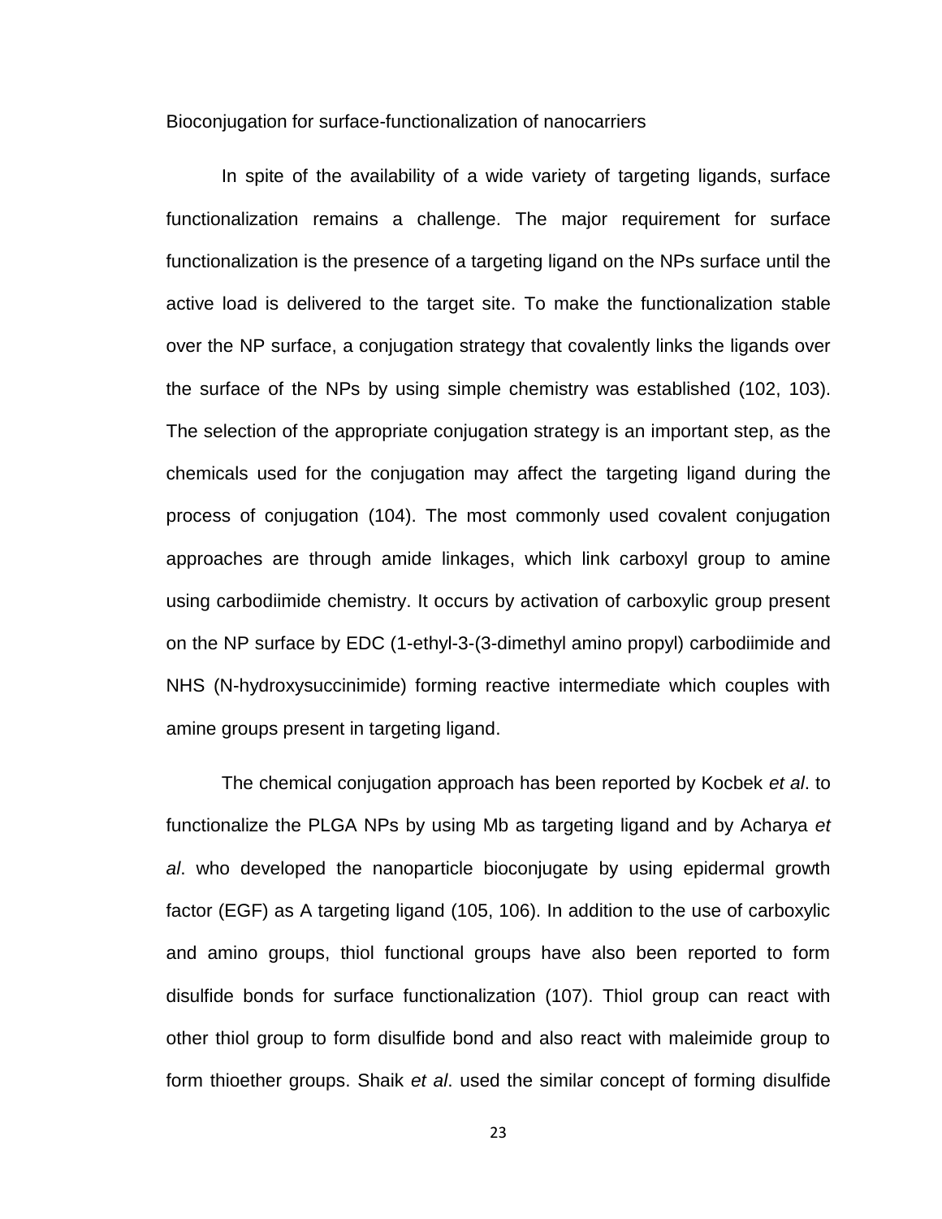Bioconjugation for surface-functionalization of nanocarriers

In spite of the availability of a wide variety of targeting ligands, surface functionalization remains a challenge. The major requirement for surface functionalization is the presence of a targeting ligand on the NPs surface until the active load is delivered to the target site. To make the functionalization stable over the NP surface, a conjugation strategy that covalently links the ligands over the surface of the NPs by using simple chemistry was established (102, 103). The selection of the appropriate conjugation strategy is an important step, as the chemicals used for the conjugation may affect the targeting ligand during the process of conjugation (104). The most commonly used covalent conjugation approaches are through amide linkages, which link carboxyl group to amine using carbodiimide chemistry. It occurs by activation of carboxylic group present on the NP surface by EDC (1-ethyl-3-(3-dimethyl amino propyl) carbodiimide and NHS (N-hydroxysuccinimide) forming reactive intermediate which couples with amine groups present in targeting ligand.

The chemical conjugation approach has been reported by Kocbek *et al*. to functionalize the PLGA NPs by using Mb as targeting ligand and by Acharya *et al*. who developed the nanoparticle bioconjugate by using epidermal growth factor (EGF) as A targeting ligand (105, 106). In addition to the use of carboxylic and amino groups, thiol functional groups have also been reported to form disulfide bonds for surface functionalization (107). Thiol group can react with other thiol group to form disulfide bond and also react with maleimide group to form thioether groups. Shaik *et al*. used the similar concept of forming disulfide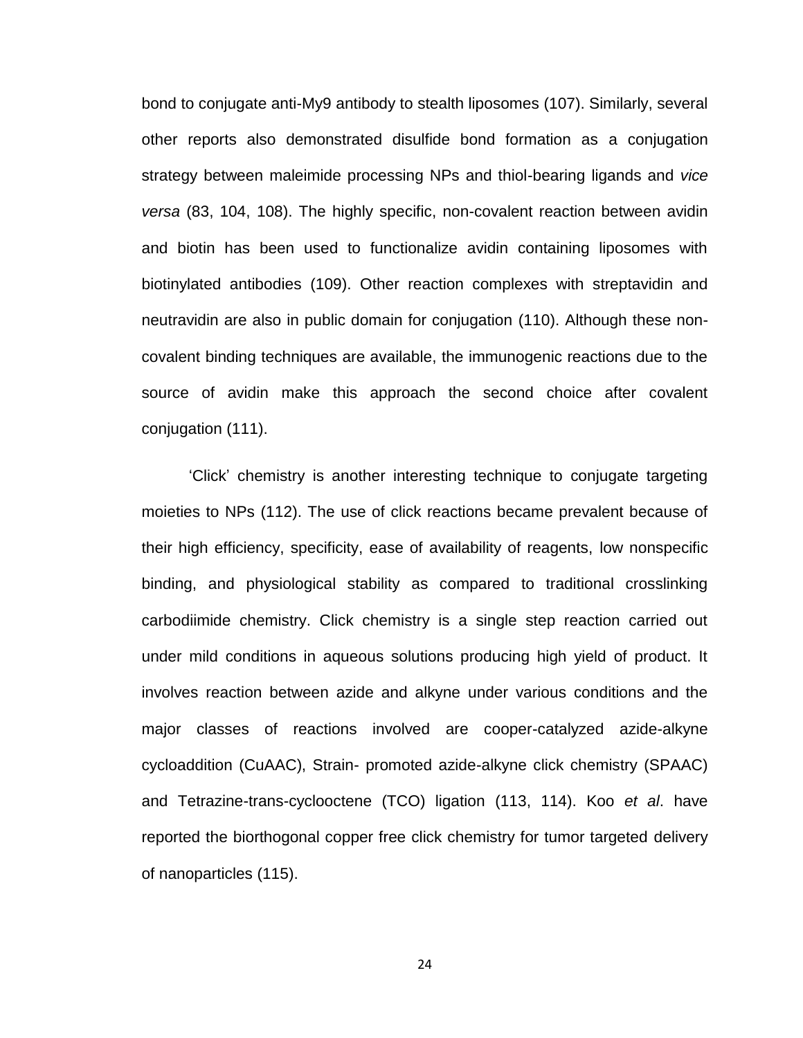bond to conjugate anti-My9 antibody to stealth liposomes (107). Similarly, several other reports also demonstrated disulfide bond formation as a conjugation strategy between maleimide processing NPs and thiol-bearing ligands and *vice versa* (83, 104, 108). The highly specific, non-covalent reaction between avidin and biotin has been used to functionalize avidin containing liposomes with biotinylated antibodies (109). Other reaction complexes with streptavidin and neutravidin are also in public domain for conjugation (110). Although these non-covalent binding techniques are available, the immunogenic reactions due to the source of avidin make this approach the second choice after covalent conjugation (111).

'Click' chemistry is another interesting technique to conjugate targeting moieties to NPs (112). The use of click reactions became prevalent because of their high efficiency, specificity, ease of availability of reagents, low nonspecific binding, and physiological stability as compared to traditional crosslinking carbodiimide chemistry. Click chemistry is a single step reaction carried out under mild conditions in aqueous solutions producing high yield of product. It involves reaction between azide and alkyne under various conditions and the major classes of reactions involved are cooper-catalyzed azide-alkyne cycloaddition (CuAAC), Strain- promoted azide-alkyne click chemistry (SPAAC) and Tetrazine-trans-cyclooctene (TCO) ligation (113, 114). Koo *et al*. have reported the biorthogonal copper free click chemistry for tumor targeted delivery of nanoparticles (115).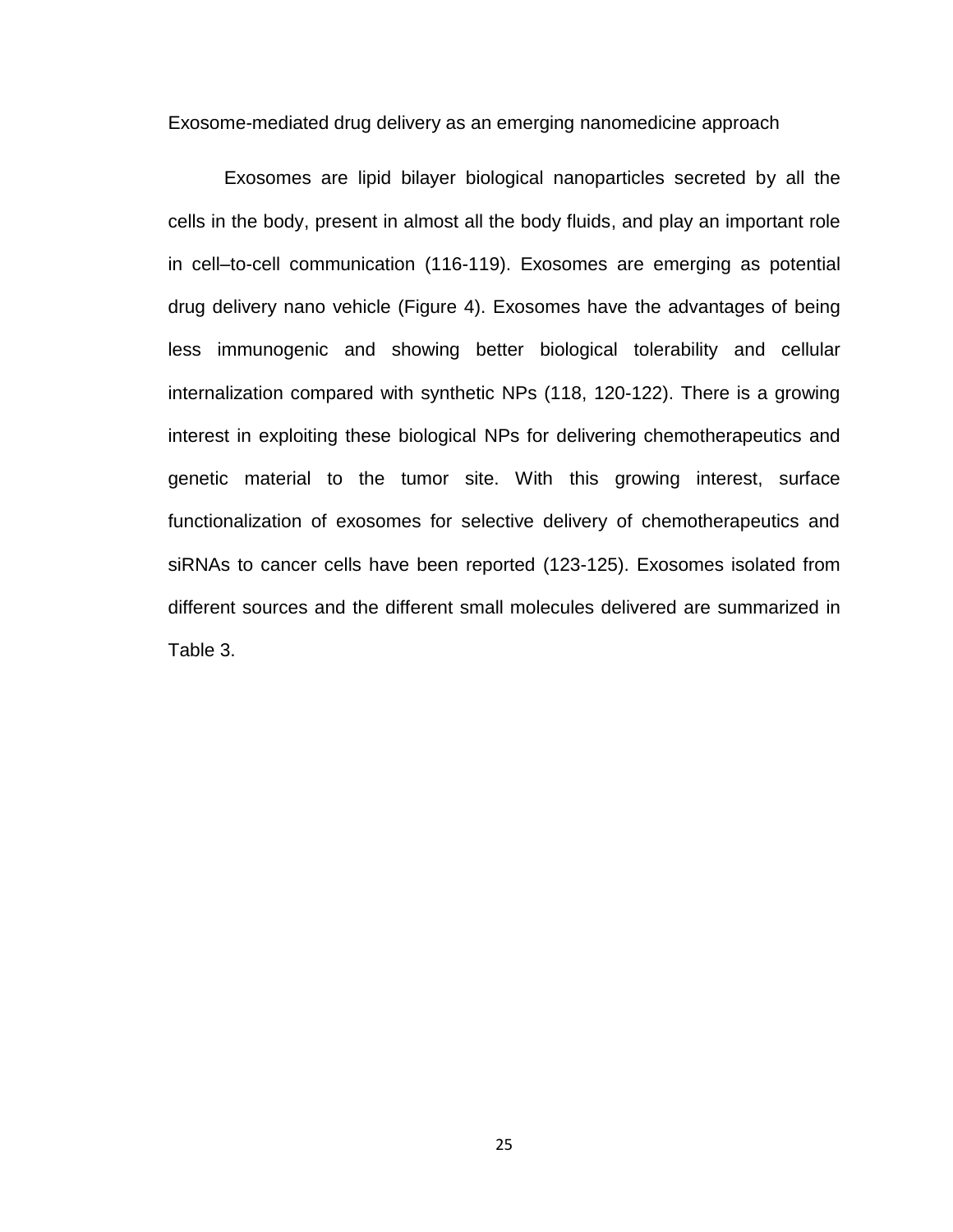## Exosome-mediated drug delivery as an emerging nanomedicine approach

Exosomes are lipid bilayer biological nanoparticles secreted by all the cells in the body, present in almost all the body fluids, and play an important role in cell–to-cell communication (116-119). Exosomes are emerging as potential drug delivery nano vehicle (Figure 4). Exosomes have the advantages of being less immunogenic and showing better biological tolerability and cellular internalization compared with synthetic NPs (118, 120-122). There is a growing interest in exploiting these biological NPs for delivering chemotherapeutics and genetic material to the tumor site. With this growing interest, surface functionalization of exosomes for selective delivery of chemotherapeutics and siRNAs to cancer cells have been reported (123-125). Exosomes isolated from different sources and the different small molecules delivered are summarized in Table 3.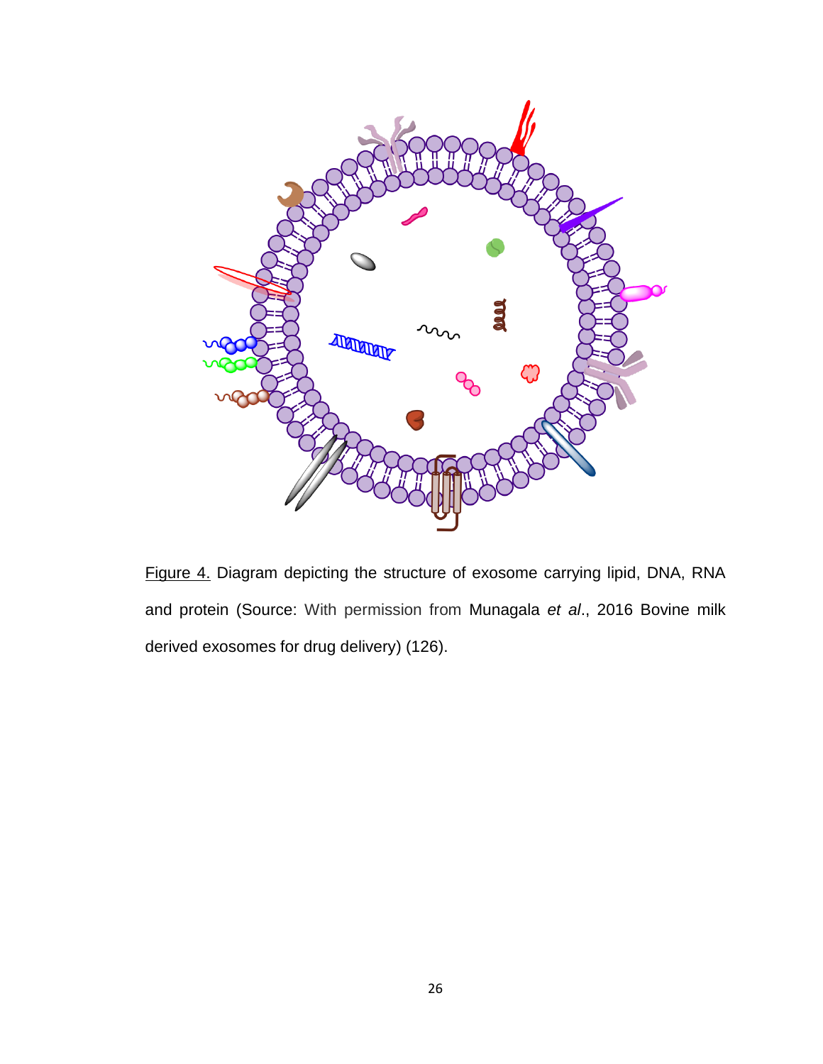Figure 4. Diagram depicting the structure of exosome carrying lipid, DNA, RNA and protein (Source: With permission from Munagala *et al*., 2016 Bovine milk derived exosomes for drug delivery) (126).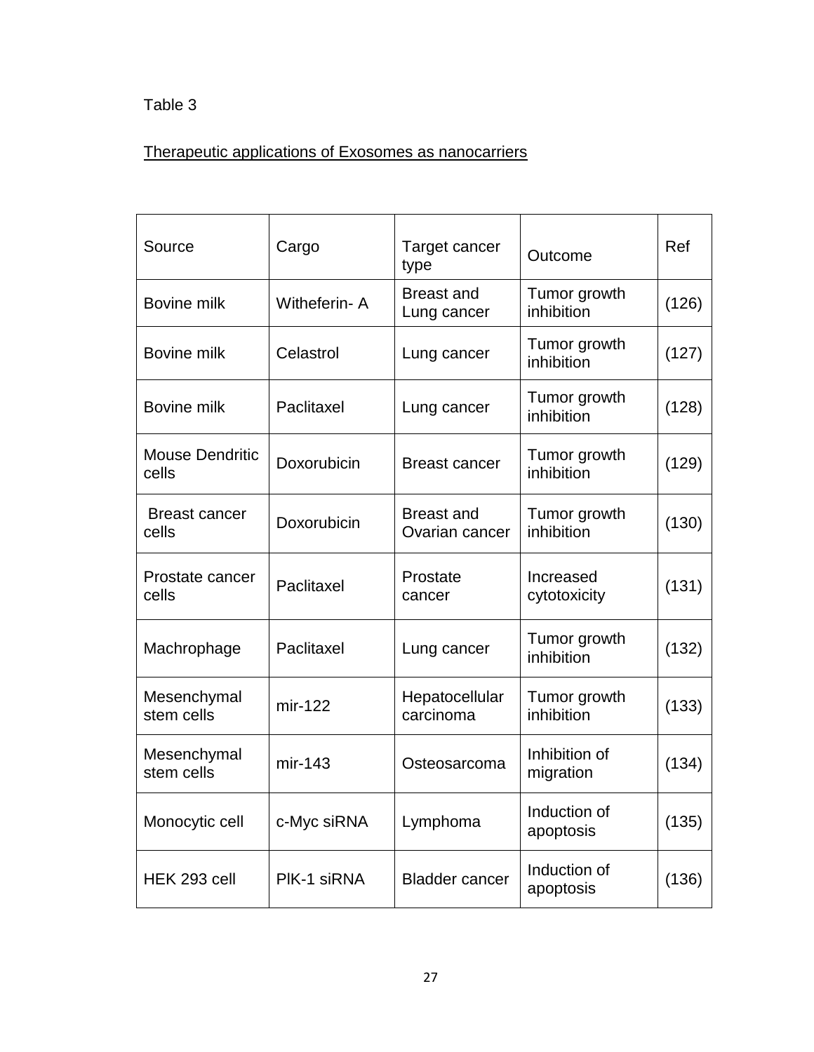Table 3

Therapeutic applications of Exosomes as nanocarriers

| Source | Cargo | Target cancer type | Outcome | Ref |
|---|---|---|---|---|
| Bovine milk | Witheferin- A | Breast and Lung cancer | Tumor growth inhibition | (126) |
| Bovine milk | Celastrol | Lung cancer | Tumor growth inhibition | (127) |
| Bovine milk | Paclitaxel | Lung cancer | Tumor growth inhibition | (128) |
| Mouse Dendritic cells | Doxorubicin | Breast cancer | Tumor growth inhibition | (129) |
| Breast cancer cells | Doxorubicin | Breast and Ovarian cancer | Tumor growth inhibition | (130) |
| Prostate cancer cells | Paclitaxel | Prostate cancer | Increased cytotoxicity | (131) |
| Machrophage | Paclitaxel | Lung cancer | Tumor growth inhibition | (132) |
| Mesenchymal stem cells | mir-122 | Hepatocellular carcinoma | Tumor growth inhibition | (133) |
| Mesenchymal stem cells | mir-143 | Osteosarcoma | Inhibition of migration | (134) |
| Monocytic cell | c-Myc siRNA | Lymphoma | Induction of apoptosis | (135) |
| HEK 293 cell | PlK-1 siRNA | Bladder cancer | Induction of apoptosis | (136) |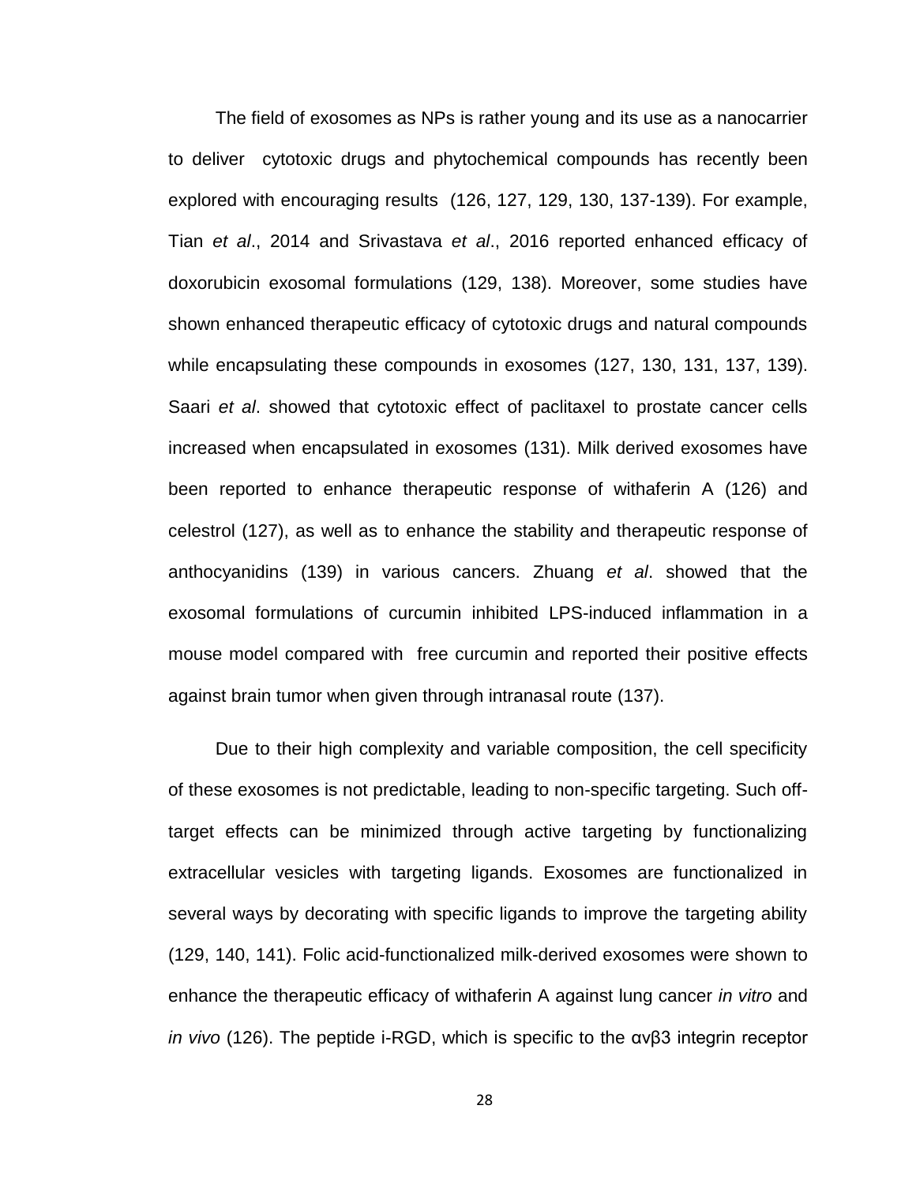The field of exosomes as NPs is rather young and its use as a nanocarrier to deliver cytotoxic drugs and phytochemical compounds has recently been explored with encouraging results (126, 127, 129, 130, 137-139). For example, Tian *et al*., 2014 and Srivastava *et al*., 2016 reported enhanced efficacy of doxorubicin exosomal formulations (129, 138). Moreover, some studies have shown enhanced therapeutic efficacy of cytotoxic drugs and natural compounds while encapsulating these compounds in exosomes (127, 130, 131, 137, 139). Saari *et al*. showed that cytotoxic effect of paclitaxel to prostate cancer cells increased when encapsulated in exosomes (131). Milk derived exosomes have been reported to enhance therapeutic response of withaferin A (126) and celestrol (127), as well as to enhance the stability and therapeutic response of anthocyanidins (139) in various cancers. Zhuang *et al*. showed that the exosomal formulations of curcumin inhibited LPS-induced inflammation in a mouse model compared with free curcumin and reported their positive effects against brain tumor when given through intranasal route (137).

Due to their high complexity and variable composition, the cell specificity of these exosomes is not predictable, leading to non-specific targeting. Such off-target effects can be minimized through active targeting by functionalizing extracellular vesicles with targeting ligands. Exosomes are functionalized in several ways by decorating with specific ligands to improve the targeting ability (129, 140, 141). Folic acid-functionalized milk-derived exosomes were shown to enhance the therapeutic efficacy of withaferin A against lung cancer *in vitro* and *in vivo* (126). The peptide i-RGD, which is specific to the αvβ3 integrin receptor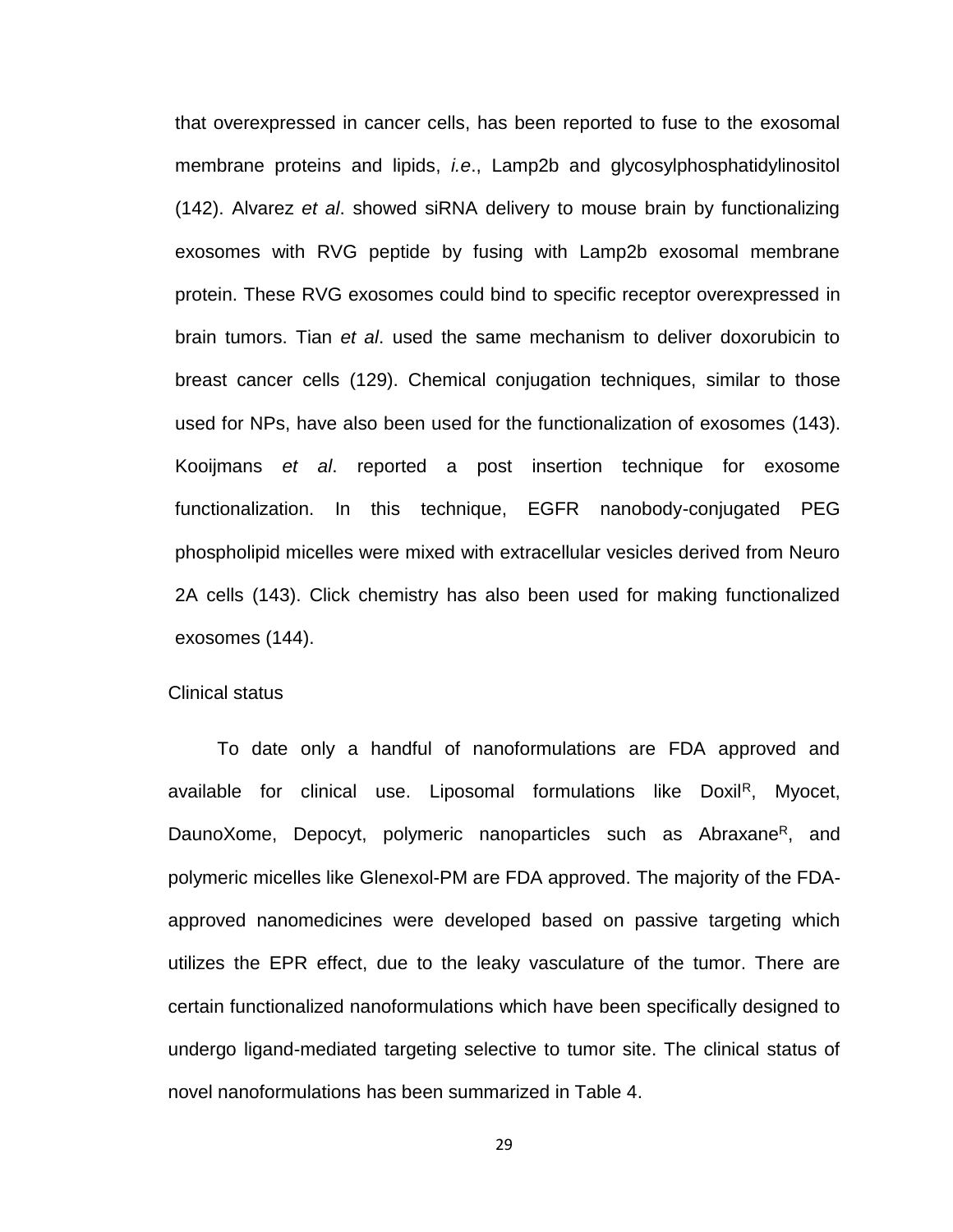that overexpressed in cancer cells, has been reported to fuse to the exosomal membrane proteins and lipids, *i.e*., Lamp2b and glycosylphosphatidylinositol (142). Alvarez *et al*. showed siRNA delivery to mouse brain by functionalizing exosomes with RVG peptide by fusing with Lamp2b exosomal membrane protein. These RVG exosomes could bind to specific receptor overexpressed in brain tumors. Tian *et al*. used the same mechanism to deliver doxorubicin to breast cancer cells (129). Chemical conjugation techniques, similar to those used for NPs, have also been used for the functionalization of exosomes (143). Kooijmans *et al*. reported a post insertion technique for exosome functionalization. In this technique, EGFR nanobody-conjugated PEG phospholipid micelles were mixed with extracellular vesicles derived from Neuro 2A cells (143). Click chemistry has also been used for making functionalized exosomes (144).

Clinical status

To date only a handful of nanoformulations are FDA approved and available for clinical use. Liposomal formulations like Doxil[R], Myocet, DaunoXome, Depocyt, polymeric nanoparticles such as Abraxane[R], and polymeric micelles like Glenexol-PM are FDA approved. The majority of the FDA-approved nanomedicines were developed based on passive targeting which utilizes the EPR effect, due to the leaky vasculature of the tumor. There are certain functionalized nanoformulations which have been specifically designed to undergo ligand-mediated targeting selective to tumor site. The clinical status of novel nanoformulations has been summarized in Table 4.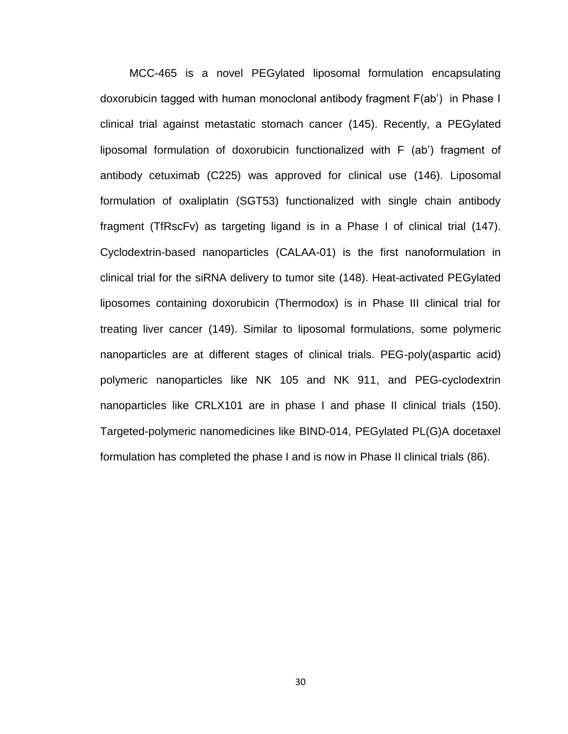MCC-465 is a novel PEGylated liposomal formulation encapsulating doxorubicin tagged with human monoclonal antibody fragment F(ab') in Phase I clinical trial against metastatic stomach cancer (145). Recently, a PEGylated liposomal formulation of doxorubicin functionalized with F (ab') fragment of antibody cetuximab (C225) was approved for clinical use (146). Liposomal formulation of oxaliplatin (SGT53) functionalized with single chain antibody fragment (TfRscFv) as targeting ligand is in a Phase I of clinical trial (147). Cyclodextrin-based nanoparticles (CALAA-01) is the first nanoformulation in clinical trial for the siRNA delivery to tumor site (148). Heat-activated PEGylated liposomes containing doxorubicin (Thermodox) is in Phase III clinical trial for treating liver cancer (149). Similar to liposomal formulations, some polymeric nanoparticles are at different stages of clinical trials. PEG-poly(aspartic acid) polymeric nanoparticles like NK 105 and NK 911, and PEG-cyclodextrin nanoparticles like CRLX101 are in phase I and phase II clinical trials (150). Targeted-polymeric nanomedicines like BIND-014, PEGylated PL(G)A docetaxel formulation has completed the phase I and is now in Phase II clinical trials (86).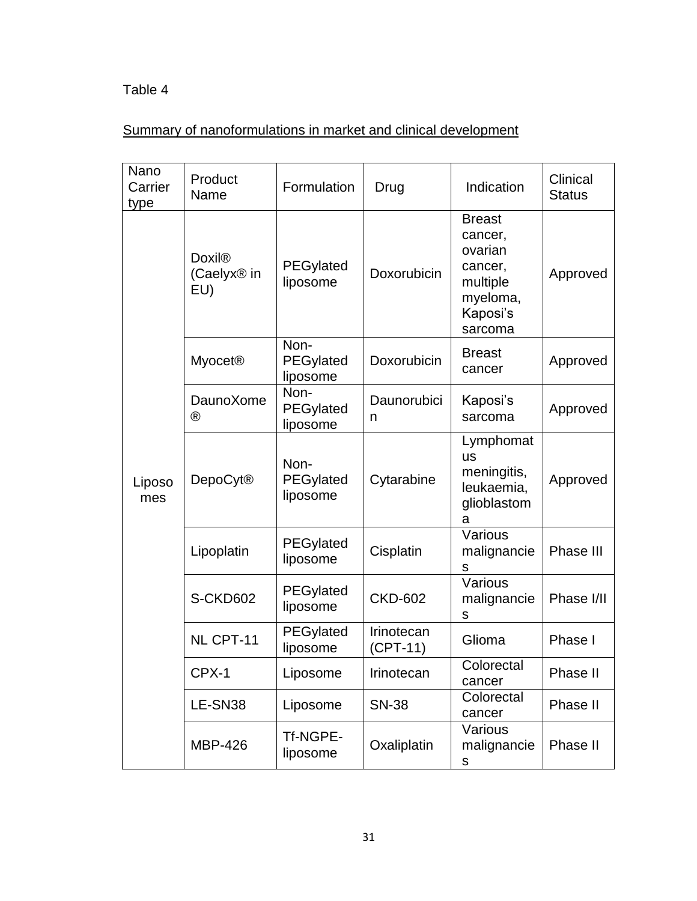Table 4

<u>Summary of nanoformulations in market and clinical development</u>

| Nano Carrier type | Product Name | Formulation | Drug | Indication | Clinical Status |
|---|---|---|---|---|---|
| Liposomes | Doxil® (Caelyx® in EU) | PEGylated liposome | Doxorubicin | Breast cancer, ovarian cancer, multiple myeloma, Kaposi's sarcoma | Approved |
| | Myocet® | Non-PEGylated liposome | Doxorubicin | Breast cancer | Approved |
| | DaunoXome® | Non-PEGylated liposome | Daunorubicin | Kaposi's sarcoma | Approved |
| | DepoCyt® | Non-PEGylated liposome | Cytarabine | Lymphomatus meningitis, leukaemia, glioblastoma | Approved |
| | Lipoplatin | PEGylated liposome | Cisplatin | Various malignancies | Phase III |
| | S-CKD602 | PEGylated liposome | CKD-602 | Various malignancies | Phase I/II |
| | NL CPT-11 | PEGylated liposome | Irinotecan (CPT-11) | Glioma | Phase I |
| | CPX-1 | Liposome | Irinotecan | Colorectal cancer | Phase II |
| | LE-SN38 | Liposome | SN-38 | Colorectal cancer | Phase II |
| | MBP-426 | Tf-NGPE-liposome | Oxaliplatin | Various malignancies | Phase II |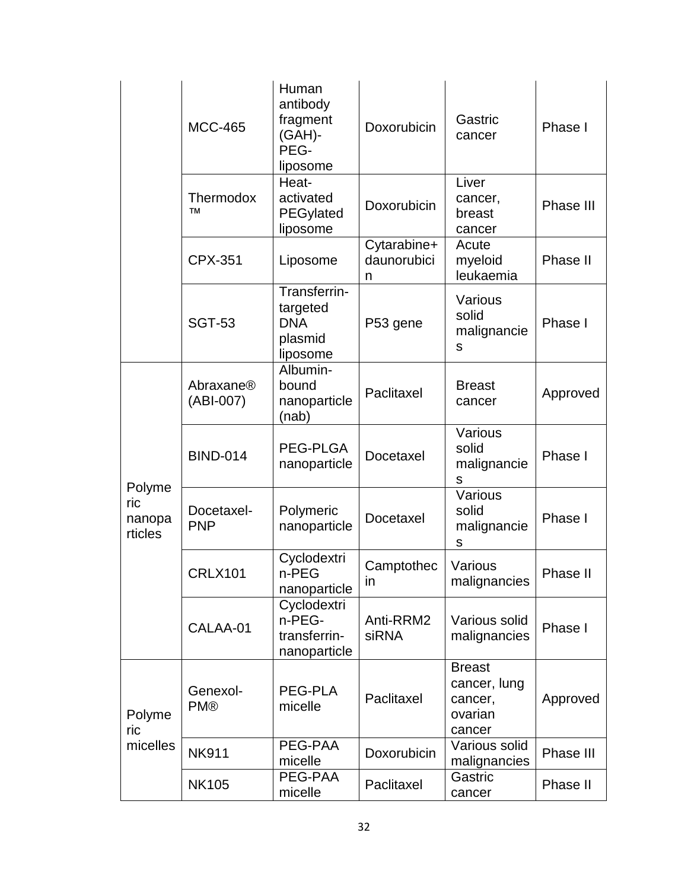| | | | | | |
|---|---|---|---|---|---|
| | MCC-465 | Human antibody fragment (GAH)-PEG-liposome | Doxorubicin | Gastric cancer | Phase I |
| | Thermodox™ | Heat-activated PEGylated liposome | Doxorubicin | Liver cancer, breast cancer | Phase III |
| | CPX-351 | Liposome | Cytarabine+ daunorubicin | Acute myeloid leukaemia | Phase II |
| | SGT-53 | Transferrin-targeted DNA plasmid liposome | P53 gene | Various solid malignancies | Phase I |
| Polymeric nanoparticles | Abraxane® (ABI-007) | Albumin-bound nanoparticle (nab) | Paclitaxel | Breast cancer | Approved |
| | BIND-014 | PEG-PLGA nanoparticle | Docetaxel | Various solid malignancies | Phase I |
| | Docetaxel-PNP | Polymeric nanoparticle | Docetaxel | Various solid malignancies | Phase I |
| | CRLX101 | Cyclodextrin-PEG nanoparticle | Camptothecin | Various malignancies | Phase II |
| | CALAA-01 | Cyclodextrin-PEG-transferrin-nanoparticle | Anti-RRM2 siRNA | Various solid malignancies | Phase I |
| Polymeric micelles | Genexol-PM® | PEG-PLA micelle | Paclitaxel | Breast cancer, lung cancer, ovarian cancer | Approved |
| | NK911 | PEG-PAA micelle | Doxorubicin | Various solid malignancies | Phase III |
| | NK105 | PEG-PAA micelle | Paclitaxel | Gastric cancer | Phase II |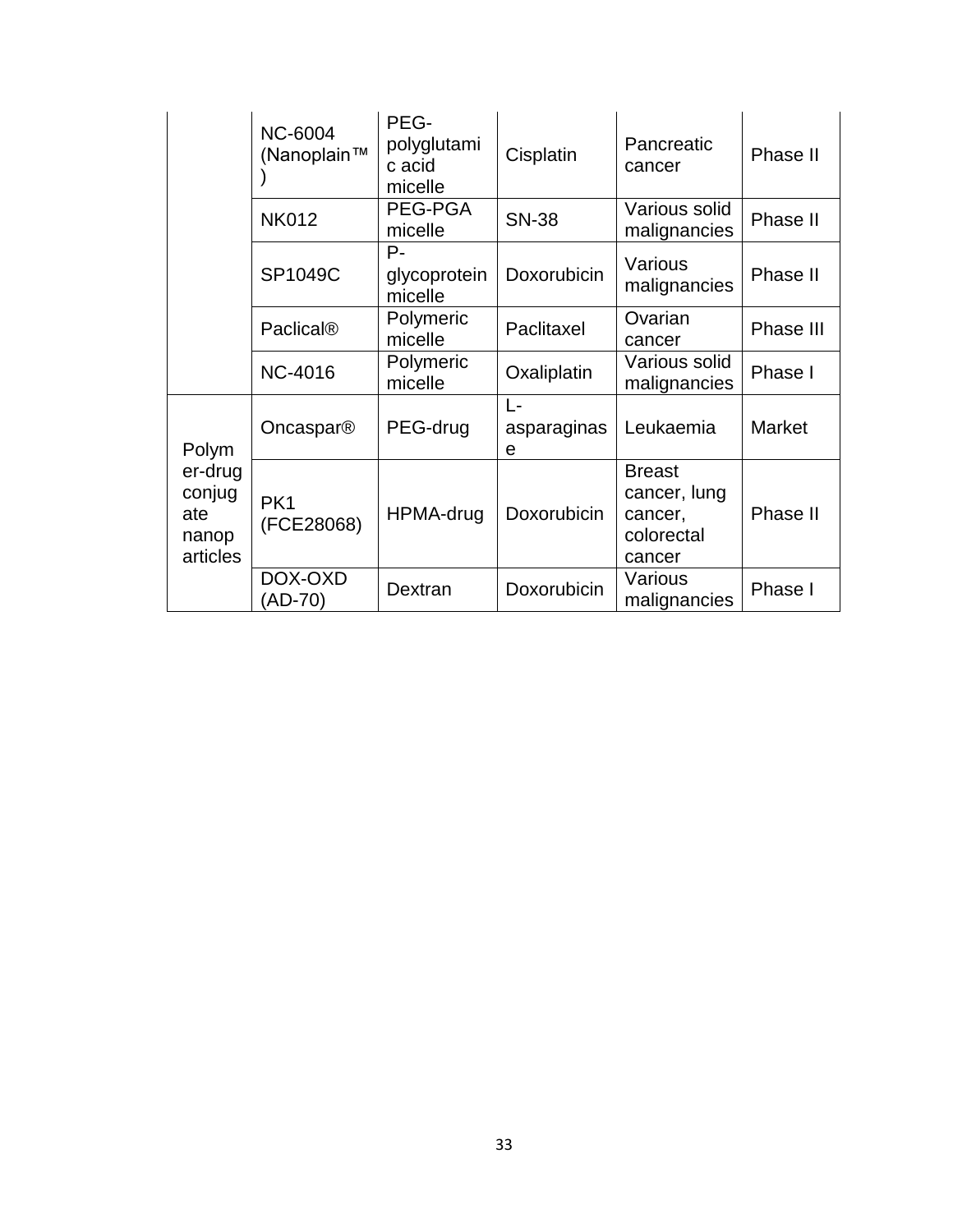| | | | | | |
|---|---|---|---|---|---|
| | NC-6004 (Nanoplain™) | PEG-polyglutamic acid micelle | Cisplatin | Pancreatic cancer | Phase II |
| | NK012 | PEG-PGA micelle | SN-38 | Various solid malignancies | Phase II |
| | SP1049C | P-glycoprotein micelle | Doxorubicin | Various malignancies | Phase II |
| | Paclical® | Polymeric micelle | Paclitaxel | Ovarian cancer | Phase III |
| | NC-4016 | Polymeric micelle | Oxaliplatin | Various solid malignancies | Phase I |
| Polymer-drug conjugate nanoparticles | Oncaspar® | PEG-drug | L-asparaginase | Leukaemia | Market |
| | PK1 (FCE28068) | HPMA-drug | Doxorubicin | Breast cancer, lung cancer, colorectal cancer | Phase II |
| | DOX-OXD (AD-70) | Dextran | Doxorubicin | Various malignancies | Phase I |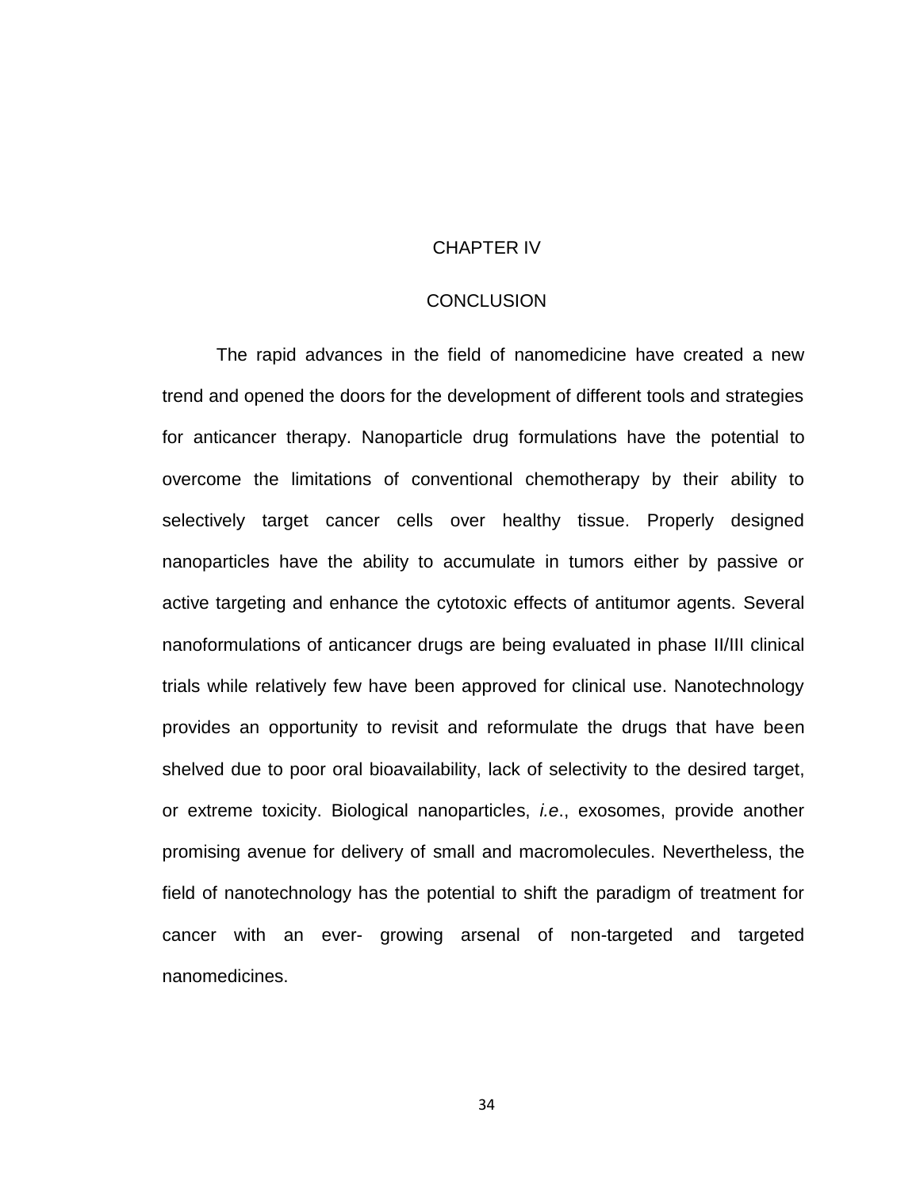# CHAPTER IV

# CONCLUSION

The rapid advances in the field of nanomedicine have created a new trend and opened the doors for the development of different tools and strategies for anticancer therapy. Nanoparticle drug formulations have the potential to overcome the limitations of conventional chemotherapy by their ability to selectively target cancer cells over healthy tissue. Properly designed nanoparticles have the ability to accumulate in tumors either by passive or active targeting and enhance the cytotoxic effects of antitumor agents. Several nanoformulations of anticancer drugs are being evaluated in phase II/III clinical trials while relatively few have been approved for clinical use. Nanotechnology provides an opportunity to revisit and reformulate the drugs that have been shelved due to poor oral bioavailability, lack of selectivity to the desired target, or extreme toxicity. Biological nanoparticles, *i.e*., exosomes, provide another promising avenue for delivery of small and macromolecules. Nevertheless, the field of nanotechnology has the potential to shift the paradigm of treatment for cancer with an ever- growing arsenal of non-targeted and targeted nanomedicines.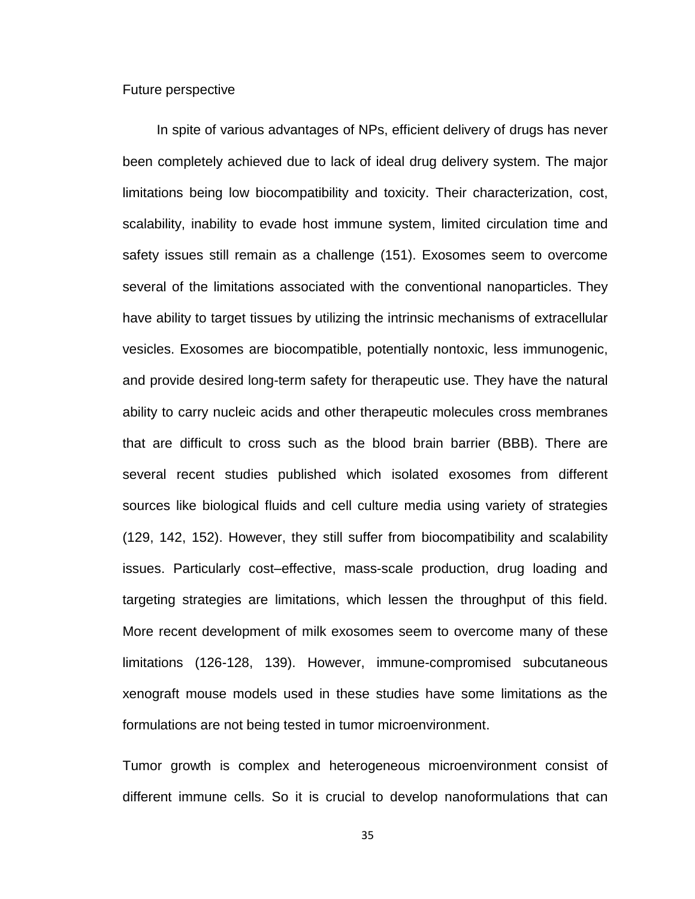## Future perspective

In spite of various advantages of NPs, efficient delivery of drugs has never been completely achieved due to lack of ideal drug delivery system. The major limitations being low biocompatibility and toxicity. Their characterization, cost, scalability, inability to evade host immune system, limited circulation time and safety issues still remain as a challenge (151). Exosomes seem to overcome several of the limitations associated with the conventional nanoparticles. They have ability to target tissues by utilizing the intrinsic mechanisms of extracellular vesicles. Exosomes are biocompatible, potentially nontoxic, less immunogenic, and provide desired long-term safety for therapeutic use. They have the natural ability to carry nucleic acids and other therapeutic molecules cross membranes that are difficult to cross such as the blood brain barrier (BBB). There are several recent studies published which isolated exosomes from different sources like biological fluids and cell culture media using variety of strategies (129, 142, 152). However, they still suffer from biocompatibility and scalability issues. Particularly cost–effective, mass-scale production, drug loading and targeting strategies are limitations, which lessen the throughput of this field. More recent development of milk exosomes seem to overcome many of these limitations (126-128, 139). However, immune-compromised subcutaneous xenograft mouse models used in these studies have some limitations as the formulations are not being tested in tumor microenvironment.

Tumor growth is complex and heterogeneous microenvironment consist of different immune cells. So it is crucial to develop nanoformulations that can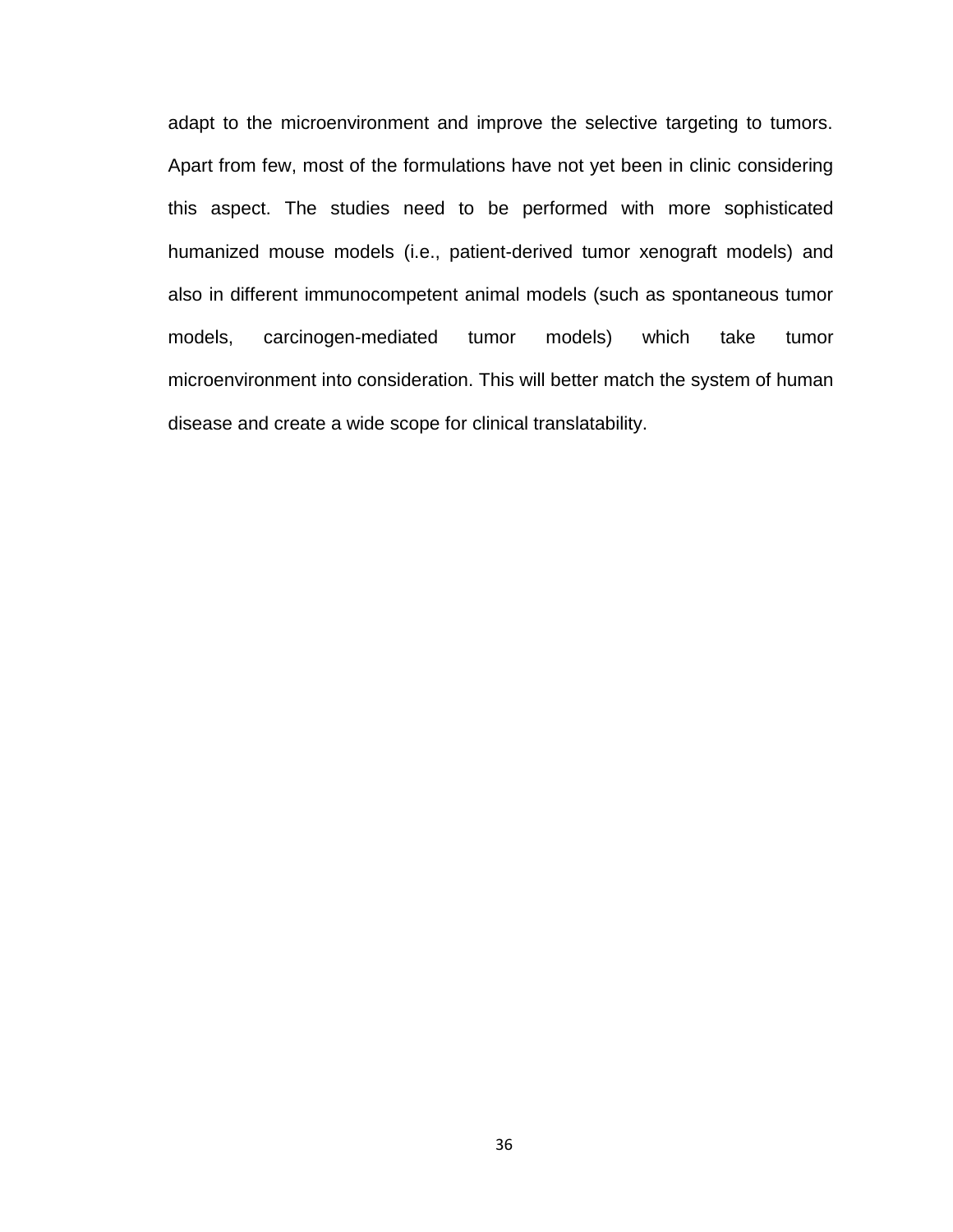adapt to the microenvironment and improve the selective targeting to tumors. Apart from few, most of the formulations have not yet been in clinic considering this aspect. The studies need to be performed with more sophisticated humanized mouse models (i.e., patient-derived tumor xenograft models) and also in different immunocompetent animal models (such as spontaneous tumor models, carcinogen-mediated tumor models) which take tumor microenvironment into consideration. This will better match the system of human disease and create a wide scope for clinical translatability.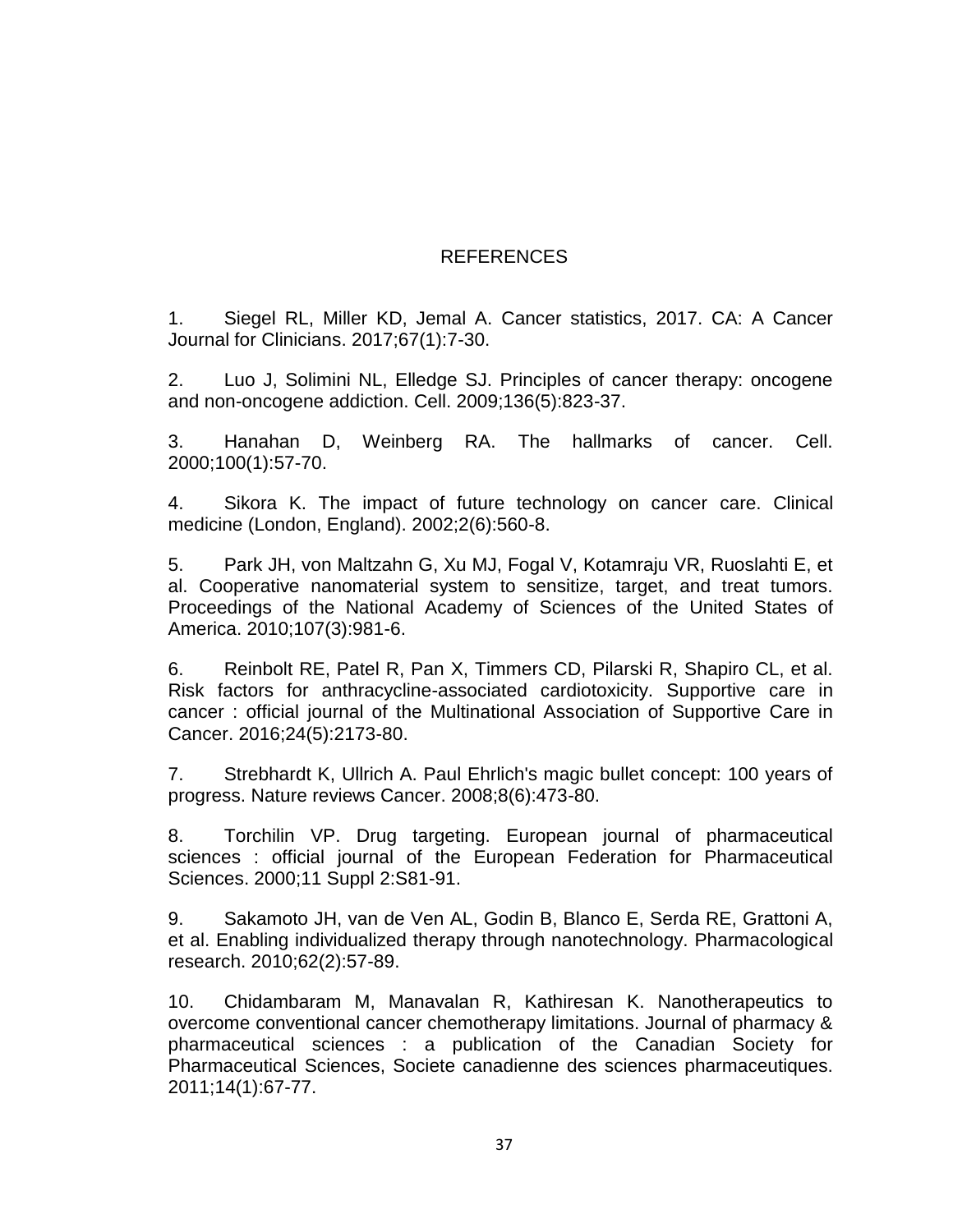# REFERENCES

1. Siegel RL, Miller KD, Jemal A. Cancer statistics, 2017. CA: A Cancer Journal for Clinicians. 2017;67(1):7-30.

2. Luo J, Solimini NL, Elledge SJ. Principles of cancer therapy: oncogene and non-oncogene addiction. Cell. 2009;136(5):823-37.

3. Hanahan D, Weinberg RA. The hallmarks of cancer. Cell. 2000;100(1):57-70.

4. Sikora K. The impact of future technology on cancer care. Clinical medicine (London, England). 2002;2(6):560-8.

5. Park JH, von Maltzahn G, Xu MJ, Fogal V, Kotamraju VR, Ruoslahti E, et al. Cooperative nanomaterial system to sensitize, target, and treat tumors. Proceedings of the National Academy of Sciences of the United States of America. 2010;107(3):981-6.

6. Reinbolt RE, Patel R, Pan X, Timmers CD, Pilarski R, Shapiro CL, et al. Risk factors for anthracycline-associated cardiotoxicity. Supportive care in cancer : official journal of the Multinational Association of Supportive Care in Cancer. 2016;24(5):2173-80.

7. Strebhardt K, Ullrich A. Paul Ehrlich's magic bullet concept: 100 years of progress. Nature reviews Cancer. 2008;8(6):473-80.

8. Torchilin VP. Drug targeting. European journal of pharmaceutical sciences : official journal of the European Federation for Pharmaceutical Sciences. 2000;11 Suppl 2:S81-91.

9. Sakamoto JH, van de Ven AL, Godin B, Blanco E, Serda RE, Grattoni A, et al. Enabling individualized therapy through nanotechnology. Pharmacological research. 2010;62(2):57-89.

10. Chidambaram M, Manavalan R, Kathiresan K. Nanotherapeutics to overcome conventional cancer chemotherapy limitations. Journal of pharmacy & pharmaceutical sciences : a publication of the Canadian Society for Pharmaceutical Sciences, Societe canadienne des sciences pharmaceutiques. 2011;14(1):67-77.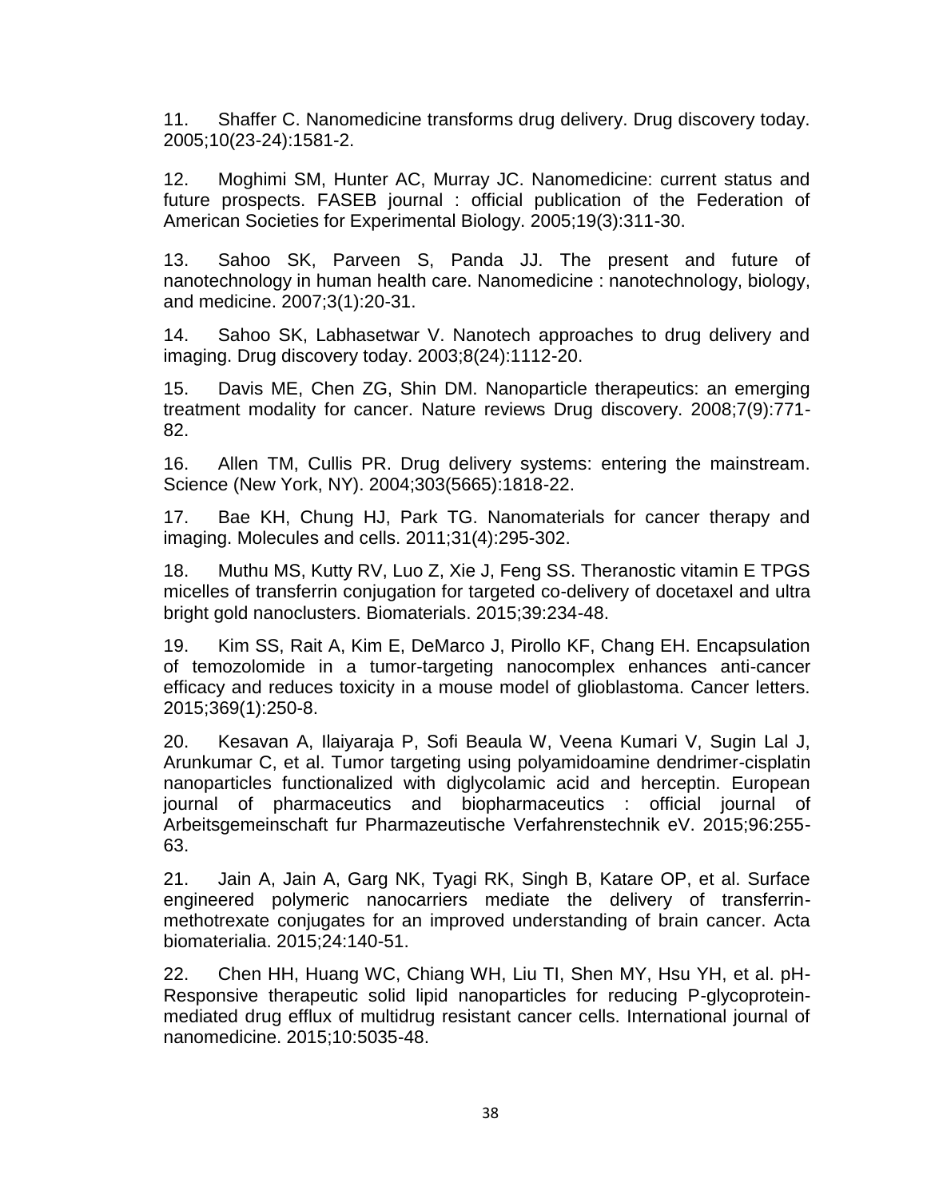11. Shaffer C. Nanomedicine transforms drug delivery. Drug discovery today. 2005;10(23-24):1581-2.

12. Moghimi SM, Hunter AC, Murray JC. Nanomedicine: current status and future prospects. FASEB journal : official publication of the Federation of American Societies for Experimental Biology. 2005;19(3):311-30.

13. Sahoo SK, Parveen S, Panda JJ. The present and future of nanotechnology in human health care. Nanomedicine : nanotechnology, biology, and medicine. 2007;3(1):20-31.

14. Sahoo SK, Labhasetwar V. Nanotech approaches to drug delivery and imaging. Drug discovery today. 2003;8(24):1112-20.

15. Davis ME, Chen ZG, Shin DM. Nanoparticle therapeutics: an emerging treatment modality for cancer. Nature reviews Drug discovery. 2008;7(9):771-82.

16. Allen TM, Cullis PR. Drug delivery systems: entering the mainstream. Science (New York, NY). 2004;303(5665):1818-22.

17. Bae KH, Chung HJ, Park TG. Nanomaterials for cancer therapy and imaging. Molecules and cells. 2011;31(4):295-302.

18. Muthu MS, Kutty RV, Luo Z, Xie J, Feng SS. Theranostic vitamin E TPGS micelles of transferrin conjugation for targeted co-delivery of docetaxel and ultra bright gold nanoclusters. Biomaterials. 2015;39:234-48.

19. Kim SS, Rait A, Kim E, DeMarco J, Pirollo KF, Chang EH. Encapsulation of temozolomide in a tumor-targeting nanocomplex enhances anti-cancer efficacy and reduces toxicity in a mouse model of glioblastoma. Cancer letters. 2015;369(1):250-8.

20. Kesavan A, Ilaiyaraja P, Sofi Beaula W, Veena Kumari V, Sugin Lal J, Arunkumar C, et al. Tumor targeting using polyamidoamine dendrimer-cisplatin nanoparticles functionalized with diglycolamic acid and herceptin. European journal of pharmaceutics and biopharmaceutics : official journal of Arbeitsgemeinschaft fur Pharmazeutische Verfahrenstechnik eV. 2015;96:255-63.

21. Jain A, Jain A, Garg NK, Tyagi RK, Singh B, Katare OP, et al. Surface engineered polymeric nanocarriers mediate the delivery of transferrin-methotrexate conjugates for an improved understanding of brain cancer. Acta biomaterialia. 2015;24:140-51.

22. Chen HH, Huang WC, Chiang WH, Liu TI, Shen MY, Hsu YH, et al. pH-Responsive therapeutic solid lipid nanoparticles for reducing P-glycoprotein-mediated drug efflux of multidrug resistant cancer cells. International journal of nanomedicine. 2015;10:5035-48.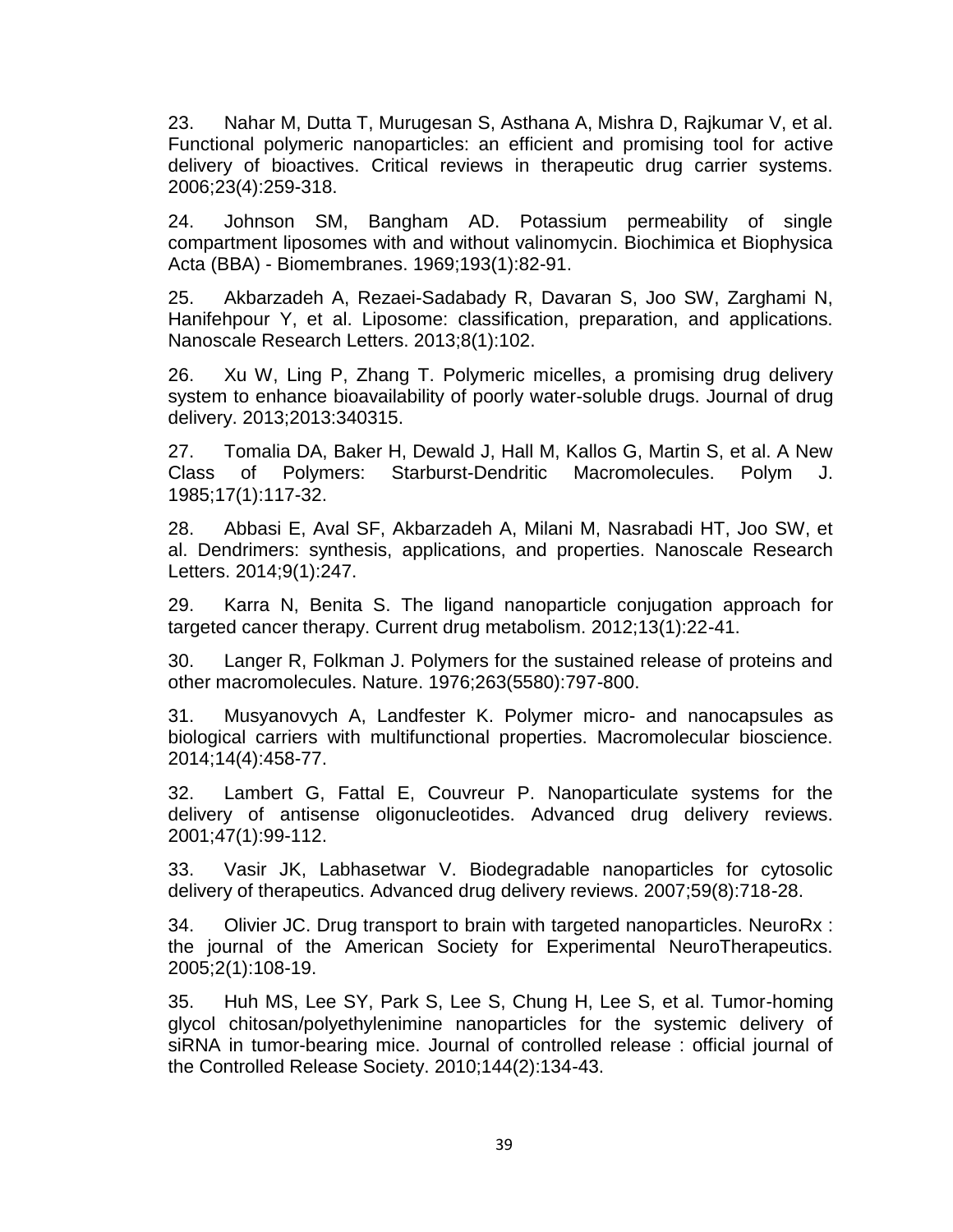23. Nahar M, Dutta T, Murugesan S, Asthana A, Mishra D, Rajkumar V, et al. Functional polymeric nanoparticles: an efficient and promising tool for active delivery of bioactives. Critical reviews in therapeutic drug carrier systems. 2006;23(4):259-318.

24. Johnson SM, Bangham AD. Potassium permeability of single compartment liposomes with and without valinomycin. Biochimica et Biophysica Acta (BBA) - Biomembranes. 1969;193(1):82-91.

25. Akbarzadeh A, Rezaei-Sadabady R, Davaran S, Joo SW, Zarghami N, Hanifehpour Y, et al. Liposome: classification, preparation, and applications. Nanoscale Research Letters. 2013;8(1):102.

26. Xu W, Ling P, Zhang T. Polymeric micelles, a promising drug delivery system to enhance bioavailability of poorly water-soluble drugs. Journal of drug delivery. 2013;2013:340315.

27. Tomalia DA, Baker H, Dewald J, Hall M, Kallos G, Martin S, et al. A New Class of Polymers: Starburst-Dendritic Macromolecules. Polym J. 1985;17(1):117-32.

28. Abbasi E, Aval SF, Akbarzadeh A, Milani M, Nasrabadi HT, Joo SW, et al. Dendrimers: synthesis, applications, and properties. Nanoscale Research Letters. 2014;9(1):247.

29. Karra N, Benita S. The ligand nanoparticle conjugation approach for targeted cancer therapy. Current drug metabolism. 2012;13(1):22-41.

30. Langer R, Folkman J. Polymers for the sustained release of proteins and other macromolecules. Nature. 1976;263(5580):797-800.

31. Musyanovych A, Landfester K. Polymer micro- and nanocapsules as biological carriers with multifunctional properties. Macromolecular bioscience. 2014;14(4):458-77.

32. Lambert G, Fattal E, Couvreur P. Nanoparticulate systems for the delivery of antisense oligonucleotides. Advanced drug delivery reviews. 2001;47(1):99-112.

33. Vasir JK, Labhasetwar V. Biodegradable nanoparticles for cytosolic delivery of therapeutics. Advanced drug delivery reviews. 2007;59(8):718-28.

34. Olivier JC. Drug transport to brain with targeted nanoparticles. NeuroRx : the journal of the American Society for Experimental NeuroTherapeutics. 2005;2(1):108-19.

35. Huh MS, Lee SY, Park S, Lee S, Chung H, Lee S, et al. Tumor-homing glycol chitosan/polyethylenimine nanoparticles for the systemic delivery of siRNA in tumor-bearing mice. Journal of controlled release : official journal of the Controlled Release Society. 2010;144(2):134-43.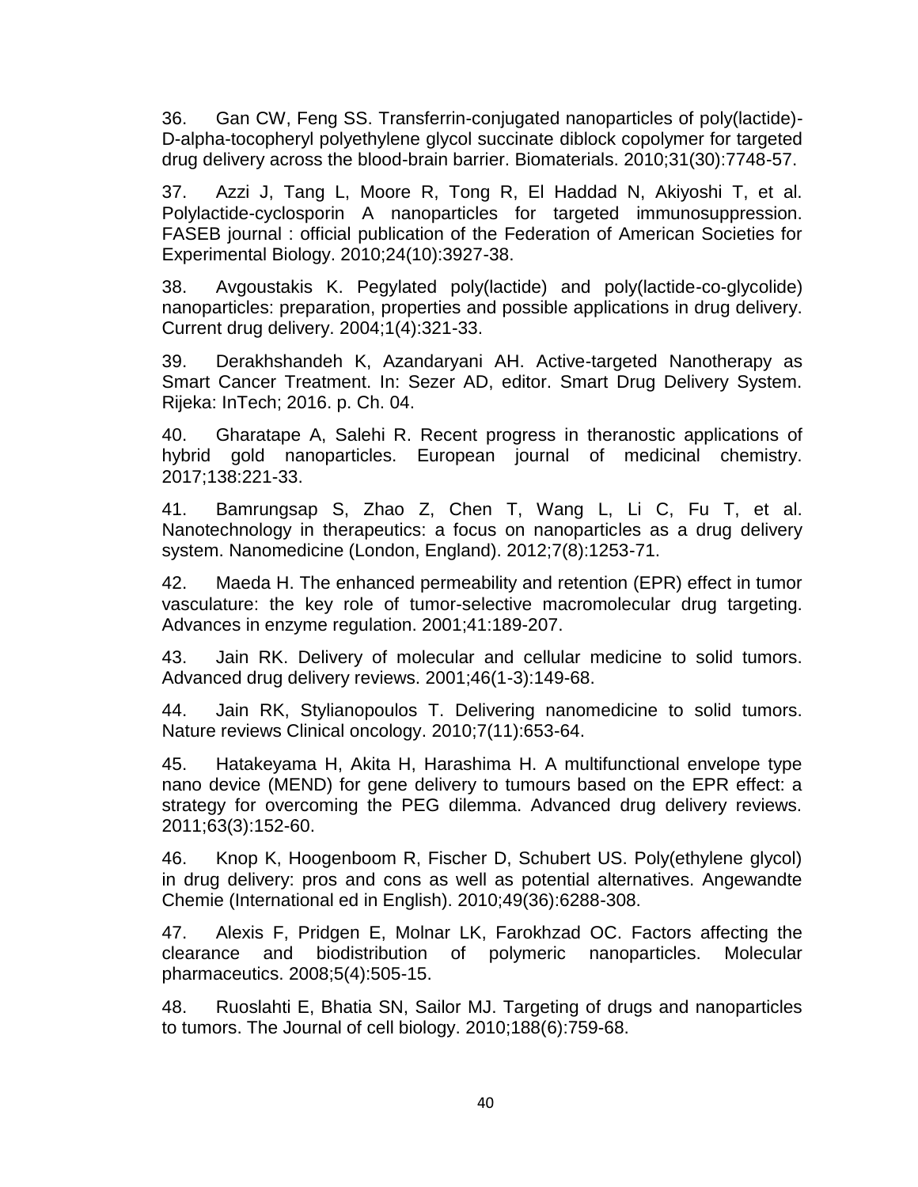36. Gan CW, Feng SS. Transferrin-conjugated nanoparticles of poly(lactide)-D-alpha-tocopheryl polyethylene glycol succinate diblock copolymer for targeted drug delivery across the blood-brain barrier. Biomaterials. 2010;31(30):7748-57.

37. Azzi J, Tang L, Moore R, Tong R, El Haddad N, Akiyoshi T, et al. Polylactide-cyclosporin A nanoparticles for targeted immunosuppression. FASEB journal : official publication of the Federation of American Societies for Experimental Biology. 2010;24(10):3927-38.

38. Avgoustakis K. Pegylated poly(lactide) and poly(lactide-co-glycolide) nanoparticles: preparation, properties and possible applications in drug delivery. Current drug delivery. 2004;1(4):321-33.

39. Derakhshandeh K, Azandaryani AH. Active-targeted Nanotherapy as Smart Cancer Treatment. In: Sezer AD, editor. Smart Drug Delivery System. Rijeka: InTech; 2016. p. Ch. 04.

40. Gharatape A, Salehi R. Recent progress in theranostic applications of hybrid gold nanoparticles. European journal of medicinal chemistry. 2017;138:221-33.

41. Bamrungsap S, Zhao Z, Chen T, Wang L, Li C, Fu T, et al. Nanotechnology in therapeutics: a focus on nanoparticles as a drug delivery system. Nanomedicine (London, England). 2012;7(8):1253-71.

42. Maeda H. The enhanced permeability and retention (EPR) effect in tumor vasculature: the key role of tumor-selective macromolecular drug targeting. Advances in enzyme regulation. 2001;41:189-207.

43. Jain RK. Delivery of molecular and cellular medicine to solid tumors. Advanced drug delivery reviews. 2001;46(1-3):149-68.

44. Jain RK, Stylianopoulos T. Delivering nanomedicine to solid tumors. Nature reviews Clinical oncology. 2010;7(11):653-64.

45. Hatakeyama H, Akita H, Harashima H. A multifunctional envelope type nano device (MEND) for gene delivery to tumours based on the EPR effect: a strategy for overcoming the PEG dilemma. Advanced drug delivery reviews. 2011;63(3):152-60.

46. Knop K, Hoogenboom R, Fischer D, Schubert US. Poly(ethylene glycol) in drug delivery: pros and cons as well as potential alternatives. Angewandte Chemie (International ed in English). 2010;49(36):6288-308.

47. Alexis F, Pridgen E, Molnar LK, Farokhzad OC. Factors affecting the clearance and biodistribution of polymeric nanoparticles. Molecular pharmaceutics. 2008;5(4):505-15.

48. Ruoslahti E, Bhatia SN, Sailor MJ. Targeting of drugs and nanoparticles to tumors. The Journal of cell biology. 2010;188(6):759-68.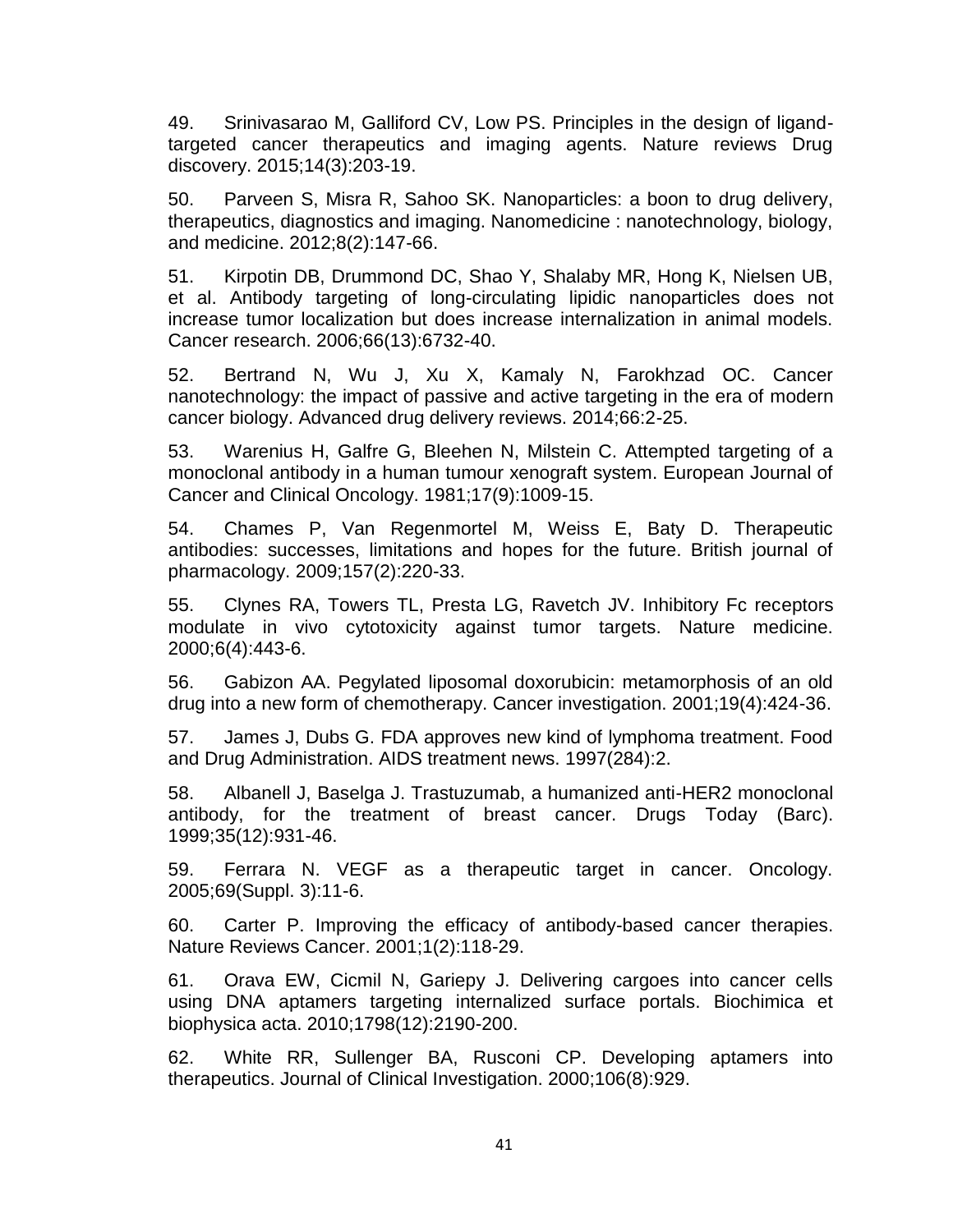49. Srinivasarao M, Galliford CV, Low PS. Principles in the design of ligand-targeted cancer therapeutics and imaging agents. Nature reviews Drug discovery. 2015;14(3):203-19.

50. Parveen S, Misra R, Sahoo SK. Nanoparticles: a boon to drug delivery, therapeutics, diagnostics and imaging. Nanomedicine : nanotechnology, biology, and medicine. 2012;8(2):147-66.

51. Kirpotin DB, Drummond DC, Shao Y, Shalaby MR, Hong K, Nielsen UB, et al. Antibody targeting of long-circulating lipidic nanoparticles does not increase tumor localization but does increase internalization in animal models. Cancer research. 2006;66(13):6732-40.

52. Bertrand N, Wu J, Xu X, Kamaly N, Farokhzad OC. Cancer nanotechnology: the impact of passive and active targeting in the era of modern cancer biology. Advanced drug delivery reviews. 2014;66:2-25.

53. Warenius H, Galfre G, Bleehen N, Milstein C. Attempted targeting of a monoclonal antibody in a human tumour xenograft system. European Journal of Cancer and Clinical Oncology. 1981;17(9):1009-15.

54. Chames P, Van Regenmortel M, Weiss E, Baty D. Therapeutic antibodies: successes, limitations and hopes for the future. British journal of pharmacology. 2009;157(2):220-33.

55. Clynes RA, Towers TL, Presta LG, Ravetch JV. Inhibitory Fc receptors modulate in vivo cytotoxicity against tumor targets. Nature medicine. 2000;6(4):443-6.

56. Gabizon AA. Pegylated liposomal doxorubicin: metamorphosis of an old drug into a new form of chemotherapy. Cancer investigation. 2001;19(4):424-36.

57. James J, Dubs G. FDA approves new kind of lymphoma treatment. Food and Drug Administration. AIDS treatment news. 1997(284):2.

58. Albanell J, Baselga J. Trastuzumab, a humanized anti-HER2 monoclonal antibody, for the treatment of breast cancer. Drugs Today (Barc). 1999;35(12):931-46.

59. Ferrara N. VEGF as a therapeutic target in cancer. Oncology. 2005;69(Suppl. 3):11-6.

60. Carter P. Improving the efficacy of antibody-based cancer therapies. Nature Reviews Cancer. 2001;1(2):118-29.

61. Orava EW, Cicmil N, Gariepy J. Delivering cargoes into cancer cells using DNA aptamers targeting internalized surface portals. Biochimica et biophysica acta. 2010;1798(12):2190-200.

62. White RR, Sullenger BA, Rusconi CP. Developing aptamers into therapeutics. Journal of Clinical Investigation. 2000;106(8):929.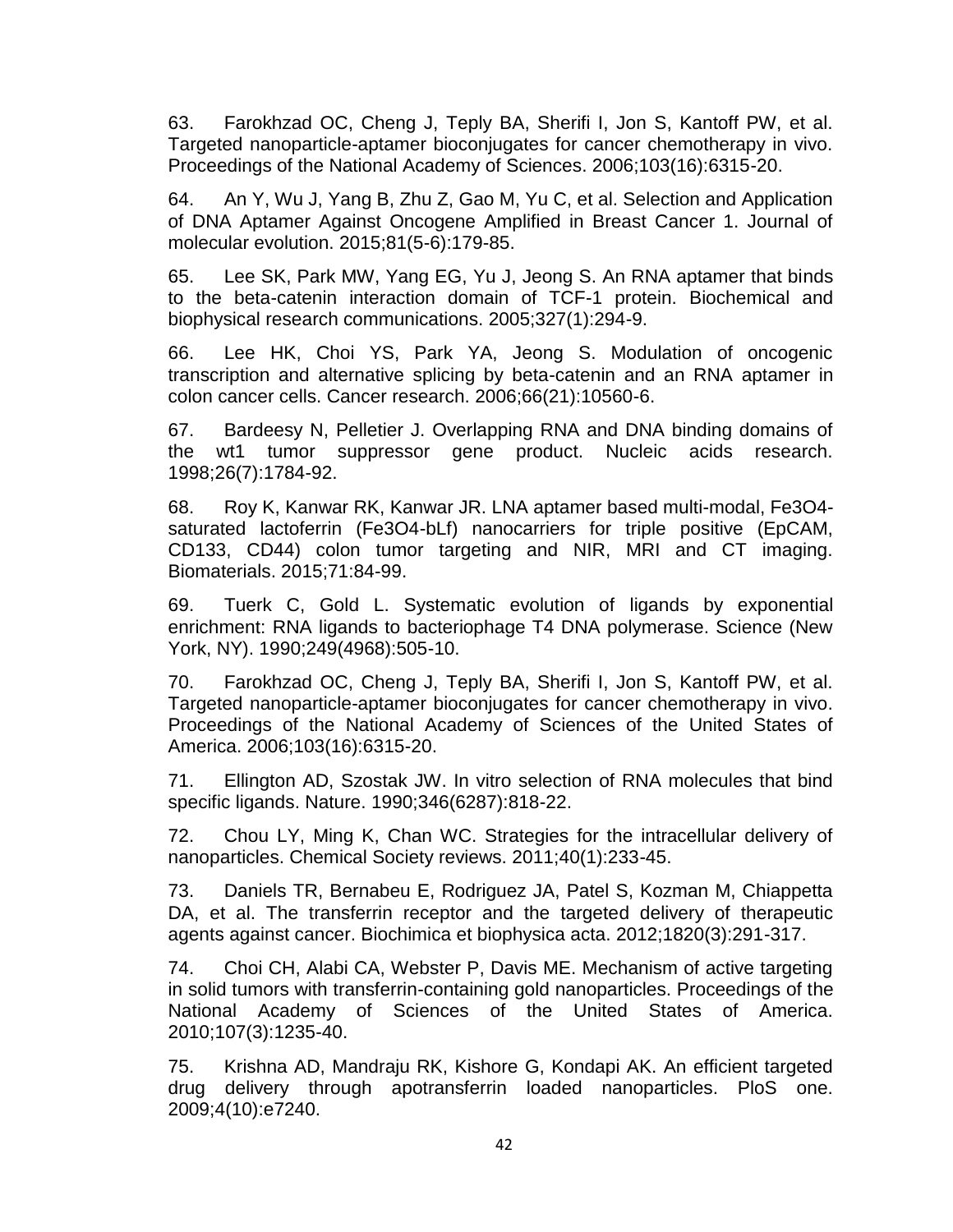63. Farokhzad OC, Cheng J, Teply BA, Sherifi I, Jon S, Kantoff PW, et al. Targeted nanoparticle-aptamer bioconjugates for cancer chemotherapy in vivo. Proceedings of the National Academy of Sciences. 2006;103(16):6315-20.

64. An Y, Wu J, Yang B, Zhu Z, Gao M, Yu C, et al. Selection and Application of DNA Aptamer Against Oncogene Amplified in Breast Cancer 1. Journal of molecular evolution. 2015;81(5-6):179-85.

65. Lee SK, Park MW, Yang EG, Yu J, Jeong S. An RNA aptamer that binds to the beta-catenin interaction domain of TCF-1 protein. Biochemical and biophysical research communications. 2005;327(1):294-9.

66. Lee HK, Choi YS, Park YA, Jeong S. Modulation of oncogenic transcription and alternative splicing by beta-catenin and an RNA aptamer in colon cancer cells. Cancer research. 2006;66(21):10560-6.

67. Bardeesy N, Pelletier J. Overlapping RNA and DNA binding domains of the wt1 tumor suppressor gene product. Nucleic acids research. 1998;26(7):1784-92.

68. Roy K, Kanwar RK, Kanwar JR. LNA aptamer based multi-modal, Fe3O4-saturated lactoferrin (Fe3O4-bLf) nanocarriers for triple positive (EpCAM, CD133, CD44) colon tumor targeting and NIR, MRI and CT imaging. Biomaterials. 2015;71:84-99.

69. Tuerk C, Gold L. Systematic evolution of ligands by exponential enrichment: RNA ligands to bacteriophage T4 DNA polymerase. Science (New York, NY). 1990;249(4968):505-10.

70. Farokhzad OC, Cheng J, Teply BA, Sherifi I, Jon S, Kantoff PW, et al. Targeted nanoparticle-aptamer bioconjugates for cancer chemotherapy in vivo. Proceedings of the National Academy of Sciences of the United States of America. 2006;103(16):6315-20.

71. Ellington AD, Szostak JW. In vitro selection of RNA molecules that bind specific ligands. Nature. 1990;346(6287):818-22.

72. Chou LY, Ming K, Chan WC. Strategies for the intracellular delivery of nanoparticles. Chemical Society reviews. 2011;40(1):233-45.

73. Daniels TR, Bernabeu E, Rodriguez JA, Patel S, Kozman M, Chiappetta DA, et al. The transferrin receptor and the targeted delivery of therapeutic agents against cancer. Biochimica et biophysica acta. 2012;1820(3):291-317.

74. Choi CH, Alabi CA, Webster P, Davis ME. Mechanism of active targeting in solid tumors with transferrin-containing gold nanoparticles. Proceedings of the National Academy of Sciences of the United States of America. 2010;107(3):1235-40.

75. Krishna AD, Mandraju RK, Kishore G, Kondapi AK. An efficient targeted drug delivery through apotransferrin loaded nanoparticles. PloS one. 2009;4(10):e7240.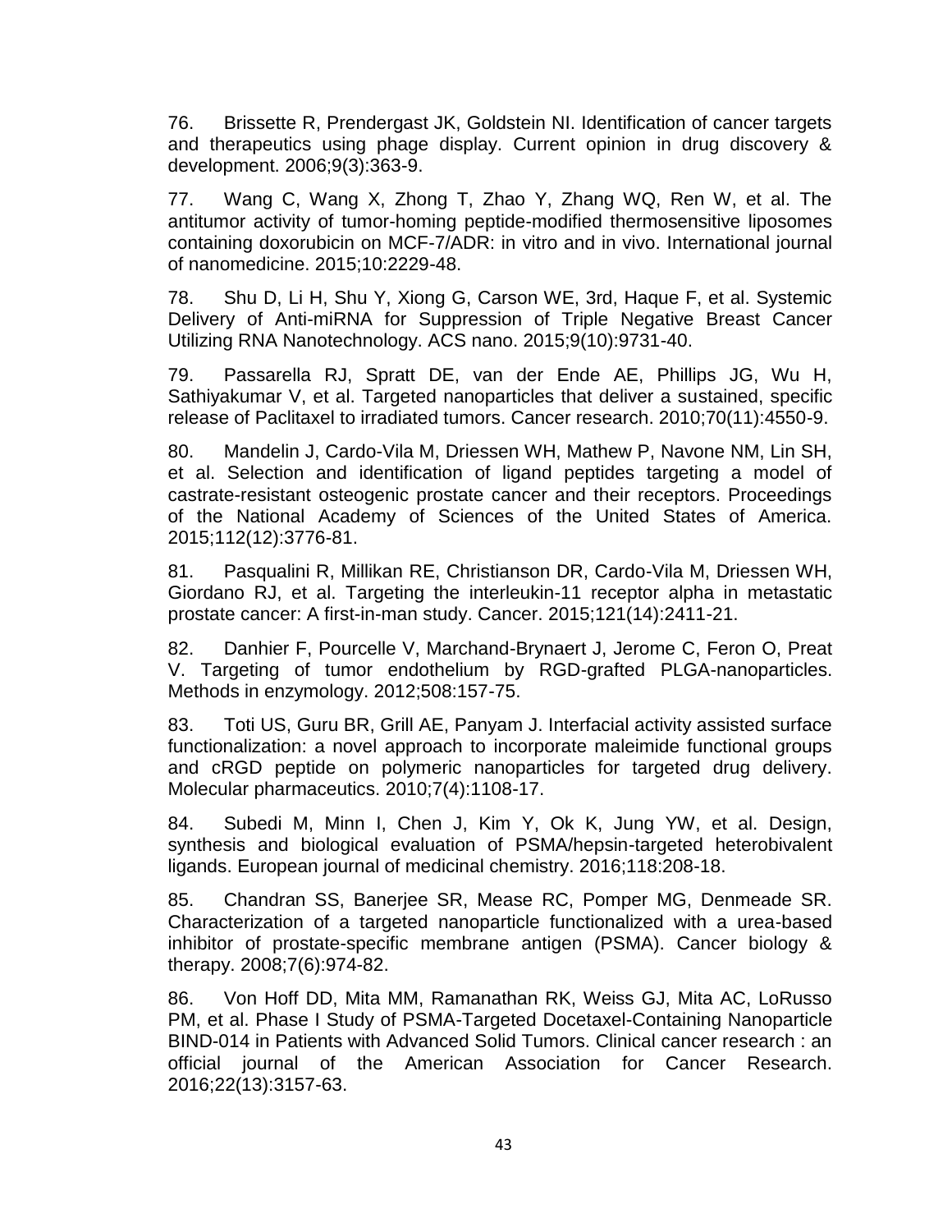76. Brissette R, Prendergast JK, Goldstein NI. Identification of cancer targets and therapeutics using phage display. Current opinion in drug discovery & development. 2006;9(3):363-9.

77. Wang C, Wang X, Zhong T, Zhao Y, Zhang WQ, Ren W, et al. The antitumor activity of tumor-homing peptide-modified thermosensitive liposomes containing doxorubicin on MCF-7/ADR: in vitro and in vivo. International journal of nanomedicine. 2015;10:2229-48.

78. Shu D, Li H, Shu Y, Xiong G, Carson WE, 3rd, Haque F, et al. Systemic Delivery of Anti-miRNA for Suppression of Triple Negative Breast Cancer Utilizing RNA Nanotechnology. ACS nano. 2015;9(10):9731-40.

79. Passarella RJ, Spratt DE, van der Ende AE, Phillips JG, Wu H, Sathiyakumar V, et al. Targeted nanoparticles that deliver a sustained, specific release of Paclitaxel to irradiated tumors. Cancer research. 2010;70(11):4550-9.

80. Mandelin J, Cardo-Vila M, Driessen WH, Mathew P, Navone NM, Lin SH, et al. Selection and identification of ligand peptides targeting a model of castrate-resistant osteogenic prostate cancer and their receptors. Proceedings of the National Academy of Sciences of the United States of America. 2015;112(12):3776-81.

81. Pasqualini R, Millikan RE, Christianson DR, Cardo-Vila M, Driessen WH, Giordano RJ, et al. Targeting the interleukin-11 receptor alpha in metastatic prostate cancer: A first-in-man study. Cancer. 2015;121(14):2411-21.

82. Danhier F, Pourcelle V, Marchand-Brynaert J, Jerome C, Feron O, Preat V. Targeting of tumor endothelium by RGD-grafted PLGA-nanoparticles. Methods in enzymology. 2012;508:157-75.

83. Toti US, Guru BR, Grill AE, Panyam J. Interfacial activity assisted surface functionalization: a novel approach to incorporate maleimide functional groups and cRGD peptide on polymeric nanoparticles for targeted drug delivery. Molecular pharmaceutics. 2010;7(4):1108-17.

84. Subedi M, Minn I, Chen J, Kim Y, Ok K, Jung YW, et al. Design, synthesis and biological evaluation of PSMA/hepsin-targeted heterobivalent ligands. European journal of medicinal chemistry. 2016;118:208-18.

85. Chandran SS, Banerjee SR, Mease RC, Pomper MG, Denmeade SR. Characterization of a targeted nanoparticle functionalized with a urea-based inhibitor of prostate-specific membrane antigen (PSMA). Cancer biology & therapy. 2008;7(6):974-82.

86. Von Hoff DD, Mita MM, Ramanathan RK, Weiss GJ, Mita AC, LoRusso PM, et al. Phase I Study of PSMA-Targeted Docetaxel-Containing Nanoparticle BIND-014 in Patients with Advanced Solid Tumors. Clinical cancer research : an official journal of the American Association for Cancer Research. 2016;22(13):3157-63.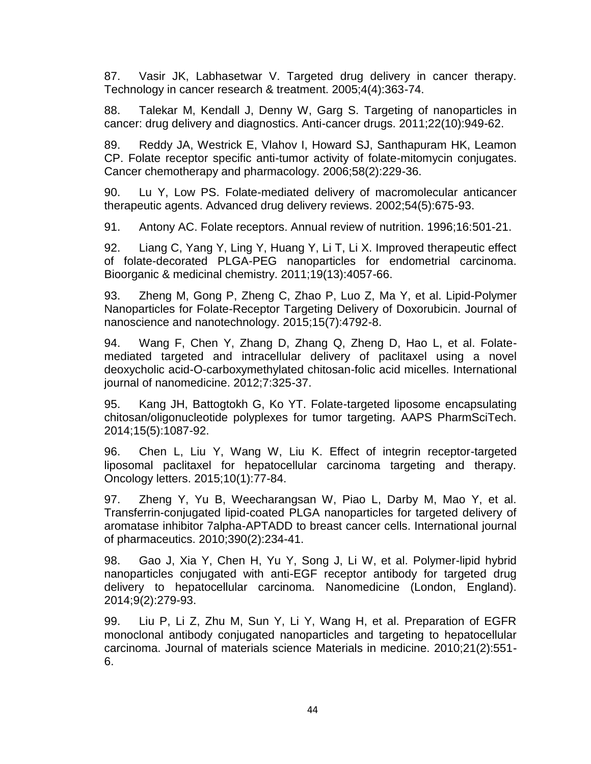87. Vasir JK, Labhasetwar V. Targeted drug delivery in cancer therapy. Technology in cancer research & treatment. 2005;4(4):363-74.

88. Talekar M, Kendall J, Denny W, Garg S. Targeting of nanoparticles in cancer: drug delivery and diagnostics. Anti-cancer drugs. 2011;22(10):949-62.

89. Reddy JA, Westrick E, Vlahov I, Howard SJ, Santhapuram HK, Leamon CP. Folate receptor specific anti-tumor activity of folate-mitomycin conjugates. Cancer chemotherapy and pharmacology. 2006;58(2):229-36.

90. Lu Y, Low PS. Folate-mediated delivery of macromolecular anticancer therapeutic agents. Advanced drug delivery reviews. 2002;54(5):675-93.

91. Antony AC. Folate receptors. Annual review of nutrition. 1996;16:501-21.

92. Liang C, Yang Y, Ling Y, Huang Y, Li T, Li X. Improved therapeutic effect of folate-decorated PLGA-PEG nanoparticles for endometrial carcinoma. Bioorganic & medicinal chemistry. 2011;19(13):4057-66.

93. Zheng M, Gong P, Zheng C, Zhao P, Luo Z, Ma Y, et al. Lipid-Polymer Nanoparticles for Folate-Receptor Targeting Delivery of Doxorubicin. Journal of nanoscience and nanotechnology. 2015;15(7):4792-8.

94. Wang F, Chen Y, Zhang D, Zhang Q, Zheng D, Hao L, et al. Folate-mediated targeted and intracellular delivery of paclitaxel using a novel deoxycholic acid-O-carboxymethylated chitosan-folic acid micelles. International journal of nanomedicine. 2012;7:325-37.

95. Kang JH, Battogtokh G, Ko YT. Folate-targeted liposome encapsulating chitosan/oligonucleotide polyplexes for tumor targeting. AAPS PharmSciTech. 2014;15(5):1087-92.

96. Chen L, Liu Y, Wang W, Liu K. Effect of integrin receptor-targeted liposomal paclitaxel for hepatocellular carcinoma targeting and therapy. Oncology letters. 2015;10(1):77-84.

97. Zheng Y, Yu B, Weecharangsan W, Piao L, Darby M, Mao Y, et al. Transferrin-conjugated lipid-coated PLGA nanoparticles for targeted delivery of aromatase inhibitor 7alpha-APTADD to breast cancer cells. International journal of pharmaceutics. 2010;390(2):234-41.

98. Gao J, Xia Y, Chen H, Yu Y, Song J, Li W, et al. Polymer-lipid hybrid nanoparticles conjugated with anti-EGF receptor antibody for targeted drug delivery to hepatocellular carcinoma. Nanomedicine (London, England). 2014;9(2):279-93.

99. Liu P, Li Z, Zhu M, Sun Y, Li Y, Wang H, et al. Preparation of EGFR monoclonal antibody conjugated nanoparticles and targeting to hepatocellular carcinoma. Journal of materials science Materials in medicine. 2010;21(2):551-6.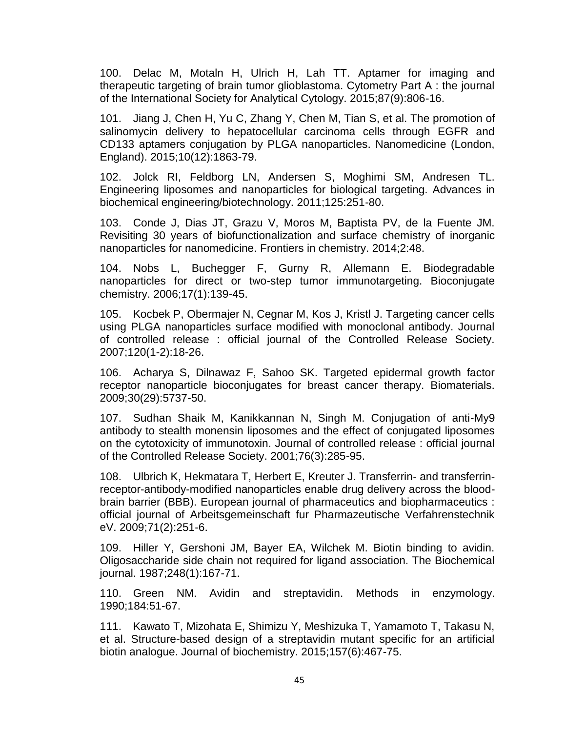100. Delac M, Motaln H, Ulrich H, Lah TT. Aptamer for imaging and therapeutic targeting of brain tumor glioblastoma. Cytometry Part A : the journal of the International Society for Analytical Cytology. 2015;87(9):806-16.

101. Jiang J, Chen H, Yu C, Zhang Y, Chen M, Tian S, et al. The promotion of salinomycin delivery to hepatocellular carcinoma cells through EGFR and CD133 aptamers conjugation by PLGA nanoparticles. Nanomedicine (London, England). 2015;10(12):1863-79.

102. Jolck RI, Feldborg LN, Andersen S, Moghimi SM, Andresen TL. Engineering liposomes and nanoparticles for biological targeting. Advances in biochemical engineering/biotechnology. 2011;125:251-80.

103. Conde J, Dias JT, Grazu V, Moros M, Baptista PV, de la Fuente JM. Revisiting 30 years of biofunctionalization and surface chemistry of inorganic nanoparticles for nanomedicine. Frontiers in chemistry. 2014;2:48.

104. Nobs L, Buchegger F, Gurny R, Allemann E. Biodegradable nanoparticles for direct or two-step tumor immunotargeting. Bioconjugate chemistry. 2006;17(1):139-45.

105. Kocbek P, Obermajer N, Cegnar M, Kos J, Kristl J. Targeting cancer cells using PLGA nanoparticles surface modified with monoclonal antibody. Journal of controlled release : official journal of the Controlled Release Society. 2007;120(1-2):18-26.

106. Acharya S, Dilnawaz F, Sahoo SK. Targeted epidermal growth factor receptor nanoparticle bioconjugates for breast cancer therapy. Biomaterials. 2009;30(29):5737-50.

107. Sudhan Shaik M, Kanikkannan N, Singh M. Conjugation of anti-My9 antibody to stealth monensin liposomes and the effect of conjugated liposomes on the cytotoxicity of immunotoxin. Journal of controlled release : official journal of the Controlled Release Society. 2001;76(3):285-95.

108. Ulbrich K, Hekmatara T, Herbert E, Kreuter J. Transferrin- and transferrin-receptor-antibody-modified nanoparticles enable drug delivery across the blood-brain barrier (BBB). European journal of pharmaceutics and biopharmaceutics : official journal of Arbeitsgemeinschaft fur Pharmazeutische Verfahrenstechnik eV. 2009;71(2):251-6.

109. Hiller Y, Gershoni JM, Bayer EA, Wilchek M. Biotin binding to avidin. Oligosaccharide side chain not required for ligand association. The Biochemical journal. 1987;248(1):167-71.

110. Green NM. Avidin and streptavidin. Methods in enzymology. 1990;184:51-67.

111. Kawato T, Mizohata E, Shimizu Y, Meshizuka T, Yamamoto T, Takasu N, et al. Structure-based design of a streptavidin mutant specific for an artificial biotin analogue. Journal of biochemistry. 2015;157(6):467-75.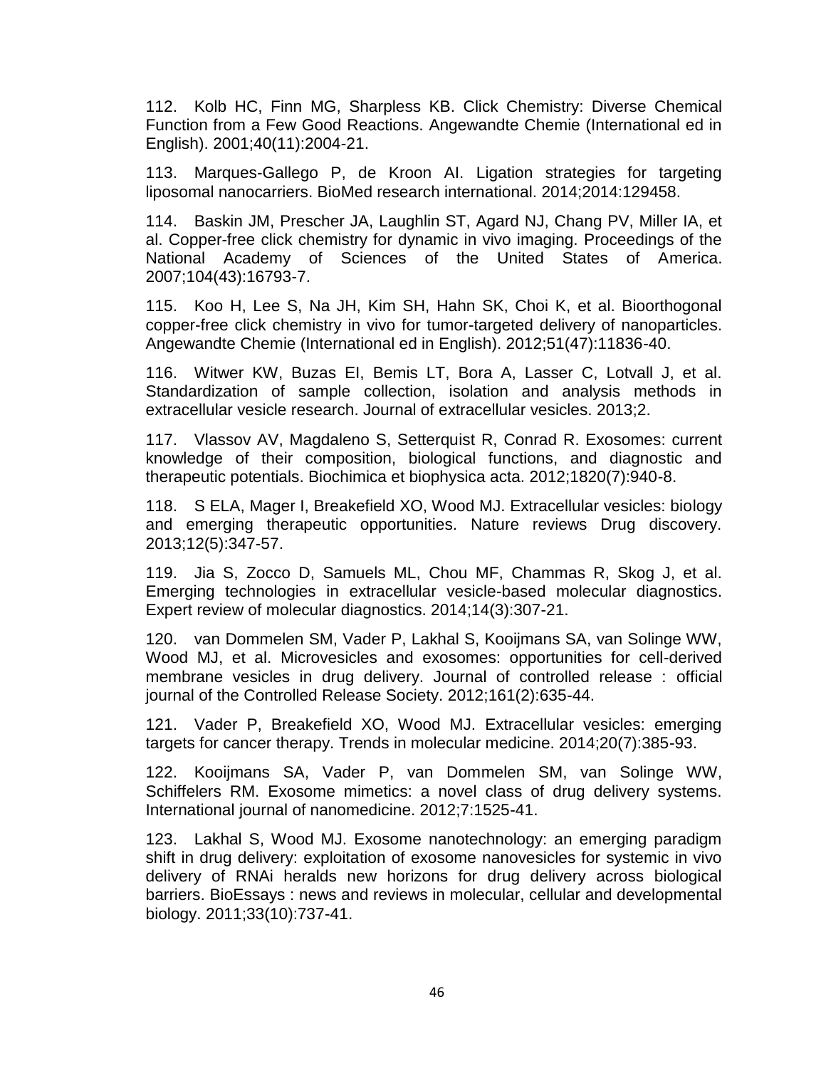112. Kolb HC, Finn MG, Sharpless KB. Click Chemistry: Diverse Chemical Function from a Few Good Reactions. Angewandte Chemie (International ed in English). 2001;40(11):2004-21.

113. Marques-Gallego P, de Kroon AI. Ligation strategies for targeting liposomal nanocarriers. BioMed research international. 2014;2014:129458.

114. Baskin JM, Prescher JA, Laughlin ST, Agard NJ, Chang PV, Miller IA, et al. Copper-free click chemistry for dynamic in vivo imaging. Proceedings of the National Academy of Sciences of the United States of America. 2007;104(43):16793-7.

115. Koo H, Lee S, Na JH, Kim SH, Hahn SK, Choi K, et al. Bioorthogonal copper-free click chemistry in vivo for tumor-targeted delivery of nanoparticles. Angewandte Chemie (International ed in English). 2012;51(47):11836-40.

116. Witwer KW, Buzas EI, Bemis LT, Bora A, Lasser C, Lotvall J, et al. Standardization of sample collection, isolation and analysis methods in extracellular vesicle research. Journal of extracellular vesicles. 2013;2.

117. Vlassov AV, Magdaleno S, Setterquist R, Conrad R. Exosomes: current knowledge of their composition, biological functions, and diagnostic and therapeutic potentials. Biochimica et biophysica acta. 2012;1820(7):940-8.

118. S ELA, Mager I, Breakefield XO, Wood MJ. Extracellular vesicles: biology and emerging therapeutic opportunities. Nature reviews Drug discovery. 2013;12(5):347-57.

119. Jia S, Zocco D, Samuels ML, Chou MF, Chammas R, Skog J, et al. Emerging technologies in extracellular vesicle-based molecular diagnostics. Expert review of molecular diagnostics. 2014;14(3):307-21.

120. van Dommelen SM, Vader P, Lakhal S, Kooijmans SA, van Solinge WW, Wood MJ, et al. Microvesicles and exosomes: opportunities for cell-derived membrane vesicles in drug delivery. Journal of controlled release : official journal of the Controlled Release Society. 2012;161(2):635-44.

121. Vader P, Breakefield XO, Wood MJ. Extracellular vesicles: emerging targets for cancer therapy. Trends in molecular medicine. 2014;20(7):385-93.

122. Kooijmans SA, Vader P, van Dommelen SM, van Solinge WW, Schiffelers RM. Exosome mimetics: a novel class of drug delivery systems. International journal of nanomedicine. 2012;7:1525-41.

123. Lakhal S, Wood MJ. Exosome nanotechnology: an emerging paradigm shift in drug delivery: exploitation of exosome nanovesicles for systemic in vivo delivery of RNAi heralds new horizons for drug delivery across biological barriers. BioEssays : news and reviews in molecular, cellular and developmental biology. 2011;33(10):737-41.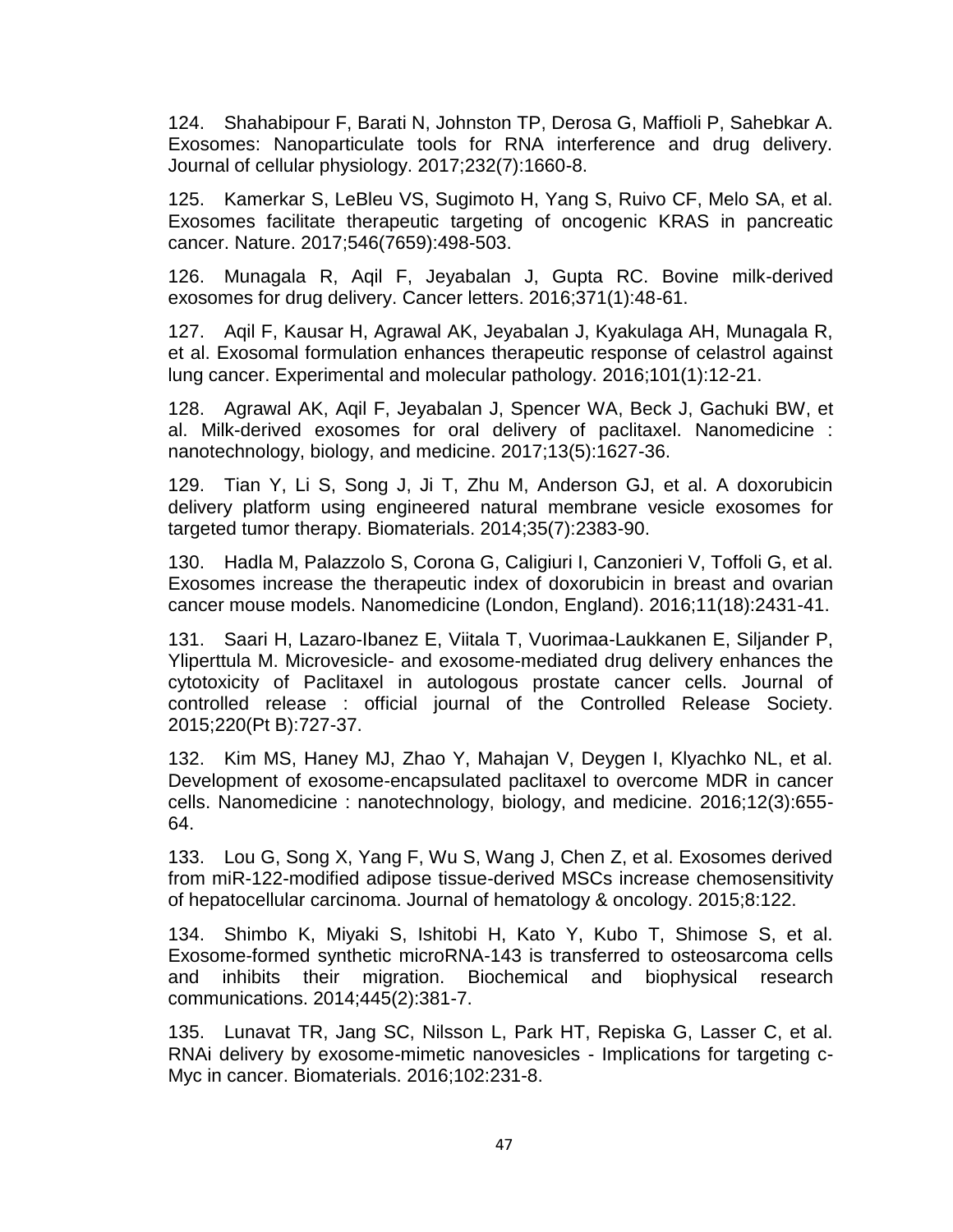124. Shahabipour F, Barati N, Johnston TP, Derosa G, Maffioli P, Sahebkar A. Exosomes: Nanoparticulate tools for RNA interference and drug delivery. Journal of cellular physiology. 2017;232(7):1660-8.

125. Kamerkar S, LeBleu VS, Sugimoto H, Yang S, Ruivo CF, Melo SA, et al. Exosomes facilitate therapeutic targeting of oncogenic KRAS in pancreatic cancer. Nature. 2017;546(7659):498-503.

126. Munagala R, Aqil F, Jeyabalan J, Gupta RC. Bovine milk-derived exosomes for drug delivery. Cancer letters. 2016;371(1):48-61.

127. Aqil F, Kausar H, Agrawal AK, Jeyabalan J, Kyakulaga AH, Munagala R, et al. Exosomal formulation enhances therapeutic response of celastrol against lung cancer. Experimental and molecular pathology. 2016;101(1):12-21.

128. Agrawal AK, Aqil F, Jeyabalan J, Spencer WA, Beck J, Gachuki BW, et al. Milk-derived exosomes for oral delivery of paclitaxel. Nanomedicine : nanotechnology, biology, and medicine. 2017;13(5):1627-36.

129. Tian Y, Li S, Song J, Ji T, Zhu M, Anderson GJ, et al. A doxorubicin delivery platform using engineered natural membrane vesicle exosomes for targeted tumor therapy. Biomaterials. 2014;35(7):2383-90.

130. Hadla M, Palazzolo S, Corona G, Caligiuri I, Canzonieri V, Toffoli G, et al. Exosomes increase the therapeutic index of doxorubicin in breast and ovarian cancer mouse models. Nanomedicine (London, England). 2016;11(18):2431-41.

131. Saari H, Lazaro-Ibanez E, Viitala T, Vuorimaa-Laukkanen E, Siljander P, Yliperttula M. Microvesicle- and exosome-mediated drug delivery enhances the cytotoxicity of Paclitaxel in autologous prostate cancer cells. Journal of controlled release : official journal of the Controlled Release Society. 2015;220(Pt B):727-37.

132. Kim MS, Haney MJ, Zhao Y, Mahajan V, Deygen I, Klyachko NL, et al. Development of exosome-encapsulated paclitaxel to overcome MDR in cancer cells. Nanomedicine : nanotechnology, biology, and medicine. 2016;12(3):655-64.

133. Lou G, Song X, Yang F, Wu S, Wang J, Chen Z, et al. Exosomes derived from miR-122-modified adipose tissue-derived MSCs increase chemosensitivity of hepatocellular carcinoma. Journal of hematology & oncology. 2015;8:122.

134. Shimbo K, Miyaki S, Ishitobi H, Kato Y, Kubo T, Shimose S, et al. Exosome-formed synthetic microRNA-143 is transferred to osteosarcoma cells and inhibits their migration. Biochemical and biophysical research communications. 2014;445(2):381-7.

135. Lunavat TR, Jang SC, Nilsson L, Park HT, Repiska G, Lasser C, et al. RNAi delivery by exosome-mimetic nanovesicles - Implications for targeting c-Myc in cancer. Biomaterials. 2016;102:231-8.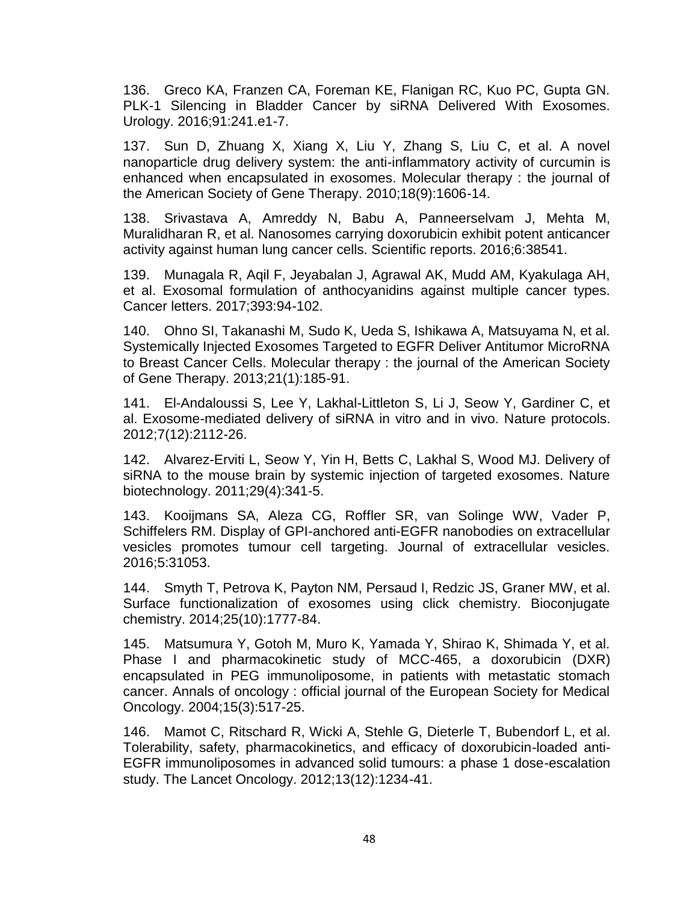136. Greco KA, Franzen CA, Foreman KE, Flanigan RC, Kuo PC, Gupta GN. PLK-1 Silencing in Bladder Cancer by siRNA Delivered With Exosomes. Urology. 2016;91:241.e1-7.

137. Sun D, Zhuang X, Xiang X, Liu Y, Zhang S, Liu C, et al. A novel nanoparticle drug delivery system: the anti-inflammatory activity of curcumin is enhanced when encapsulated in exosomes. Molecular therapy : the journal of the American Society of Gene Therapy. 2010;18(9):1606-14.

138. Srivastava A, Amreddy N, Babu A, Panneerselvam J, Mehta M, Muralidharan R, et al. Nanosomes carrying doxorubicin exhibit potent anticancer activity against human lung cancer cells. Scientific reports. 2016;6:38541.

139. Munagala R, Aqil F, Jeyabalan J, Agrawal AK, Mudd AM, Kyakulaga AH, et al. Exosomal formulation of anthocyanidins against multiple cancer types. Cancer letters. 2017;393:94-102.

140. Ohno SI, Takanashi M, Sudo K, Ueda S, Ishikawa A, Matsuyama N, et al. Systemically Injected Exosomes Targeted to EGFR Deliver Antitumor MicroRNA to Breast Cancer Cells. Molecular therapy : the journal of the American Society of Gene Therapy. 2013;21(1):185-91.

141. El-Andaloussi S, Lee Y, Lakhal-Littleton S, Li J, Seow Y, Gardiner C, et al. Exosome-mediated delivery of siRNA in vitro and in vivo. Nature protocols. 2012;7(12):2112-26.

142. Alvarez-Erviti L, Seow Y, Yin H, Betts C, Lakhal S, Wood MJ. Delivery of siRNA to the mouse brain by systemic injection of targeted exosomes. Nature biotechnology. 2011;29(4):341-5.

143. Kooijmans SA, Aleza CG, Roffler SR, van Solinge WW, Vader P, Schiffelers RM. Display of GPI-anchored anti-EGFR nanobodies on extracellular vesicles promotes tumour cell targeting. Journal of extracellular vesicles. 2016;5:31053.

144. Smyth T, Petrova K, Payton NM, Persaud I, Redzic JS, Graner MW, et al. Surface functionalization of exosomes using click chemistry. Bioconjugate chemistry. 2014;25(10):1777-84.

145. Matsumura Y, Gotoh M, Muro K, Yamada Y, Shirao K, Shimada Y, et al. Phase I and pharmacokinetic study of MCC-465, a doxorubicin (DXR) encapsulated in PEG immunoliposome, in patients with metastatic stomach cancer. Annals of oncology : official journal of the European Society for Medical Oncology. 2004;15(3):517-25.

146. Mamot C, Ritschard R, Wicki A, Stehle G, Dieterle T, Bubendorf L, et al. Tolerability, safety, pharmacokinetics, and efficacy of doxorubicin-loaded anti-EGFR immunoliposomes in advanced solid tumours: a phase 1 dose-escalation study. The Lancet Oncology. 2012;13(12):1234-41.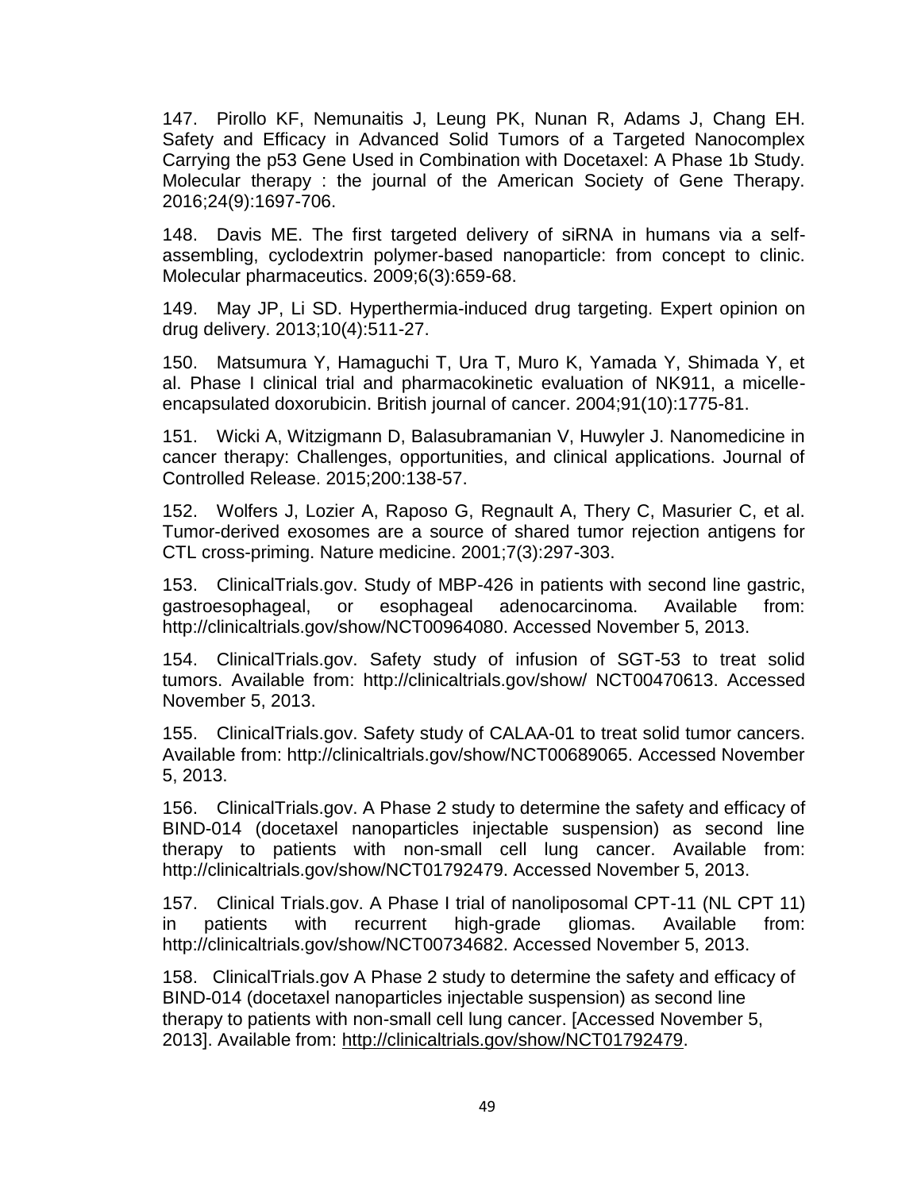147. Pirollo KF, Nemunaitis J, Leung PK, Nunan R, Adams J, Chang EH. Safety and Efficacy in Advanced Solid Tumors of a Targeted Nanocomplex Carrying the p53 Gene Used in Combination with Docetaxel: A Phase 1b Study. Molecular therapy : the journal of the American Society of Gene Therapy. 2016;24(9):1697-706.

148. Davis ME. The first targeted delivery of siRNA in humans via a self-assembling, cyclodextrin polymer-based nanoparticle: from concept to clinic. Molecular pharmaceutics. 2009;6(3):659-68.

149. May JP, Li SD. Hyperthermia-induced drug targeting. Expert opinion on drug delivery. 2013;10(4):511-27.

150. Matsumura Y, Hamaguchi T, Ura T, Muro K, Yamada Y, Shimada Y, et al. Phase I clinical trial and pharmacokinetic evaluation of NK911, a micelle-encapsulated doxorubicin. British journal of cancer. 2004;91(10):1775-81.

151. Wicki A, Witzigmann D, Balasubramanian V, Huwyler J. Nanomedicine in cancer therapy: Challenges, opportunities, and clinical applications. Journal of Controlled Release. 2015;200:138-57.

152. Wolfers J, Lozier A, Raposo G, Regnault A, Thery C, Masurier C, et al. Tumor-derived exosomes are a source of shared tumor rejection antigens for CTL cross-priming. Nature medicine. 2001;7(3):297-303.

153. ClinicalTrials.gov. Study of MBP-426 in patients with second line gastric, gastroesophageal, or esophageal adenocarcinoma. Available from: http://clinicaltrials.gov/show/NCT00964080. Accessed November 5, 2013.

154. ClinicalTrials.gov. Safety study of infusion of SGT-53 to treat solid tumors. Available from: http://clinicaltrials.gov/show/ NCT00470613. Accessed November 5, 2013.

155. ClinicalTrials.gov. Safety study of CALAA-01 to treat solid tumor cancers. Available from: http://clinicaltrials.gov/show/NCT00689065. Accessed November 5, 2013.

156. ClinicalTrials.gov. A Phase 2 study to determine the safety and efficacy of BIND-014 (docetaxel nanoparticles injectable suspension) as second line therapy to patients with non-small cell lung cancer. Available from: http://clinicaltrials.gov/show/NCT01792479. Accessed November 5, 2013.

157. Clinical Trials.gov. A Phase I trial of nanoliposomal CPT-11 (NL CPT 11) in patients with recurrent high-grade gliomas. Available from: http://clinicaltrials.gov/show/NCT00734682. Accessed November 5, 2013.

158. ClinicalTrials.gov A Phase 2 study to determine the safety and efficacy of BIND-014 (docetaxel nanoparticles injectable suspension) as second line therapy to patients with non-small cell lung cancer. [Accessed November 5, 2013]. Available from: http://clinicaltrials.gov/show/NCT01792479.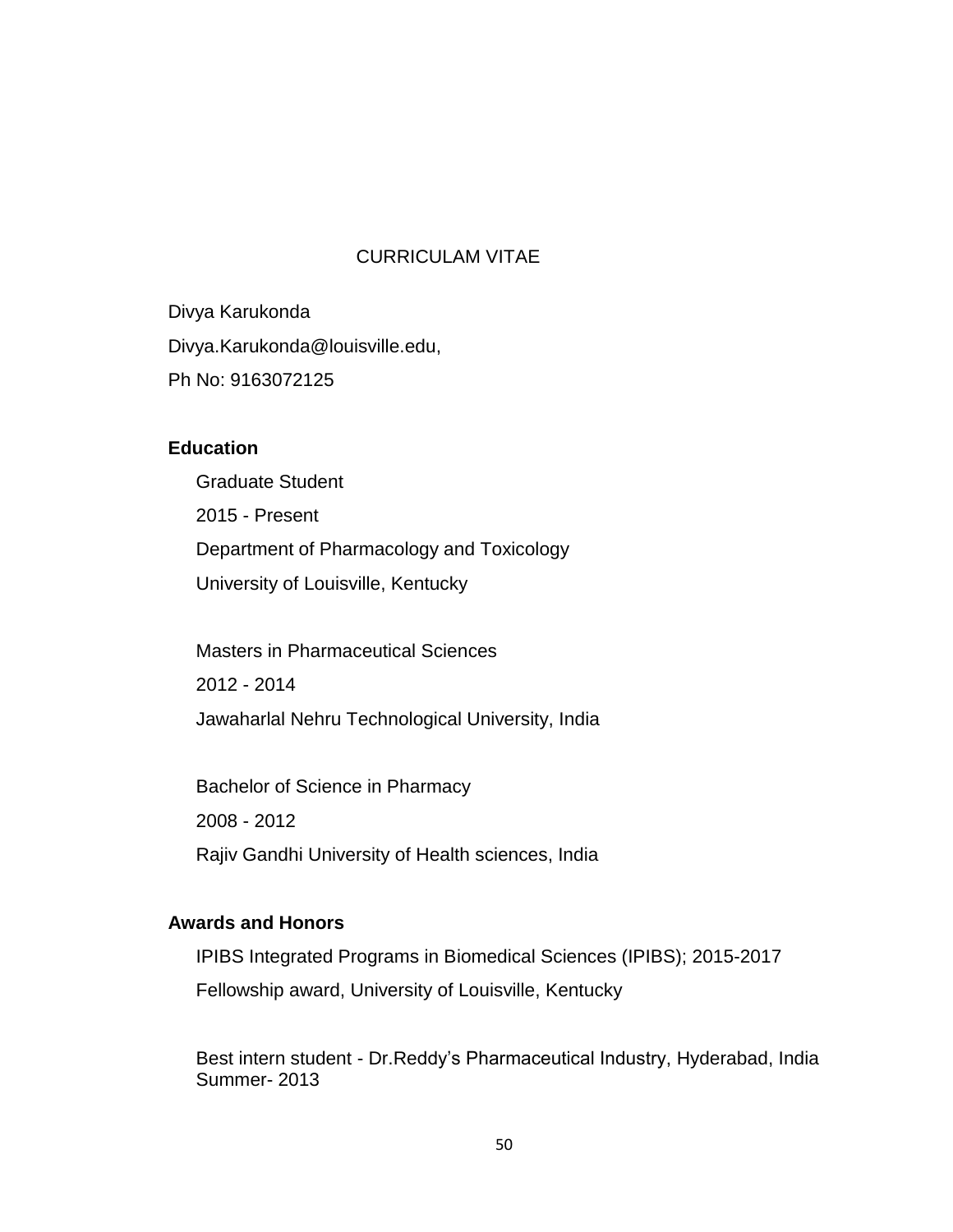# CURRICULAM VITAE

Divya Karukonda

Divya.Karukonda@louisville.edu,

Ph No: 9163072125

## Education

Graduate Student

2015 - Present

Department of Pharmacology and Toxicology

University of Louisville, Kentucky

Masters in Pharmaceutical Sciences

2012 - 2014

Jawaharlal Nehru Technological University, India

Bachelor of Science in Pharmacy

2008 - 2012

Rajiv Gandhi University of Health sciences, India

## Awards and Honors

IPIBS Integrated Programs in Biomedical Sciences (IPIBS); 2015-2017

Fellowship award, University of Louisville, Kentucky

Best intern student - Dr.Reddy's Pharmaceutical Industry, Hyderabad, India
Summer- 2013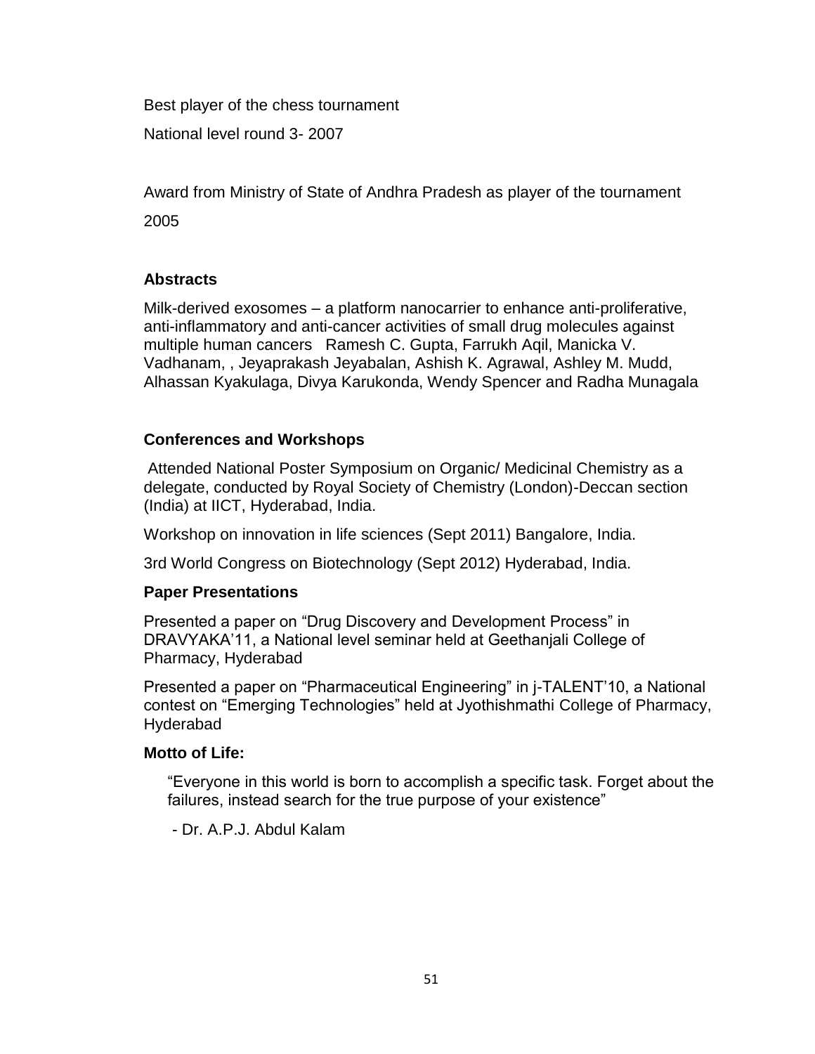Best player of the chess tournament

National level round 3- 2007

Award from Ministry of State of Andhra Pradesh as player of the tournament

2005

### Abstracts

Milk-derived exosomes – a platform nanocarrier to enhance anti-proliferative, anti-inflammatory and anti-cancer activities of small drug molecules against multiple human cancers Ramesh C. Gupta, Farrukh Aqil, Manicka V. Vadhanam, , Jeyaprakash Jeyabalan, Ashish K. Agrawal, Ashley M. Mudd, Alhassan Kyakulaga, Divya Karukonda, Wendy Spencer and Radha Munagala

### Conferences and Workshops

Attended National Poster Symposium on Organic/ Medicinal Chemistry as a delegate, conducted by Royal Society of Chemistry (London)-Deccan section (India) at IICT, Hyderabad, India.

Workshop on innovation in life sciences (Sept 2011) Bangalore, India.

3rd World Congress on Biotechnology (Sept 2012) Hyderabad, India.

### Paper Presentations

Presented a paper on "Drug Discovery and Development Process" in DRAVYAKA'11, a National level seminar held at Geethanjali College of Pharmacy, Hyderabad

Presented a paper on "Pharmaceutical Engineering" in j-TALENT'10, a National contest on "Emerging Technologies" held at Jyothishmathi College of Pharmacy, Hyderabad

### Motto of Life:

"Everyone in this world is born to accomplish a specific task. Forget about the failures, instead search for the true purpose of your existence"

- Dr. A.P.J. Abdul Kalam